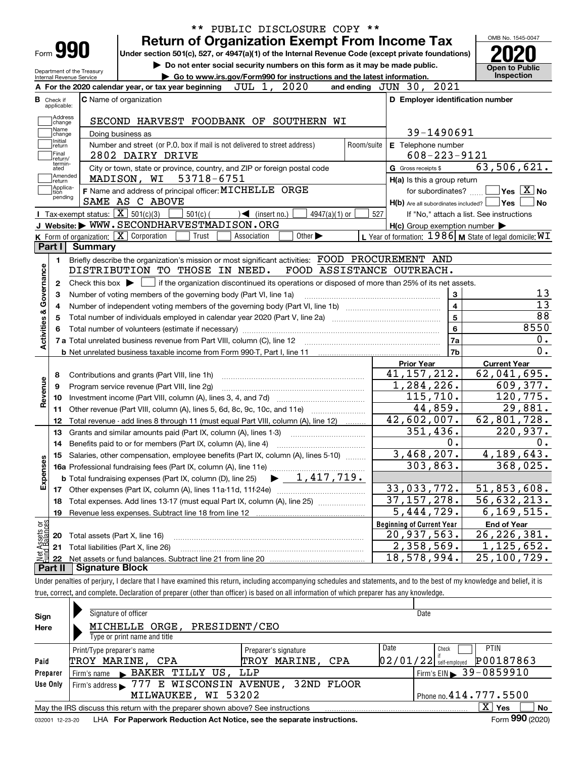\*\* PUBLIC DISCLOSURE COPY \*\*

Form **990**

# Return of Organization Exempt From Income Tax

Under section 501(c), 527, or 4947(a)(1) of the Internal Revenue Code (except private foundations)

▶ Do not enter social security numbers on this form as it may be made public.

▶ Go to www.irs.gov/Form990 for instructions and the latest information.

OMB No. 1545-0047

**2020**

**Open to Public Inspection**

Department of the Treasury
Internal Revenue Service

**A** For the 2020 calendar year, or tax year beginning JUL 1, 2020 and ending JUN 30, 2021

**B** Check if applicable: Address change, Name change, Initial return, Final return/terminated, Amended return, Application pending

**C** Name of organization: SECOND HARVEST FOODBANK OF SOUTHERN WI

Doing business as

Number and street (or P.O. box if mail is not delivered to street address): 2802 DAIRY DRIVE — Room/suite

City or town, state or province, country, and ZIP or foreign postal code: MADISON, WI 53718-6751

**F** Name and address of principal officer: MICHELLE ORGE, SAME AS C ABOVE

**D** Employer identification number: 39-1490691

**E** Telephone number: 608-223-9121

**G** Gross receipts $ 63,506,621.

**H(a)** Is this a group return for subordinates? Yes [ ] No [X]

**H(b)** Are all subordinates included? Yes [ ] No [ ]
If "No," attach a list. See instructions

**H(c)** Group exemption number ▶

**I** Tax-exempt status: [X] 501(c)(3) [ ] 501(c) ( ) ◀ (insert no.) [ ] 4947(a)(1) or [ ] 527

**J** Website: ▶ WWW.SECONDHARVESTMADISON.ORG

**K** Form of organization: [X] Corporation [ ] Trust [ ] Association [ ] Other ▶

**L** Year of formation: 1986 **M** State of legal domicile: WI

## Part I Summary

**Activities & Governance**

1. Briefly describe the organization's mission or most significant activities: FOOD PROCUREMENT AND DISTRIBUTION TO THOSE IN NEED. FOOD ASSISTANCE OUTREACH.
2. Check this box ▶ [ ] if the organization discontinued its operations or disposed of more than 25% of its net assets.

| | | | |
|---|---|---|---|
| 3 | Number of voting members of the governing body (Part VI, line 1a) | 3 | 13 |
| 4 | Number of independent voting members of the governing body (Part VI, line 1b) | 4 | 13 |
| 5 | Total number of individuals employed in calendar year 2020 (Part V, line 2a) | 5 | 88 |
| 6 | Total number of volunteers (estimate if necessary) | 6 | 8550 |
| 7a | Total unrelated business revenue from Part VIII, column (C), line 12 | 7a | 0. |
| b | Net unrelated business taxable income from Form 990-T, Part I, line 11 | 7b | 0. |

| | | Prior Year | Current Year |
|---|---|---|---|
| **Revenue** | | | |
| 8 | Contributions and grants (Part VIII, line 1h) | 41,157,212. | 62,041,695. |
| 9 | Program service revenue (Part VIII, line 2g) | 1,284,226. | 609,377. |
| 10 | Investment income (Part VIII, column (A), lines 3, 4, and 7d) | 115,710. | 120,775. |
| 11 | Other revenue (Part VIII, column (A), lines 5, 6d, 8c, 9c, 10c, and 11e) | 44,859. | 29,881. |
| 12 | Total revenue - add lines 8 through 11 (must equal Part VIII, column (A), line 12) | 42,602,007. | 62,801,728. |
| **Expenses** | | | |
| 13 | Grants and similar amounts paid (Part IX, column (A), lines 1-3) | 351,436. | 220,937. |
| 14 | Benefits paid to or for members (Part IX, column (A), line 4) | 0. | 0. |
| 15 | Salaries, other compensation, employee benefits (Part IX, column (A), lines 5-10) | 3,468,207. | 4,189,643. |
| 16a | Professional fundraising fees (Part IX, column (A), line 11e) | 303,863. | 368,025. |
| b | Total fundraising expenses (Part IX, column (D), line 25) ▶ 1,417,719. | | |
| 17 | Other expenses (Part IX, column (A), lines 11a-11d, 11f-24e) | 33,033,772. | 51,853,608. |
| 18 | Total expenses. Add lines 13-17 (must equal Part IX, column (A), line 25) | 37,157,278. | 56,632,213. |
| 19 | Revenue less expenses. Subtract line 18 from line 12 | 5,444,729. | 6,169,515. |

| | **Net Assets or Fund Balances** | Beginning of Current Year | End of Year |
|---|---|---|---|
| 20 | Total assets (Part X, line 16) | 20,937,563. | 26,226,381. |
| 21 | Total liabilities (Part X, line 26) | 2,358,569. | 1,125,652. |
| 22 | Net assets or fund balances. Subtract line 21 from line 20 | 18,578,994. | 25,100,729. |

## Part II Signature Block

Under penalties of perjury, I declare that I have examined this return, including accompanying schedules and statements, and to the best of my knowledge and belief, it is true, correct, and complete. Declaration of preparer (other than officer) is based on all information of which preparer has any knowledge.

**Sign Here**

Signature of officer — Date

MICHELLE ORGE, PRESIDENT/CEO
Type or print name and title

| | Print/Type preparer's name | Preparer's signature | Date | Check [ ] if self-employed | PTIN |
|---|---|---|---|---|---|
| **Paid Preparer Use Only** | TROY MARINE, CPA | TROY MARINE, CPA | 02/01/22 | | P00187863 |
| | Firm's name ▶ BAKER TILLY US, LLP | | | Firm's EIN ▶ 39-0859910 | |
| | Firm's address ▶ 777 E WISCONSIN AVENUE, 32ND FLOOR MILWAUKEE, WI 53202 | | | Phone no. 414.777.5500 | |

May the IRS discuss this return with the preparer shown above? See instructions [X] Yes [ ] No

032001 12-23-20 LHA For Paperwork Reduction Act Notice, see the separate instructions. Form **990** (2020)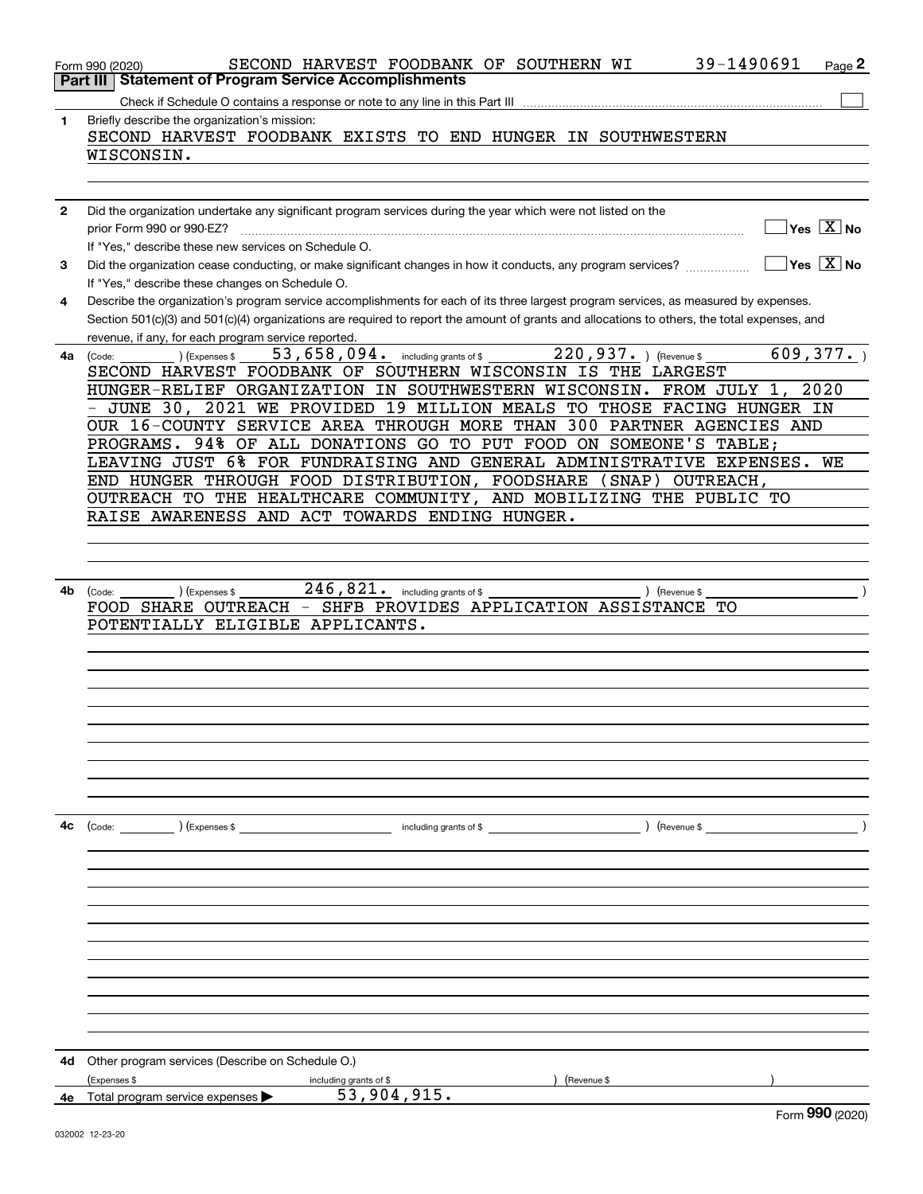Form 990 (2020) SECOND HARVEST FOODBANK OF SOUTHERN WI 39-1490691 Page 2

## Part III Statement of Program Service Accomplishments

Check if Schedule O contains a response or note to any line in this Part III ☐

**1** Briefly describe the organization's mission:

SECOND HARVEST FOODBANK EXISTS TO END HUNGER IN SOUTHWESTERN WISCONSIN.

**2** Did the organization undertake any significant program services during the year which were not listed on the prior Form 990 or 990-EZ? ☐ Yes ☒ No

If "Yes," describe these new services on Schedule O.

**3** Did the organization cease conducting, or make significant changes in how it conducts, any program services? ☐ Yes ☒ No

If "Yes," describe these changes on Schedule O.

**4** Describe the organization's program service accomplishments for each of its three largest program services, as measured by expenses. Section 501(c)(3) and 501(c)(4) organizations are required to report the amount of grants and allocations to others, the total expenses, and revenue, if any, for each program service reported.

**4a** (Code: ) (Expenses $ 53,658,094. including grants of $ 220,937. ) (Revenue $ 609,377. )

SECOND HARVEST FOODBANK OF SOUTHERN WISCONSIN IS THE LARGEST HUNGER-RELIEF ORGANIZATION IN SOUTHWESTERN WISCONSIN. FROM JULY 1, 2020 - JUNE 30, 2021 WE PROVIDED 19 MILLION MEALS TO THOSE FACING HUNGER IN OUR 16-COUNTY SERVICE AREA THROUGH MORE THAN 300 PARTNER AGENCIES AND PROGRAMS. 94% OF ALL DONATIONS GO TO PUT FOOD ON SOMEONE'S TABLE; LEAVING JUST 6% FOR FUNDRAISING AND GENERAL ADMINISTRATIVE EXPENSES. WE END HUNGER THROUGH FOOD DISTRIBUTION, FOODSHARE (SNAP) OUTREACH, OUTREACH TO THE HEALTHCARE COMMUNITY, AND MOBILIZING THE PUBLIC TO RAISE AWARENESS AND ACT TOWARDS ENDING HUNGER.

**4b** (Code: ) (Expenses $ 246,821. including grants of $ ) (Revenue $ )

FOOD SHARE OUTREACH - SHFB PROVIDES APPLICATION ASSISTANCE TO POTENTIALLY ELIGIBLE APPLICANTS.

**4c** (Code: ) (Expenses $ including grants of $ ) (Revenue $ )

**4d** Other program services (Describe on Schedule O.)

(Expenses $ including grants of $ ) (Revenue $ )

**4e** Total program service expenses ▶ 53,904,915.

Form **990** (2020)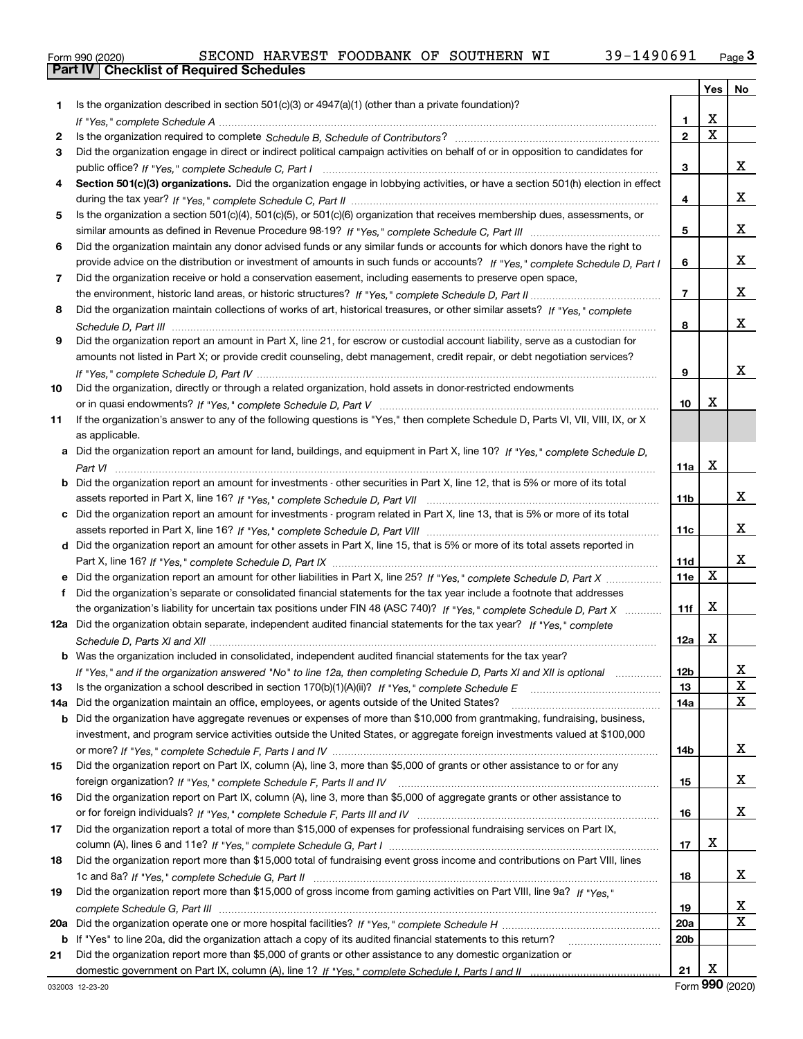Form 990 (2020) SECOND HARVEST FOODBANK OF SOUTHERN WI 39-1490691 Page **3**

## Part IV Checklist of Required Schedules

| | | | Yes | No |
|---|---|---|---|---|
| 1 | Is the organization described in section 501(c)(3) or 4947(a)(1) (other than a private foundation)? *If "Yes," complete Schedule A* | 1 | X | |
| 2 | Is the organization required to complete *Schedule B, Schedule of Contributors*? | 2 | X | |
| 3 | Did the organization engage in direct or indirect political campaign activities on behalf of or in opposition to candidates for public office? *If "Yes," complete Schedule C, Part I* | 3 | | X |
| 4 | **Section 501(c)(3) organizations.** Did the organization engage in lobbying activities, or have a section 501(h) election in effect during the tax year? *If "Yes," complete Schedule C, Part II* | 4 | | X |
| 5 | Is the organization a section 501(c)(4), 501(c)(5), or 501(c)(6) organization that receives membership dues, assessments, or similar amounts as defined in Revenue Procedure 98-19? *If "Yes," complete Schedule C, Part III* | 5 | | X |
| 6 | Did the organization maintain any donor advised funds or any similar funds or accounts for which donors have the right to provide advice on the distribution or investment of amounts in such funds or accounts? *If "Yes," complete Schedule D, Part I* | 6 | | X |
| 7 | Did the organization receive or hold a conservation easement, including easements to preserve open space, the environment, historic land areas, or historic structures? *If "Yes," complete Schedule D, Part II* | 7 | | X |
| 8 | Did the organization maintain collections of works of art, historical treasures, or other similar assets? *If "Yes," complete Schedule D, Part III* | 8 | | X |
| 9 | Did the organization report an amount in Part X, line 21, for escrow or custodial account liability, serve as a custodian for amounts not listed in Part X; or provide credit counseling, debt management, credit repair, or debt negotiation services? *If "Yes," complete Schedule D, Part IV* | 9 | | X |
| 10 | Did the organization, directly or through a related organization, hold assets in donor-restricted endowments or in quasi endowments? *If "Yes," complete Schedule D, Part V* | 10 | X | |
| 11 | If the organization's answer to any of the following questions is "Yes," then complete Schedule D, Parts VI, VII, VIII, IX, or X as applicable. | | | |
| a | Did the organization report an amount for land, buildings, and equipment in Part X, line 10? *If "Yes," complete Schedule D, Part VI* | 11a | X | |
| b | Did the organization report an amount for investments - other securities in Part X, line 12, that is 5% or more of its total assets reported in Part X, line 16? *If "Yes," complete Schedule D, Part VII* | 11b | | X |
| c | Did the organization report an amount for investments - program related in Part X, line 13, that is 5% or more of its total assets reported in Part X, line 16? *If "Yes," complete Schedule D, Part VIII* | 11c | | X |
| d | Did the organization report an amount for other assets in Part X, line 15, that is 5% or more of its total assets reported in Part X, line 16? *If "Yes," complete Schedule D, Part IX* | 11d | | X |
| e | Did the organization report an amount for other liabilities in Part X, line 25? *If "Yes," complete Schedule D, Part X* | 11e | X | |
| f | Did the organization's separate or consolidated financial statements for the tax year include a footnote that addresses the organization's liability for uncertain tax positions under FIN 48 (ASC 740)? *If "Yes," complete Schedule D, Part X* | 11f | X | |
| 12a | Did the organization obtain separate, independent audited financial statements for the tax year? *If "Yes," complete Schedule D, Parts XI and XII* | 12a | X | |
| b | Was the organization included in consolidated, independent audited financial statements for the tax year? *If "Yes," and if the organization answered "No" to line 12a, then completing Schedule D, Parts XI and XII is optional* | 12b | | X |
| 13 | Is the organization a school described in section 170(b)(1)(A)(ii)? *If "Yes," complete Schedule E* | 13 | | X |
| 14a | Did the organization maintain an office, employees, or agents outside of the United States? | 14a | | X |
| b | Did the organization have aggregate revenues or expenses of more than $10,000 from grantmaking, fundraising, business, investment, and program service activities outside the United States, or aggregate foreign investments valued at $100,000 or more? *If "Yes," complete Schedule F, Parts I and IV* | 14b | | X |
| 15 | Did the organization report on Part IX, column (A), line 3, more than $5,000 of grants or other assistance to or for any foreign organization? *If "Yes," complete Schedule F, Parts II and IV* | 15 | | X |
| 16 | Did the organization report on Part IX, column (A), line 3, more than $5,000 of aggregate grants or other assistance to or for foreign individuals? *If "Yes," complete Schedule F, Parts III and IV* | 16 | | X |
| 17 | Did the organization report a total of more than $15,000 of expenses for professional fundraising services on Part IX, column (A), lines 6 and 11e? *If "Yes," complete Schedule G, Part I* | 17 | X | |
| 18 | Did the organization report more than $15,000 total of fundraising event gross income and contributions on Part VIII, lines 1c and 8a? *If "Yes," complete Schedule G, Part II* | 18 | | X |
| 19 | Did the organization report more than $15,000 of gross income from gaming activities on Part VIII, line 9a? *If "Yes," complete Schedule G, Part III* | 19 | | X |
| 20a | Did the organization operate one or more hospital facilities? *If "Yes," complete Schedule H* | 20a | | X |
| b | If "Yes" to line 20a, did the organization attach a copy of its audited financial statements to this return? | 20b | | |
| 21 | Did the organization report more than $5,000 of grants or other assistance to any domestic organization or domestic government on Part IX, column (A), line 1? *If "Yes," complete Schedule I, Parts I and II* | 21 | X | |

032003 12-23-20

Form **990** (2020)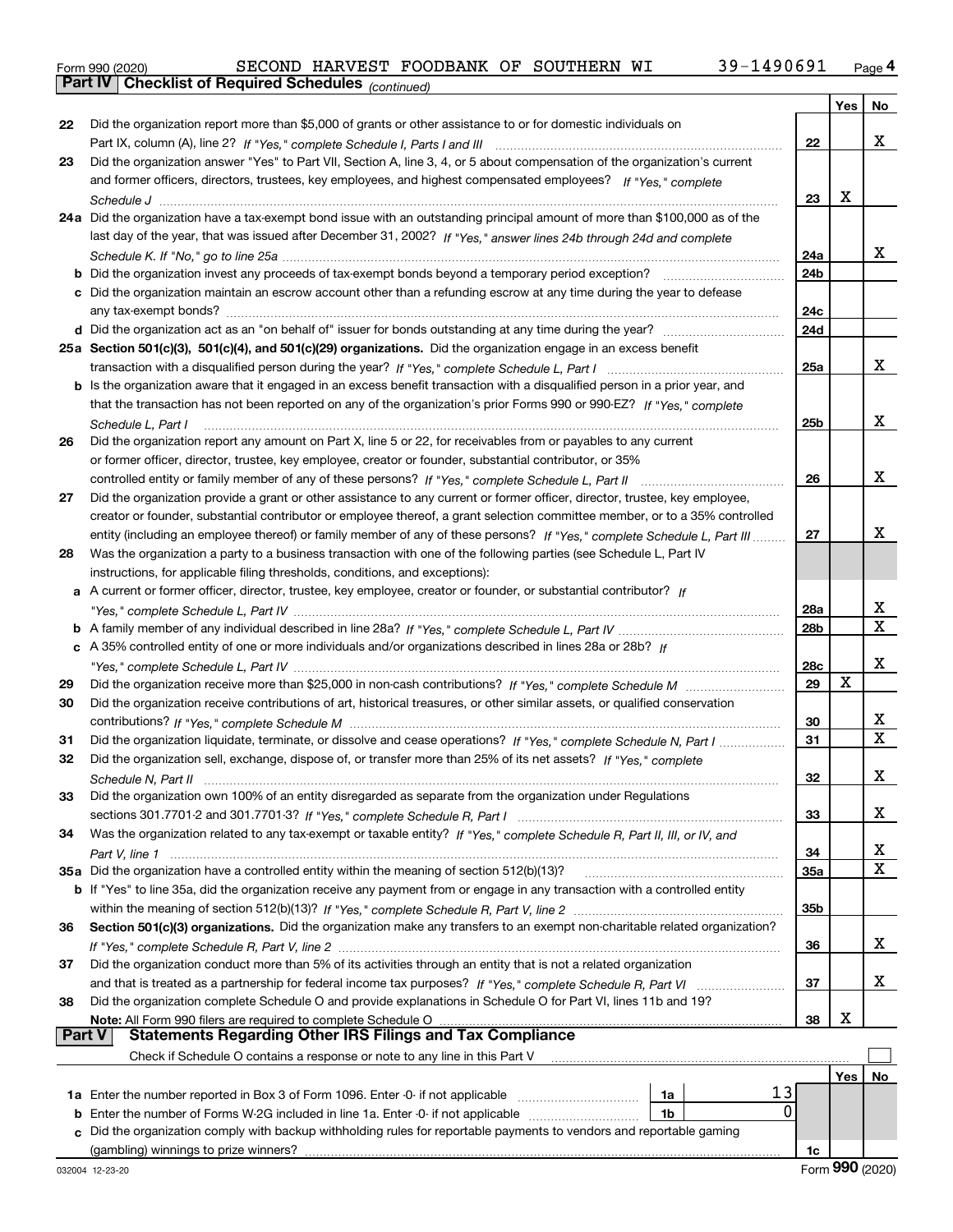Form 990 (2020) SECOND HARVEST FOODBANK OF SOUTHERN WI 39-1490691 Page 4

## Part IV Checklist of Required Schedules *(continued)*

| | | | Yes | No |
|---|---|---|---|---|
| 22 | Did the organization report more than $5,000 of grants or other assistance to or for domestic individuals on Part IX, column (A), line 2? *If "Yes," complete Schedule I, Parts I and III* | 22 | | X |
| 23 | Did the organization answer "Yes" to Part VII, Section A, line 3, 4, or 5 about compensation of the organization's current and former officers, directors, trustees, key employees, and highest compensated employees? *If "Yes," complete Schedule J* | 23 | X | |
| 24a | Did the organization have a tax-exempt bond issue with an outstanding principal amount of more than $100,000 as of the last day of the year, that was issued after December 31, 2002? *If "Yes," answer lines 24b through 24d and complete Schedule K. If "No," go to line 25a* | 24a | | X |
| b | Did the organization invest any proceeds of tax-exempt bonds beyond a temporary period exception? | 24b | | |
| c | Did the organization maintain an escrow account other than a refunding escrow at any time during the year to defease any tax-exempt bonds? | 24c | | |
| d | Did the organization act as an "on behalf of" issuer for bonds outstanding at any time during the year? | 24d | | |
| 25a | **Section 501(c)(3), 501(c)(4), and 501(c)(29) organizations.** Did the organization engage in an excess benefit transaction with a disqualified person during the year? *If "Yes," complete Schedule L, Part I* | 25a | | X |
| b | Is the organization aware that it engaged in an excess benefit transaction with a disqualified person in a prior year, and that the transaction has not been reported on any of the organization's prior Forms 990 or 990-EZ? *If "Yes," complete Schedule L, Part I* | 25b | | X |
| 26 | Did the organization report any amount on Part X, line 5 or 22, for receivables from or payables to any current or former officer, director, trustee, key employee, creator or founder, substantial contributor, or 35% controlled entity or family member of any of these persons? *If "Yes," complete Schedule L, Part II* | 26 | | X |
| 27 | Did the organization provide a grant or other assistance to any current or former officer, director, trustee, key employee, creator or founder, substantial contributor or employee thereof, a grant selection committee member, or to a 35% controlled entity (including an employee thereof) or family member of any of these persons? *If "Yes," complete Schedule L, Part III* | 27 | | X |
| 28 | Was the organization a party to a business transaction with one of the following parties (see Schedule L, Part IV instructions, for applicable filing thresholds, conditions, and exceptions): | | | |
| a | A current or former officer, director, trustee, key employee, creator or founder, or substantial contributor? *If "Yes," complete Schedule L, Part IV* | 28a | | X |
| b | A family member of any individual described in line 28a? *If "Yes," complete Schedule L, Part IV* | 28b | | X |
| c | A 35% controlled entity of one or more individuals and/or organizations described in lines 28a or 28b? *If "Yes," complete Schedule L, Part IV* | 28c | | X |
| 29 | Did the organization receive more than $25,000 in non-cash contributions? *If "Yes," complete Schedule M* | 29 | X | |
| 30 | Did the organization receive contributions of art, historical treasures, or other similar assets, or qualified conservation contributions? *If "Yes," complete Schedule M* | 30 | | X |
| 31 | Did the organization liquidate, terminate, or dissolve and cease operations? *If "Yes," complete Schedule N, Part I* | 31 | | X |
| 32 | Did the organization sell, exchange, dispose of, or transfer more than 25% of its net assets? *If "Yes," complete Schedule N, Part II* | 32 | | X |
| 33 | Did the organization own 100% of an entity disregarded as separate from the organization under Regulations sections 301.7701-2 and 301.7701-3? *If "Yes," complete Schedule R, Part I* | 33 | | X |
| 34 | Was the organization related to any tax-exempt or taxable entity? *If "Yes," complete Schedule R, Part II, III, or IV, and Part V, line 1* | 34 | | X |
| 35a | Did the organization have a controlled entity within the meaning of section 512(b)(13)? | 35a | | X |
| b | If "Yes" to line 35a, did the organization receive any payment from or engage in any transaction with a controlled entity within the meaning of section 512(b)(13)? *If "Yes," complete Schedule R, Part V, line 2* | 35b | | |
| 36 | **Section 501(c)(3) organizations.** Did the organization make any transfers to an exempt non-charitable related organization? *If "Yes," complete Schedule R, Part V, line 2* | 36 | | X |
| 37 | Did the organization conduct more than 5% of its activities through an entity that is not a related organization and that is treated as a partnership for federal income tax purposes? *If "Yes," complete Schedule R, Part VI* | 37 | | X |
| 38 | Did the organization complete Schedule O and provide explanations in Schedule O for Part VI, lines 11b and 19? **Note:** All Form 990 filers are required to complete Schedule O | 38 | X | |

## Part V Statements Regarding Other IRS Filings and Tax Compliance

Check if Schedule O contains a response or note to any line in this Part V

| | | | | | Yes | No |
|---|---|---|---|---|---|---|
| 1a | Enter the number reported in Box 3 of Form 1096. Enter -0- if not applicable | 1a | 13 | | | |
| b | Enter the number of Forms W-2G included in line 1a. Enter -0- if not applicable | 1b | 0 | | | |
| c | Did the organization comply with backup withholding rules for reportable payments to vendors and reportable gaming (gambling) winnings to prize winners? | | | 1c | | |

032004 12-23-20 Form **990** (2020)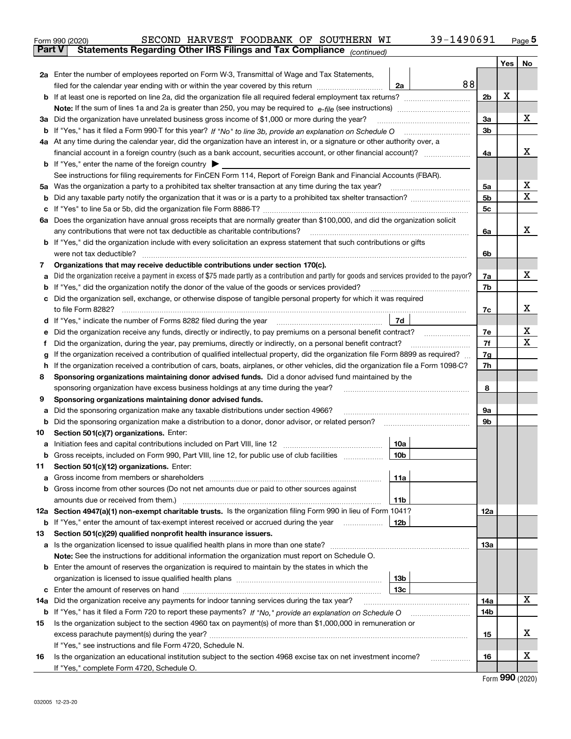Form 990 (2020) SECOND HARVEST FOODBANK OF SOUTHERN WI 39-1490691 Page 5

**Part V Statements Regarding Other IRS Filings and Tax Compliance** *(continued)*

| | | | | | Yes | No |
|---|---|---|---|---|---|---|
| **2a** | Enter the number of employees reported on Form W-3, Transmittal of Wage and Tax Statements, filed for the calendar year ending with or within the year covered by this return | 2a | 88 | | | |
| **b** | If at least one is reported on line 2a, did the organization file all required federal employment tax returns? | | | 2b | X | |
| | **Note:** If the sum of lines 1a and 2a is greater than 250, you may be required to *e-file* (see instructions) | | | | | |
| **3a** | Did the organization have unrelated business gross income of $1,000 or more during the year? | | | 3a | | X |
| **b** | If "Yes," has it filed a Form 990-T for this year? *If "No" to line 3b, provide an explanation on Schedule O* | | | 3b | | |
| **4a** | At any time during the calendar year, did the organization have an interest in, or a signature or other authority over, a financial account in a foreign country (such as a bank account, securities account, or other financial account)? | | | 4a | | X |
| **b** | If "Yes," enter the name of the foreign country ▶ | | | | | |
| | See instructions for filing requirements for FinCEN Form 114, Report of Foreign Bank and Financial Accounts (FBAR). | | | | | |
| **5a** | Was the organization a party to a prohibited tax shelter transaction at any time during the tax year? | | | 5a | | X |
| **b** | Did any taxable party notify the organization that it was or is a party to a prohibited tax shelter transaction? | | | 5b | | X |
| **c** | If "Yes" to line 5a or 5b, did the organization file Form 8886-T? | | | 5c | | |
| **6a** | Does the organization have annual gross receipts that are normally greater than $100,000, and did the organization solicit any contributions that were not tax deductible as charitable contributions? | | | 6a | | X |
| **b** | If "Yes," did the organization include with every solicitation an express statement that such contributions or gifts were not tax deductible? | | | 6b | | |
| **7** | **Organizations that may receive deductible contributions under section 170(c).** | | | | | |
| **a** | Did the organization receive a payment in excess of $75 made partly as a contribution and partly for goods and services provided to the payor? | | | 7a | | X |
| **b** | If "Yes," did the organization notify the donor of the value of the goods or services provided? | | | 7b | | |
| **c** | Did the organization sell, exchange, or otherwise dispose of tangible personal property for which it was required to file Form 8282? | | | 7c | | X |
| **d** | If "Yes," indicate the number of Forms 8282 filed during the year | 7d | | | | |
| **e** | Did the organization receive any funds, directly or indirectly, to pay premiums on a personal benefit contract? | | | 7e | | X |
| **f** | Did the organization, during the year, pay premiums, directly or indirectly, on a personal benefit contract? | | | 7f | | X |
| **g** | If the organization received a contribution of qualified intellectual property, did the organization file Form 8899 as required? | | | 7g | | |
| **h** | If the organization received a contribution of cars, boats, airplanes, or other vehicles, did the organization file a Form 1098-C? | | | 7h | | |
| **8** | **Sponsoring organizations maintaining donor advised funds.** Did a donor advised fund maintained by the sponsoring organization have excess business holdings at any time during the year? | | | 8 | | |
| **9** | **Sponsoring organizations maintaining donor advised funds.** | | | | | |
| **a** | Did the sponsoring organization make any taxable distributions under section 4966? | | | 9a | | |
| **b** | Did the sponsoring organization make a distribution to a donor, donor advisor, or related person? | | | 9b | | |
| **10** | **Section 501(c)(7) organizations.** Enter: | | | | | |
| **a** | Initiation fees and capital contributions included on Part VIII, line 12 | 10a | | | | |
| **b** | Gross receipts, included on Form 990, Part VIII, line 12, for public use of club facilities | 10b | | | | |
| **11** | **Section 501(c)(12) organizations.** Enter: | | | | | |
| **a** | Gross income from members or shareholders | 11a | | | | |
| **b** | Gross income from other sources (Do not net amounts due or paid to other sources against amounts due or received from them.) | 11b | | | | |
| **12a** | **Section 4947(a)(1) non-exempt charitable trusts.** Is the organization filing Form 990 in lieu of Form 1041? | | | 12a | | |
| **b** | If "Yes," enter the amount of tax-exempt interest received or accrued during the year | 12b | | | | |
| **13** | **Section 501(c)(29) qualified nonprofit health insurance issuers.** | | | | | |
| **a** | Is the organization licensed to issue qualified health plans in more than one state? | | | 13a | | |
| | **Note:** See the instructions for additional information the organization must report on Schedule O. | | | | | |
| **b** | Enter the amount of reserves the organization is required to maintain by the states in which the organization is licensed to issue qualified health plans | 13b | | | | |
| **c** | Enter the amount of reserves on hand | 13c | | | | |
| **14a** | Did the organization receive any payments for indoor tanning services during the tax year? | | | 14a | | X |
| **b** | If "Yes," has it filed a Form 720 to report these payments? *If "No," provide an explanation on Schedule O* | | | 14b | | |
| **15** | Is the organization subject to the section 4960 tax on payment(s) of more than $1,000,000 in remuneration or excess parachute payment(s) during the year? | | | 15 | | X |
| | If "Yes," see instructions and file Form 4720, Schedule N. | | | | | |
| **16** | Is the organization an educational institution subject to the section 4968 excise tax on net investment income? | | | 16 | | X |
| | If "Yes," complete Form 4720, Schedule O. | | | | | |

Form **990** (2020)

032005 12-23-20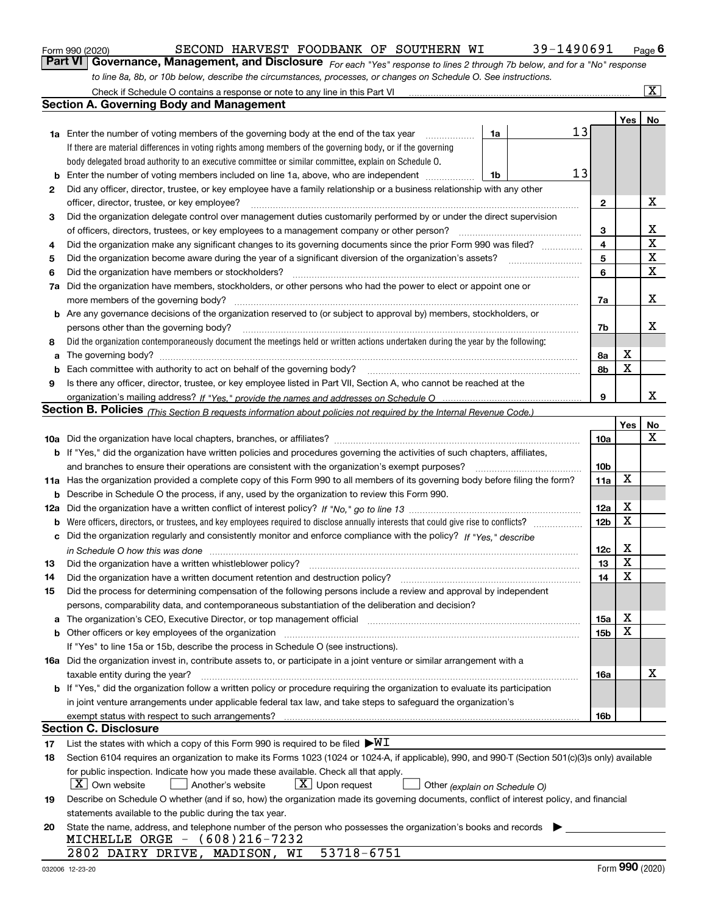Form 990 (2020) SECOND HARVEST FOODBANK OF SOUTHERN WI 39-1490691 Page 6

**Part VI Governance, Management, and Disclosure** *For each "Yes" response to lines 2 through 7b below, and for a "No" response to line 8a, 8b, or 10b below, describe the circumstances, processes, or changes on Schedule O. See instructions.*

Check if Schedule O contains a response or note to any line in this Part VI ..... [X]

## Section A. Governing Body and Management

| | | | | | Yes | No |
|---|---|---|---|---|---|---|
| **1a** | Enter the number of voting members of the governing body at the end of the tax year ..... If there are material differences in voting rights among members of the governing body, or if the governing body delegated broad authority to an executive committee or similar committee, explain on Schedule O. | 1a | 13 | | | |
| **b** | Enter the number of voting members included on line 1a, above, who are independent ..... | 1b | 13 | | | |
| **2** | Did any officer, director, trustee, or key employee have a family relationship or a business relationship with any other officer, director, trustee, or key employee? | | | 2 | | X |
| **3** | Did the organization delegate control over management duties customarily performed by or under the direct supervision of officers, directors, trustees, or key employees to a management company or other person? | | | 3 | | X |
| **4** | Did the organization make any significant changes to its governing documents since the prior Form 990 was filed? | | | 4 | | X |
| **5** | Did the organization become aware during the year of a significant diversion of the organization's assets? | | | 5 | | X |
| **6** | Did the organization have members or stockholders? | | | 6 | | X |
| **7a** | Did the organization have members, stockholders, or other persons who had the power to elect or appoint one or more members of the governing body? | | | 7a | | X |
| **b** | Are any governance decisions of the organization reserved to (or subject to approval by) members, stockholders, or persons other than the governing body? | | | 7b | | X |
| **8** | Did the organization contemporaneously document the meetings held or written actions undertaken during the year by the following: | | | | | |
| **a** | The governing body? | | | 8a | X | |
| **b** | Each committee with authority to act on behalf of the governing body? | | | 8b | X | |
| **9** | Is there any officer, director, trustee, or key employee listed in Part VII, Section A, who cannot be reached at the organization's mailing address? *If "Yes," provide the names and addresses on Schedule O* | | | 9 | | X |

## Section B. Policies *(This Section B requests information about policies not required by the Internal Revenue Code.)*

| | | | Yes | No |
|---|---|---|---|---|
| **10a** | Did the organization have local chapters, branches, or affiliates? | 10a | | X |
| **b** | If "Yes," did the organization have written policies and procedures governing the activities of such chapters, affiliates, and branches to ensure their operations are consistent with the organization's exempt purposes? | 10b | | |
| **11a** | Has the organization provided a complete copy of this Form 990 to all members of its governing body before filing the form? | 11a | X | |
| **b** | Describe in Schedule O the process, if any, used by the organization to review this Form 990. | | | |
| **12a** | Did the organization have a written conflict of interest policy? *If "No," go to line 13* | 12a | X | |
| **b** | Were officers, directors, or trustees, and key employees required to disclose annually interests that could give rise to conflicts? | 12b | X | |
| **c** | Did the organization regularly and consistently monitor and enforce compliance with the policy? *If "Yes," describe in Schedule O how this was done* | 12c | X | |
| **13** | Did the organization have a written whistleblower policy? | 13 | X | |
| **14** | Did the organization have a written document retention and destruction policy? | 14 | X | |
| **15** | Did the process for determining compensation of the following persons include a review and approval by independent persons, comparability data, and contemporaneous substantiation of the deliberation and decision? | | | |
| **a** | The organization's CEO, Executive Director, or top management official | 15a | X | |
| **b** | Other officers or key employees of the organization | 15b | X | |
| | If "Yes" to line 15a or 15b, describe the process in Schedule O (see instructions). | | | |
| **16a** | Did the organization invest in, contribute assets to, or participate in a joint venture or similar arrangement with a taxable entity during the year? | 16a | | X |
| **b** | If "Yes," did the organization follow a written policy or procedure requiring the organization to evaluate its participation in joint venture arrangements under applicable federal tax law, and take steps to safeguard the organization's exempt status with respect to such arrangements? | 16b | | |

## Section C. Disclosure

**17** List the states with which a copy of this Form 990 is required to be filed ▶WI

**18** Section 6104 requires an organization to make its Forms 1023 (1024 or 1024-A, if applicable), 990, and 990-T (Section 501(c)(3)s only) available for public inspection. Indicate how you made these available. Check all that apply.

[X] Own website [ ] Another's website [X] Upon request [ ] Other *(explain on Schedule O)*

**19** Describe on Schedule O whether (and if so, how) the organization made its governing documents, conflict of interest policy, and financial statements available to the public during the tax year.

**20** State the name, address, and telephone number of the person who possesses the organization's books and records ▶

MICHELLE ORGE - (608)216-7232
2802 DAIRY DRIVE, MADISON, WI 53718-6751

032006 12-23-20 Form 990 (2020)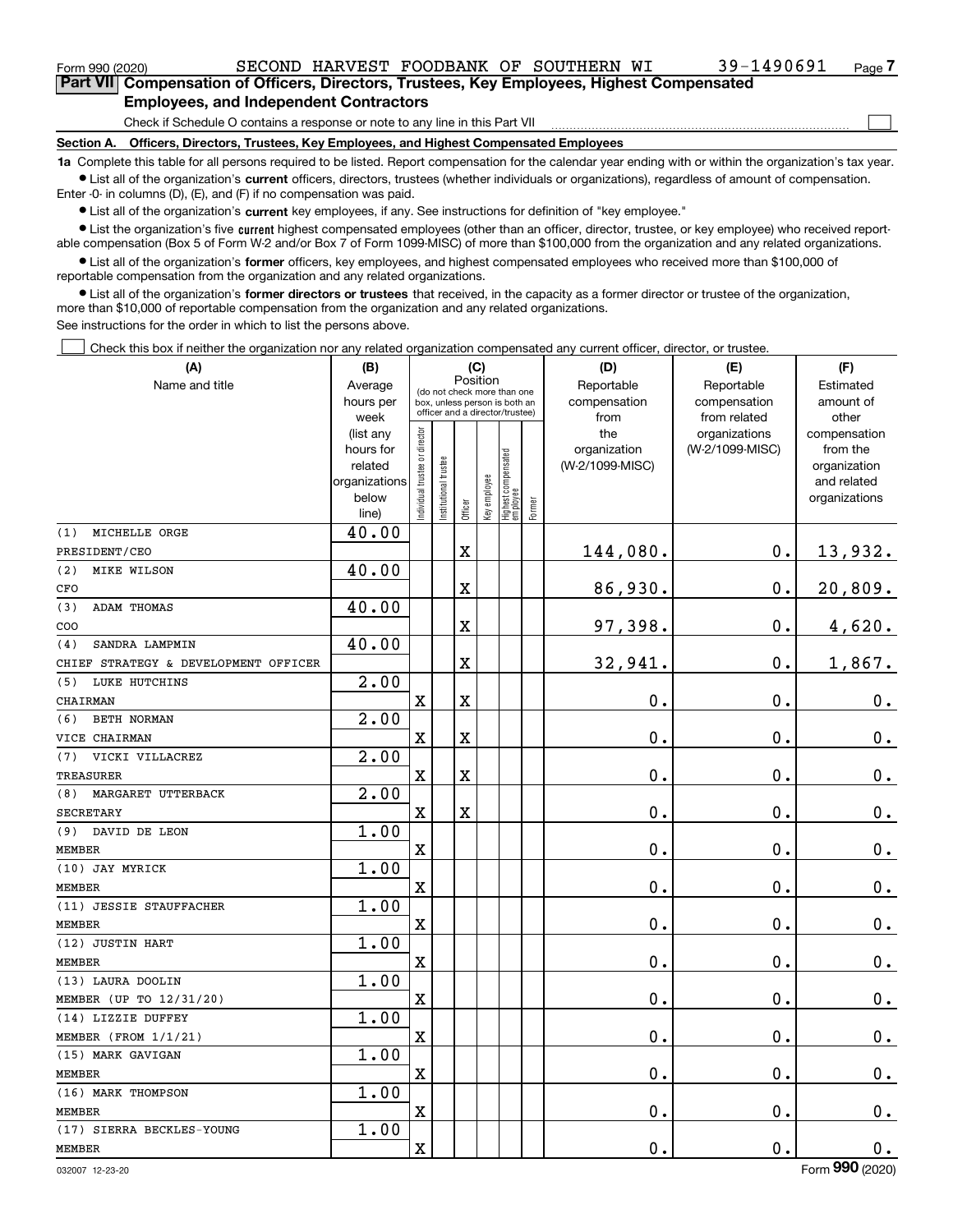Form 990 (2020) SECOND HARVEST FOODBANK OF SOUTHERN WI 39-1490691 Page 7

## Part VII Compensation of Officers, Directors, Trustees, Key Employees, Highest Compensated Employees, and Independent Contractors

Check if Schedule O contains a response or note to any line in this Part VII

### Section A. Officers, Directors, Trustees, Key Employees, and Highest Compensated Employees

**1a** Complete this table for all persons required to be listed. Report compensation for the calendar year ending with or within the organization's tax year.

- List all of the organization's **current** officers, directors, trustees (whether individuals or organizations), regardless of amount of compensation. Enter -0- in columns (D), (E), and (F) if no compensation was paid.
- List all of the organization's **current** key employees, if any. See instructions for definition of "key employee."
- List the organization's five **current** highest compensated employees (other than an officer, director, trustee, or key employee) who received reportable compensation (Box 5 of Form W-2 and/or Box 7 of Form 1099-MISC) of more than $100,000 from the organization and any related organizations.
- List all of the organization's **former** officers, key employees, and highest compensated employees who received more than $100,000 of reportable compensation from the organization and any related organizations.
- List all of the organization's **former directors or trustees** that received, in the capacity as a former director or trustee of the organization, more than $10,000 of reportable compensation from the organization and any related organizations.

See instructions for the order in which to list the persons above.

Check this box if neither the organization nor any related organization compensated any current officer, director, or trustee.

| (A) Name and title | (B) Average hours per week (list any hours for related organizations below line) | (C) Position (do not check more than one box, unless person is both an officer and a director/trustee): Individual trustee or director | Institutional trustee | Officer | Key employee | Highest compensated employee | Former | (D) Reportable compensation from the organization (W-2/1099-MISC) | (E) Reportable compensation from related organizations (W-2/1099-MISC) | (F) Estimated amount of other compensation from the organization and related organizations |
|---|---|---|---|---|---|---|---|---|---|---|
| (1) MICHELLE ORGE PRESIDENT/CEO | 40.00 | | | X | | | | 144,080. | 0. | 13,932. |
| (2) MIKE WILSON CFO | 40.00 | | | X | | | | 86,930. | 0. | 20,809. |
| (3) ADAM THOMAS COO | 40.00 | | | X | | | | 97,398. | 0. | 4,620. |
| (4) SANDRA LAMPMIN CHIEF STRATEGY & DEVELOPMENT OFFICER | 40.00 | | | X | | | | 32,941. | 0. | 1,867. |
| (5) LUKE HUTCHINS CHAIRMAN | 2.00 | X | | X | | | | 0. | 0. | 0. |
| (6) BETH NORMAN VICE CHAIRMAN | 2.00 | X | | X | | | | 0. | 0. | 0. |
| (7) VICKI VILLACREZ TREASURER | 2.00 | X | | X | | | | 0. | 0. | 0. |
| (8) MARGARET UTTERBACK SECRETARY | 2.00 | X | | X | | | | 0. | 0. | 0. |
| (9) DAVID DE LEON MEMBER | 1.00 | X | | | | | | 0. | 0. | 0. |
| (10) JAY MYRICK MEMBER | 1.00 | X | | | | | | 0. | 0. | 0. |
| (11) JESSIE STAUFFACHER MEMBER | 1.00 | X | | | | | | 0. | 0. | 0. |
| (12) JUSTIN HART MEMBER | 1.00 | X | | | | | | 0. | 0. | 0. |
| (13) LAURA DOOLIN MEMBER (UP TO 12/31/20) | 1.00 | X | | | | | | 0. | 0. | 0. |
| (14) LIZZIE DUFFEY MEMBER (FROM 1/1/21) | 1.00 | X | | | | | | 0. | 0. | 0. |
| (15) MARK GAVIGAN MEMBER | 1.00 | X | | | | | | 0. | 0. | 0. |
| (16) MARK THOMPSON MEMBER | 1.00 | X | | | | | | 0. | 0. | 0. |
| (17) SIERRA BECKLES-YOUNG MEMBER | 1.00 | X | | | | | | 0. | 0. | 0. |

032007 12-23-20 Form 990 (2020)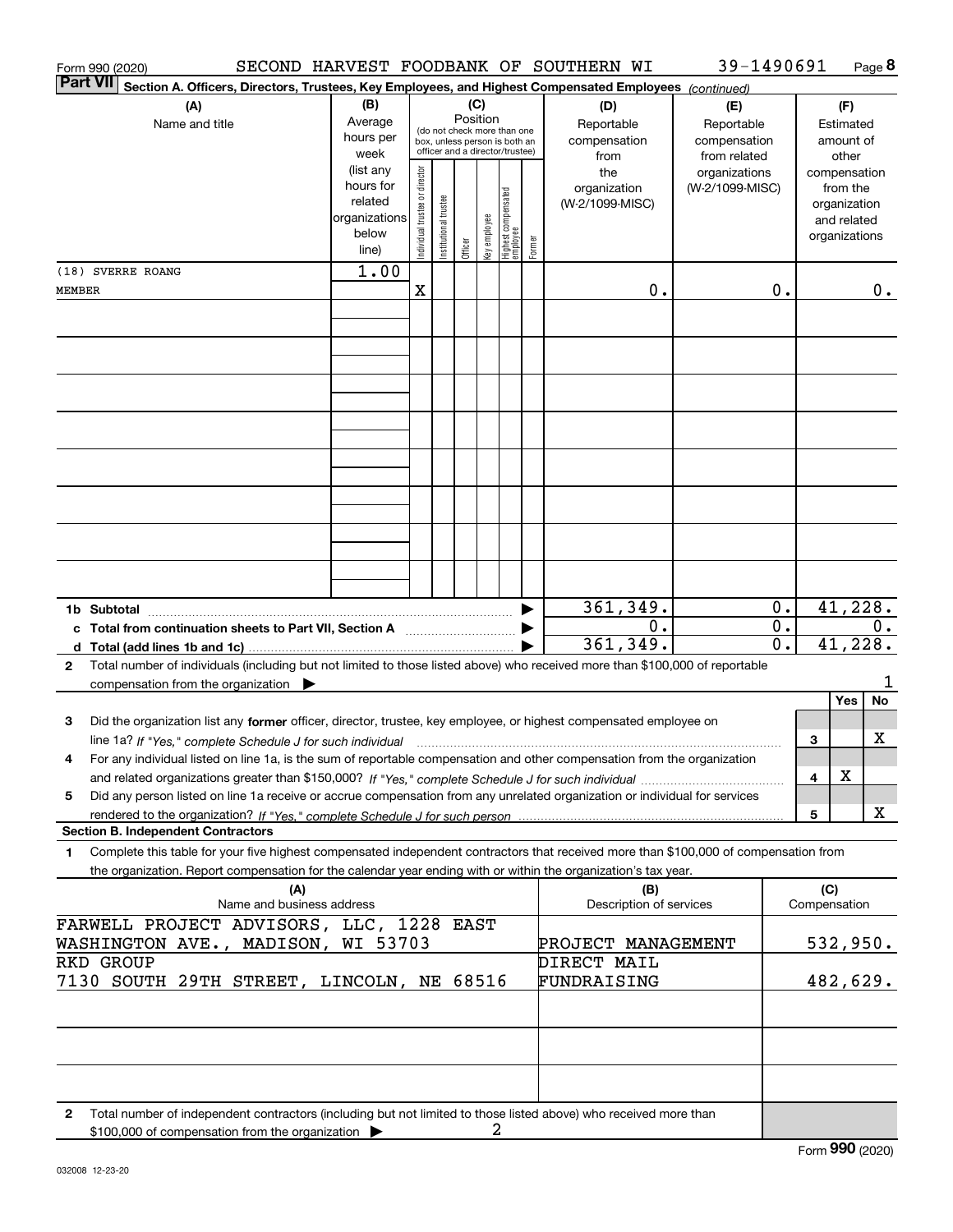Form 990 (2020) SECOND HARVEST FOODBANK OF SOUTHERN WI 39-1490691 Page 8

**Part VII Section A. Officers, Directors, Trustees, Key Employees, and Highest Compensated Employees** *(continued)*

| (A) Name and title | (B) Average hours per week (list any hours for related organizations below line) | (C) Position: Individual trustee or director | Institutional trustee | Officer | Key employee | Highest compensated employee | Former | (D) Reportable compensation from the organization (W-2/1099-MISC) | (E) Reportable compensation from related organizations (W-2/1099-MISC) | (F) Estimated amount of other compensation from the organization and related organizations |
|---|---|---|---|---|---|---|---|---|---|---|
| (18) SVERRE ROANG<br>MEMBER | 1.00 | X | | | | | | 0. | 0. | 0. |

| | (D) | (E) | (F) |
|---|---|---|---|
| **1b Subtotal** | 361,349. | 0. | 41,228. |
| **c Total from continuation sheets to Part VII, Section A** | 0. | 0. | 0. |
| **d Total (add lines 1b and 1c)** | 361,349. | 0. | 41,228. |

**2** Total number of individuals (including but not limited to those listed above) who received more than $100,000 of reportable compensation from the organization ▶ 1

| | | Yes | No |
|---|---|---|---|
| **3** Did the organization list any **former** officer, director, trustee, key employee, or highest compensated employee on line 1a? *If "Yes," complete Schedule J for such individual* | 3 | | X |
| **4** For any individual listed on line 1a, is the sum of reportable compensation and other compensation from the organization and related organizations greater than $150,000? *If "Yes," complete Schedule J for such individual* | 4 | X | |
| **5** Did any person listed on line 1a receive or accrue compensation from any unrelated organization or individual for services rendered to the organization? *If "Yes," complete Schedule J for such person* | 5 | | X |

**Section B. Independent Contractors**

**1** Complete this table for your five highest compensated independent contractors that received more than $100,000 of compensation from the organization. Report compensation for the calendar year ending with or within the organization's tax year.

| (A) Name and business address | (B) Description of services | (C) Compensation |
|---|---|---|
| FARWELL PROJECT ADVISORS, LLC, 1228 EAST WASHINGTON AVE., MADISON, WI 53703 | PROJECT MANAGEMENT | 532,950. |
| RKD GROUP<br>7130 SOUTH 29TH STREET, LINCOLN, NE 68516 | DIRECT MAIL FUNDRAISING | 482,629. |

**2** Total number of independent contractors (including but not limited to those listed above) who received more than $100,000 of compensation from the organization ▶ 2

Form **990** (2020)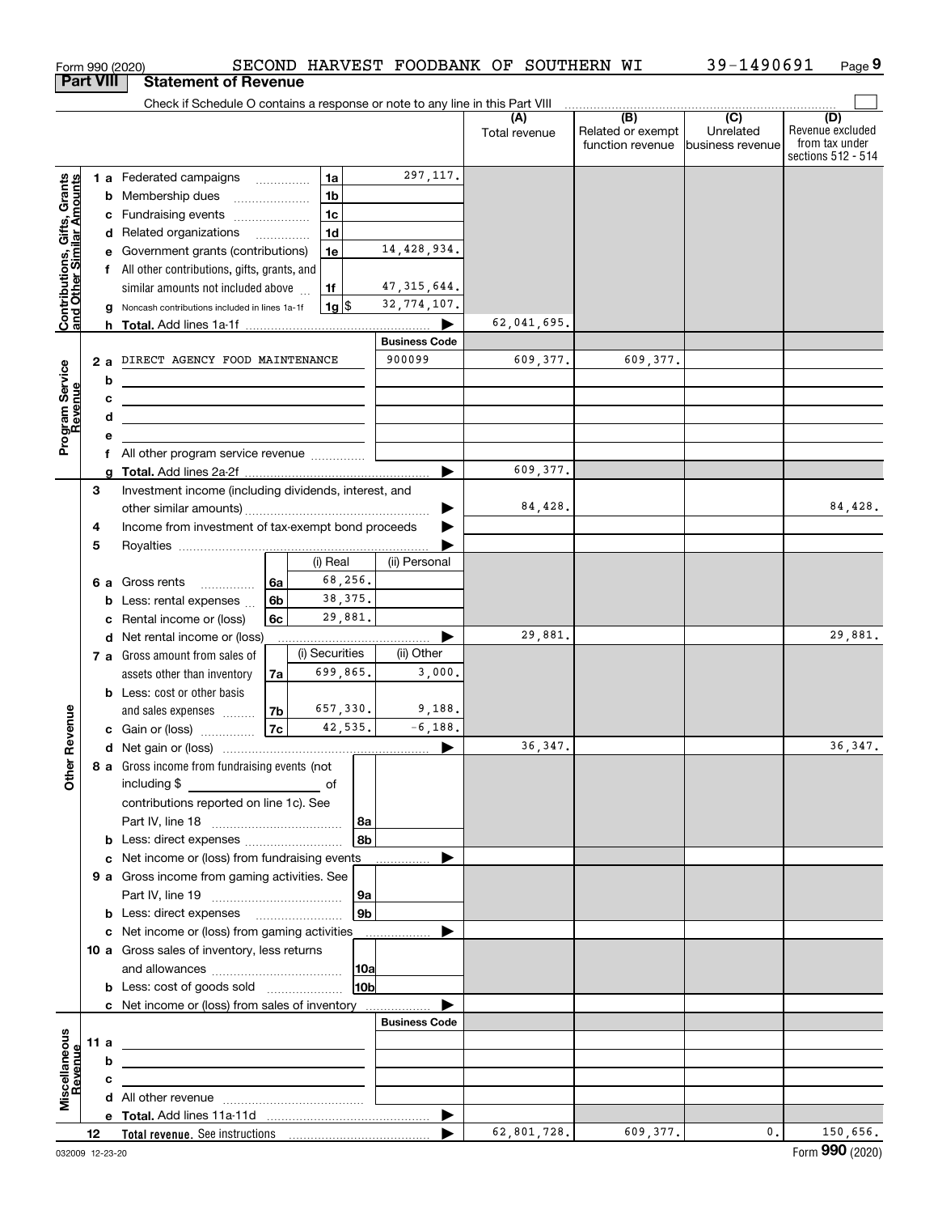Form 990 (2020) SECOND HARVEST FOODBANK OF SOUTHERN WI 39-1490691 Page 9

## Part VIII Statement of Revenue

Check if Schedule O contains a response or note to any line in this Part VIII

| | | | (A) Total revenue | (B) Related or exempt function revenue | (C) Unrelated business revenue | (D) Revenue excluded from tax under sections 512 - 514 |
|---|---|---|---|---|---|---|
| **Contributions, Gifts, Grants and Other Similar Amounts** | 1 a Federated campaigns ... 1a | 297,117. | | | | |
| | b Membership dues ... 1b | | | | | |
| | c Fundraising events ... 1c | | | | | |
| | d Related organizations ... 1d | | | | | |
| | e Government grants (contributions) 1e | 14,428,934. | | | | |
| | f All other contributions, gifts, grants, and similar amounts not included above ... 1f | 47,315,644. | | | | |
| | g Noncash contributions included in lines 1a-1f 1g $ | 32,774,107. | | | | |
| | h **Total.** Add lines 1a-1f ... ▶ | | 62,041,695. | | | |
| **Program Service Revenue** | | Business Code | | | | |
| | 2 a DIRECT AGENCY FOOD MAINTENANCE | 900099 | 609,377. | 609,377. | | |
| | b | | | | | |
| | c | | | | | |
| | d | | | | | |
| | e | | | | | |
| | f All other program service revenue ... | | | | | |
| | g **Total.** Add lines 2a-2f ... ▶ | | 609,377. | | | |
| **Other Revenue** | 3 Investment income (including dividends, interest, and other similar amounts) ... ▶ | | 84,428. | | | 84,428. |
| | 4 Income from investment of tax-exempt bond proceeds ▶ | | | | | |
| | 5 Royalties ... ▶ | | | | | |
| | | (i) Real / (ii) Personal | | | | |
| | 6 a Gross rents 6a | (i) 68,256. | | | | |
| | b Less: rental expenses 6b | (i) 38,375. | | | | |
| | c Rental income or (loss) 6c | (i) 29,881. | | | | |
| | d Net rental income or (loss) ... ▶ | | 29,881. | | | 29,881. |
| | 7 a Gross amount from sales of assets other than inventory 7a | (i) Securities 699,865. / (ii) Other 3,000. | | | | |
| | b Less: cost or other basis and sales expenses 7b | (i) 657,330. / (ii) 9,188. | | | | |
| | c Gain or (loss) 7c | (i) 42,535. / (ii) -6,188. | | | | |
| | d Net gain or (loss) ... ▶ | | 36,347. | | | 36,347. |
| | 8 a Gross income from fundraising events (not including $ ___ of contributions reported on line 1c). See Part IV, line 18 ... 8a | | | | | |
| | b Less: direct expenses ... 8b | | | | | |
| | c Net income or (loss) from fundraising events ... ▶ | | | | | |
| | 9 a Gross income from gaming activities. See Part IV, line 19 ... 9a | | | | | |
| | b Less: direct expenses ... 9b | | | | | |
| | c Net income or (loss) from gaming activities ... ▶ | | | | | |
| | 10 a Gross sales of inventory, less returns and allowances ... 10a | | | | | |
| | b Less: cost of goods sold ... 10b | | | | | |
| | c Net income or (loss) from sales of inventory ... ▶ | | | | | |
| **Miscellaneous Revenue** | | Business Code | | | | |
| | 11 a | | | | | |
| | b | | | | | |
| | c | | | | | |
| | d All other revenue ... | | | | | |
| | e **Total.** Add lines 11a-11d ... ▶ | | | | | |
| | 12 **Total revenue.** See instructions ... ▶ | | 62,801,728. | 609,377. | 0. | 150,656. |

032009 12-23-20 Form **990** (2020)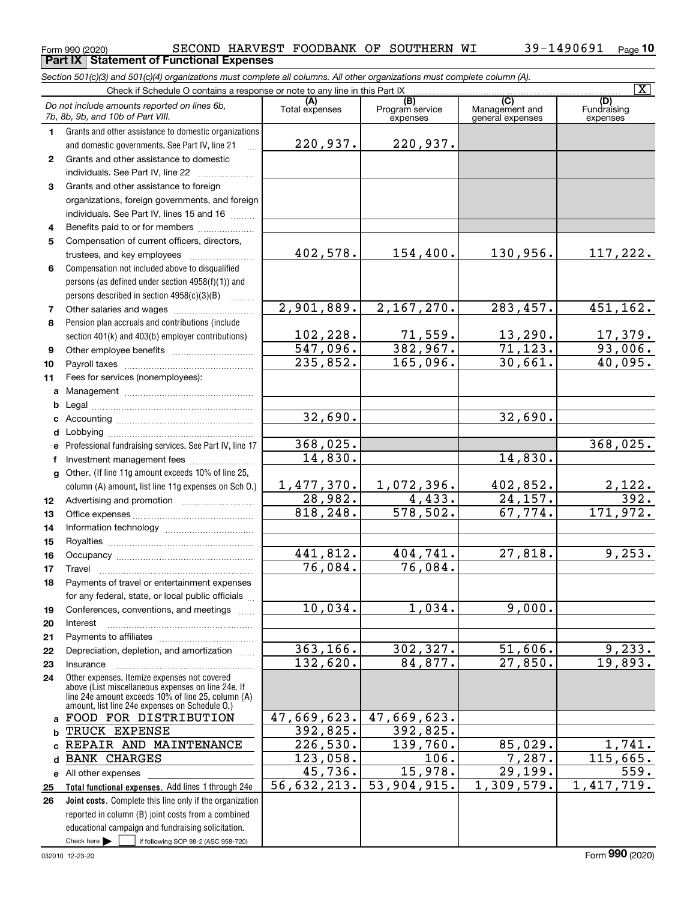Form 990 (2020) SECOND HARVEST FOODBANK OF SOUTHERN WI 39-1490691 Page 10

**Part IX Statement of Functional Expenses**

*Section 501(c)(3) and 501(c)(4) organizations must complete all columns. All other organizations must complete column (A).*

Check if Schedule O contains a response or note to any line in this Part IX [X]

| | *Do not include amounts reported on lines 6b, 7b, 8b, 9b, and 10b of Part VIII.* | (A) Total expenses | (B) Program service expenses | (C) Management and general expenses | (D) Fundraising expenses |
|---|---|---|---|---|---|
| 1 | Grants and other assistance to domestic organizations and domestic governments. See Part IV, line 21 | 220,937. | 220,937. | | |
| 2 | Grants and other assistance to domestic individuals. See Part IV, line 22 | | | | |
| 3 | Grants and other assistance to foreign organizations, foreign governments, and foreign individuals. See Part IV, lines 15 and 16 | | | | |
| 4 | Benefits paid to or for members | | | | |
| 5 | Compensation of current officers, directors, trustees, and key employees | 402,578. | 154,400. | 130,956. | 117,222. |
| 6 | Compensation not included above to disqualified persons (as defined under section 4958(f)(1)) and persons described in section 4958(c)(3)(B) | | | | |
| 7 | Other salaries and wages | 2,901,889. | 2,167,270. | 283,457. | 451,162. |
| 8 | Pension plan accruals and contributions (include section 401(k) and 403(b) employer contributions) | 102,228. | 71,559. | 13,290. | 17,379. |
| 9 | Other employee benefits | 547,096. | 382,967. | 71,123. | 93,006. |
| 10 | Payroll taxes | 235,852. | 165,096. | 30,661. | 40,095. |
| 11 | Fees for services (nonemployees): | | | | |
| a | Management | | | | |
| b | Legal | | | | |
| c | Accounting | 32,690. | | 32,690. | |
| d | Lobbying | | | | |
| e | Professional fundraising services. See Part IV, line 17 | 368,025. | | | 368,025. |
| f | Investment management fees | 14,830. | | 14,830. | |
| g | Other. (If line 11g amount exceeds 10% of line 25, column (A) amount, list line 11g expenses on Sch O.) | 1,477,370. | 1,072,396. | 402,852. | 2,122. |
| 12 | Advertising and promotion | 28,982. | 4,433. | 24,157. | 392. |
| 13 | Office expenses | 818,248. | 578,502. | 67,774. | 171,972. |
| 14 | Information technology | | | | |
| 15 | Royalties | | | | |
| 16 | Occupancy | 441,812. | 404,741. | 27,818. | 9,253. |
| 17 | Travel | 76,084. | 76,084. | | |
| 18 | Payments of travel or entertainment expenses for any federal, state, or local public officials | | | | |
| 19 | Conferences, conventions, and meetings | 10,034. | 1,034. | 9,000. | |
| 20 | Interest | | | | |
| 21 | Payments to affiliates | | | | |
| 22 | Depreciation, depletion, and amortization | 363,166. | 302,327. | 51,606. | 9,233. |
| 23 | Insurance | 132,620. | 84,877. | 27,850. | 19,893. |
| 24 | Other expenses. Itemize expenses not covered above (List miscellaneous expenses on line 24e. If line 24e amount exceeds 10% of line 25, column (A) amount, list line 24e expenses on Schedule O.) | | | | |
| a | FOOD FOR DISTRIBUTION | 47,669,623. | 47,669,623. | | |
| b | TRUCK EXPENSE | 392,825. | 392,825. | | |
| c | REPAIR AND MAINTENANCE | 226,530. | 139,760. | 85,029. | 1,741. |
| d | BANK CHARGES | 123,058. | 106. | 7,287. | 115,665. |
| e | All other expenses | 45,736. | 15,978. | 29,199. | 559. |
| 25 | **Total functional expenses.** Add lines 1 through 24e | 56,632,213. | 53,904,915. | 1,309,579. | 1,417,719. |
| 26 | **Joint costs.** Complete this line only if the organization reported in column (B) joint costs from a combined educational campaign and fundraising solicitation. Check here [ ] if following SOP 98-2 (ASC 958-720) | | | | |

032010 12-23-20 Form **990** (2020)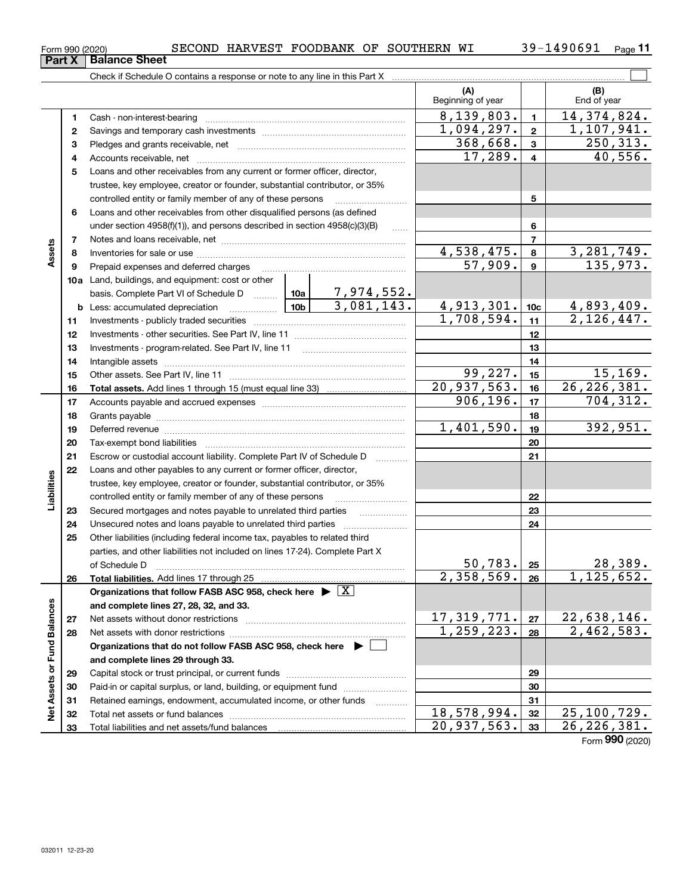Form 990 (2020) SECOND HARVEST FOODBANK OF SOUTHERN WI 39-1490691

## Part X Balance Sheet

Check if Schedule O contains a response or note to any line in this Part X

| | | | | (A) Beginning of year | | (B) End of year |
|---|---|---|---|---|---|---|
| **Assets** | 1 | Cash - non-interest-bearing | | 8,139,803. | 1 | 14,374,824. |
| | 2 | Savings and temporary cash investments | | 1,094,297. | 2 | 1,107,941. |
| | 3 | Pledges and grants receivable, net | | 368,668. | 3 | 250,313. |
| | 4 | Accounts receivable, net | | 17,289. | 4 | 40,556. |
| | 5 | Loans and other receivables from any current or former officer, director, trustee, key employee, creator or founder, substantial contributor, or 35% controlled entity or family member of any of these persons | | | 5 | |
| | 6 | Loans and other receivables from other disqualified persons (as defined under section 4958(f)(1)), and persons described in section 4958(c)(3)(B) | | | 6 | |
| | 7 | Notes and loans receivable, net | | | 7 | |
| | 8 | Inventories for sale or use | | 4,538,475. | 8 | 3,281,749. |
| | 9 | Prepaid expenses and deferred charges | | 57,909. | 9 | 135,973. |
| | 10a | Land, buildings, and equipment: cost or other basis. Complete Part VI of Schedule D | 10a 7,974,552. | | | |
| | b | Less: accumulated depreciation | 10b 3,081,143. | 4,913,301. | 10c | 4,893,409. |
| | 11 | Investments - publicly traded securities | | 1,708,594. | 11 | 2,126,447. |
| | 12 | Investments - other securities. See Part IV, line 11 | | | 12 | |
| | 13 | Investments - program-related. See Part IV, line 11 | | | 13 | |
| | 14 | Intangible assets | | | 14 | |
| | 15 | Other assets. See Part IV, line 11 | | 99,227. | 15 | 15,169. |
| | 16 | **Total assets.** Add lines 1 through 15 (must equal line 33) | | 20,937,563. | 16 | 26,226,381. |
| **Liabilities** | 17 | Accounts payable and accrued expenses | | 906,196. | 17 | 704,312. |
| | 18 | Grants payable | | | 18 | |
| | 19 | Deferred revenue | | 1,401,590. | 19 | 392,951. |
| | 20 | Tax-exempt bond liabilities | | | 20 | |
| | 21 | Escrow or custodial account liability. Complete Part IV of Schedule D | | | 21 | |
| | 22 | Loans and other payables to any current or former officer, director, trustee, key employee, creator or founder, substantial contributor, or 35% controlled entity or family member of any of these persons | | | 22 | |
| | 23 | Secured mortgages and notes payable to unrelated third parties | | | 23 | |
| | 24 | Unsecured notes and loans payable to unrelated third parties | | | 24 | |
| | 25 | Other liabilities (including federal income tax, payables to related third parties, and other liabilities not included on lines 17-24). Complete Part X of Schedule D | | 50,783. | 25 | 28,389. |
| | 26 | **Total liabilities.** Add lines 17 through 25 | | 2,358,569. | 26 | 1,125,652. |
| **Net Assets or Fund Balances** | | **Organizations that follow FASB ASC 958, check here** ▶ [X] **and complete lines 27, 28, 32, and 33.** | | | | |
| | 27 | Net assets without donor restrictions | | 17,319,771. | 27 | 22,638,146. |
| | 28 | Net assets with donor restrictions | | 1,259,223. | 28 | 2,462,583. |
| | | **Organizations that do not follow FASB ASC 958, check here** ▶ [ ] **and complete lines 29 through 33.** | | | | |
| | 29 | Capital stock or trust principal, or current funds | | | 29 | |
| | 30 | Paid-in or capital surplus, or land, building, or equipment fund | | | 30 | |
| | 31 | Retained earnings, endowment, accumulated income, or other funds | | | 31 | |
| | 32 | Total net assets or fund balances | | 18,578,994. | 32 | 25,100,729. |
| | 33 | Total liabilities and net assets/fund balances | | 20,937,563. | 33 | 26,226,381. |

Form 990 (2020)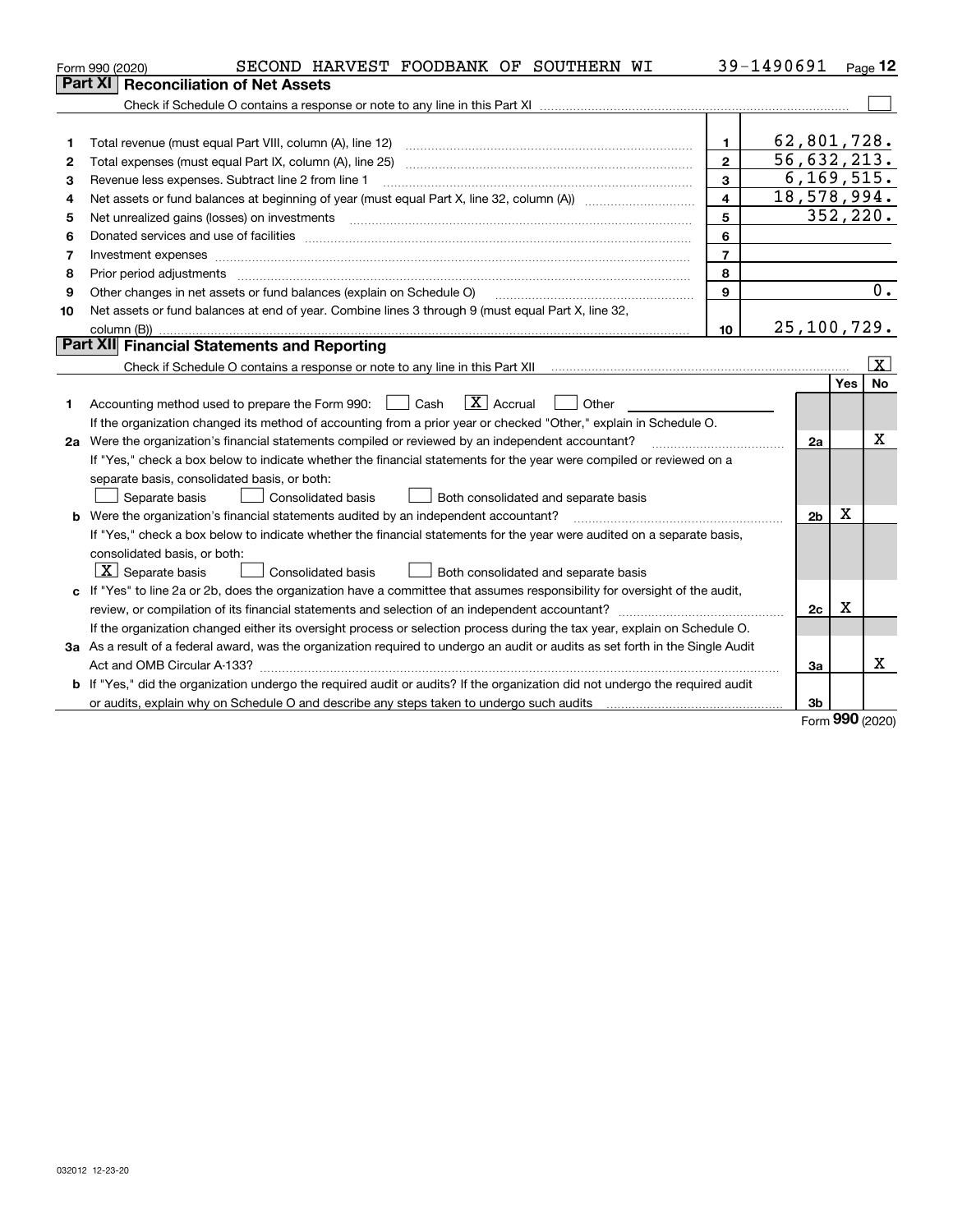Form 990 (2020) SECOND HARVEST FOODBANK OF SOUTHERN WI 39-1490691

## Part XI Reconciliation of Net Assets

Check if Schedule O contains a response or note to any line in this Part XI ☐

| | | | |
|---|---|---|---|
| 1 | Total revenue (must equal Part VIII, column (A), line 12) | 1 | 62,801,728. |
| 2 | Total expenses (must equal Part IX, column (A), line 25) | 2 | 56,632,213. |
| 3 | Revenue less expenses. Subtract line 2 from line 1 | 3 | 6,169,515. |
| 4 | Net assets or fund balances at beginning of year (must equal Part X, line 32, column (A)) | 4 | 18,578,994. |
| 5 | Net unrealized gains (losses) on investments | 5 | 352,220. |
| 6 | Donated services and use of facilities | 6 | |
| 7 | Investment expenses | 7 | |
| 8 | Prior period adjustments | 8 | |
| 9 | Other changes in net assets or fund balances (explain on Schedule O) | 9 | 0. |
| 10 | Net assets or fund balances at end of year. Combine lines 3 through 9 (must equal Part X, line 32, column (B)) | 10 | 25,100,729. |

## Part XII Financial Statements and Reporting

Check if Schedule O contains a response or note to any line in this Part XII ☒

| | | | Yes | No |
|---|---|---|---|---|
| 1 | Accounting method used to prepare the Form 990: ☐ Cash ☒ Accrual ☐ Other<br>If the organization changed its method of accounting from a prior year or checked "Other," explain in Schedule O. | | | |
| 2a | Were the organization's financial statements compiled or reviewed by an independent accountant?<br>If "Yes," check a box below to indicate whether the financial statements for the year were compiled or reviewed on a separate basis, consolidated basis, or both:<br>☐ Separate basis ☐ Consolidated basis ☐ Both consolidated and separate basis | 2a | | X |
| b | Were the organization's financial statements audited by an independent accountant?<br>If "Yes," check a box below to indicate whether the financial statements for the year were audited on a separate basis, consolidated basis, or both:<br>☒ Separate basis ☐ Consolidated basis ☐ Both consolidated and separate basis | 2b | X | |
| c | If "Yes" to line 2a or 2b, does the organization have a committee that assumes responsibility for oversight of the audit, review, or compilation of its financial statements and selection of an independent accountant?<br>If the organization changed either its oversight process or selection process during the tax year, explain on Schedule O. | 2c | X | |
| 3a | As a result of a federal award, was the organization required to undergo an audit or audits as set forth in the Single Audit Act and OMB Circular A-133? | 3a | | X |
| b | If "Yes," did the organization undergo the required audit or audits? If the organization did not undergo the required audit or audits, explain why on Schedule O and describe any steps taken to undergo such audits | 3b | | |

Form **990** (2020)

032012 12-23-20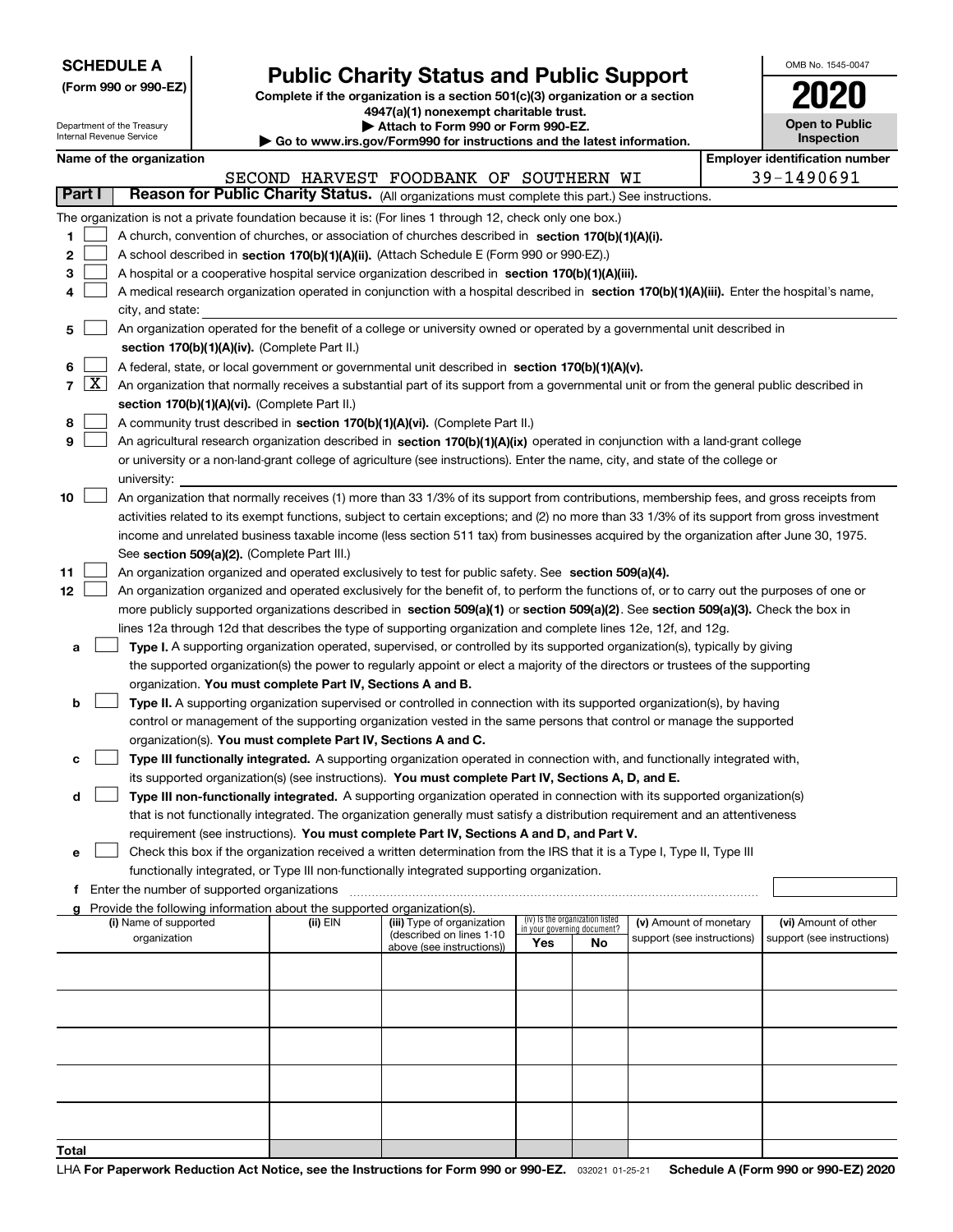**SCHEDULE A**
**(Form 990 or 990-EZ)**

Department of the Treasury
Internal Revenue Service

# Public Charity Status and Public Support

**Complete if the organization is a section 501(c)(3) organization or a section 4947(a)(1) nonexempt charitable trust.**
**▶ Attach to Form 990 or Form 990-EZ.**
**▶ Go to www.irs.gov/Form990 for instructions and the latest information.**

OMB No. 1545-0047
**2020**
**Open to Public Inspection**

**Name of the organization:** SECOND HARVEST FOODBANK OF SOUTHERN WI
**Employer identification number:** 39-1490691

## Part I — Reason for Public Charity Status. (All organizations must complete this part.) See instructions.

The organization is not a private foundation because it is: (For lines 1 through 12, check only one box.)

1. [ ] A church, convention of churches, or association of churches described in **section 170(b)(1)(A)(i).**
2. [ ] A school described in **section 170(b)(1)(A)(ii).** (Attach Schedule E (Form 990 or 990-EZ).)
3. [ ] A hospital or a cooperative hospital service organization described in **section 170(b)(1)(A)(iii).**
4. [ ] A medical research organization operated in conjunction with a hospital described in **section 170(b)(1)(A)(iii).** Enter the hospital's name, city, and state:
5. [ ] An organization operated for the benefit of a college or university owned or operated by a governmental unit described in **section 170(b)(1)(A)(iv).** (Complete Part II.)
6. [ ] A federal, state, or local government or governmental unit described in **section 170(b)(1)(A)(v).**
7. [X] An organization that normally receives a substantial part of its support from a governmental unit or from the general public described in **section 170(b)(1)(A)(vi).** (Complete Part II.)
8. [ ] A community trust described in **section 170(b)(1)(A)(vi).** (Complete Part II.)
9. [ ] An agricultural research organization described in **section 170(b)(1)(A)(ix)** operated in conjunction with a land-grant college or university or a non-land-grant college of agriculture (see instructions). Enter the name, city, and state of the college or university:
10. [ ] An organization that normally receives (1) more than 33 1/3% of its support from contributions, membership fees, and gross receipts from activities related to its exempt functions, subject to certain exceptions; and (2) no more than 33 1/3% of its support from gross investment income and unrelated business taxable income (less section 511 tax) from businesses acquired by the organization after June 30, 1975. See **section 509(a)(2).** (Complete Part III.)
11. [ ] An organization organized and operated exclusively to test for public safety. See **section 509(a)(4).**
12. [ ] An organization organized and operated exclusively for the benefit of, to perform the functions of, or to carry out the purposes of one or more publicly supported organizations described in **section 509(a)(1)** or **section 509(a)(2).** See **section 509(a)(3).** Check the box in lines 12a through 12d that describes the type of supporting organization and complete lines 12e, 12f, and 12g.

   a. [ ] **Type I.** A supporting organization operated, supervised, or controlled by its supported organization(s), typically by giving the supported organization(s) the power to regularly appoint or elect a majority of the directors or trustees of the supporting organization. **You must complete Part IV, Sections A and B.**

   b. [ ] **Type II.** A supporting organization supervised or controlled in connection with its supported organization(s), by having control or management of the supporting organization vested in the same persons that control or manage the supported organization(s). **You must complete Part IV, Sections A and C.**

   c. [ ] **Type III functionally integrated.** A supporting organization operated in connection with, and functionally integrated with, its supported organization(s) (see instructions). **You must complete Part IV, Sections A, D, and E.**

   d. [ ] **Type III non-functionally integrated.** A supporting organization operated in connection with its supported organization(s) that is not functionally integrated. The organization generally must satisfy a distribution requirement and an attentiveness requirement (see instructions). **You must complete Part IV, Sections A and D, and Part V.**

   e. [ ] Check this box if the organization received a written determination from the IRS that it is a Type I, Type II, Type III functionally integrated, or Type III non-functionally integrated supporting organization.

   f. Enter the number of supported organizations

   g. Provide the following information about the supported organization(s).

| (i) Name of supported organization | (ii) EIN | (iii) Type of organization (described on lines 1-10 above (see instructions)) | (iv) Is the organization listed in your governing document? Yes | No | (v) Amount of monetary support (see instructions) | (vi) Amount of other support (see instructions) |
|---|---|---|---|---|---|---|
| | | | | | | |
| | | | | | | |
| | | | | | | |
| | | | | | | |
| | | | | | | |
| **Total** | | | | | | |

LHA **For Paperwork Reduction Act Notice, see the Instructions for Form 990 or 990-EZ.** 032021 01-25-21 **Schedule A (Form 990 or 990-EZ) 2020**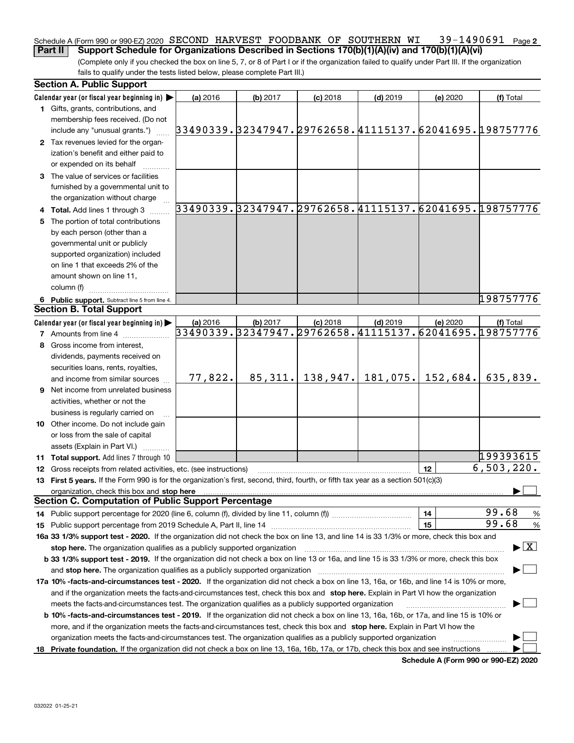Schedule A (Form 990 or 990-EZ) 2020 SECOND HARVEST FOODBANK OF SOUTHERN WI 39-1490691 Page 2

**Part II Support Schedule for Organizations Described in Sections 170(b)(1)(A)(iv) and 170(b)(1)(A)(vi)**

(Complete only if you checked the box on line 5, 7, or 8 of Part I or if the organization failed to qualify under Part III. If the organization fails to qualify under the tests listed below, please complete Part III.)

## Section A. Public Support

| Calendar year (or fiscal year beginning in) ▶ | (a) 2016 | (b) 2017 | (c) 2018 | (d) 2019 | (e) 2020 | (f) Total |
|---|---|---|---|---|---|---|
| 1 Gifts, grants, contributions, and membership fees received. (Do not include any "unusual grants.") | 33490339. | 32347947. | 29762658. | 41115137. | 62041695. | 198757776 |
| 2 Tax revenues levied for the organization's benefit and either paid to or expended on its behalf | | | | | | |
| 3 The value of services or facilities furnished by a governmental unit to the organization without charge | | | | | | |
| 4 Total. Add lines 1 through 3 | 33490339. | 32347947. | 29762658. | 41115137. | 62041695. | 198757776 |
| 5 The portion of total contributions by each person (other than a governmental unit or publicly supported organization) included on line 1 that exceeds 2% of the amount shown on line 11, column (f) | | | | | | |
| 6 Public support. Subtract line 5 from line 4. | | | | | | 198757776 |

## Section B. Total Support

| Calendar year (or fiscal year beginning in) ▶ | (a) 2016 | (b) 2017 | (c) 2018 | (d) 2019 | (e) 2020 | (f) Total |
|---|---|---|---|---|---|---|
| 7 Amounts from line 4 | 33490339. | 32347947. | 29762658. | 41115137. | 62041695. | 198757776 |
| 8 Gross income from interest, dividends, payments received on securities loans, rents, royalties, and income from similar sources | 77,822. | 85,311. | 138,947. | 181,075. | 152,684. | 635,839. |
| 9 Net income from unrelated business activities, whether or not the business is regularly carried on | | | | | | |
| 10 Other income. Do not include gain or loss from the sale of capital assets (Explain in Part VI.) | | | | | | |
| 11 Total support. Add lines 7 through 10 | | | | | | 199393615 |

12 Gross receipts from related activities, etc. (see instructions) | 12 | 6,503,220.

13 **First 5 years.** If the Form 990 is for the organization's first, second, third, fourth, or fifth tax year as a section 501(c)(3) organization, check this box and **stop here** ▶ ☐

## Section C. Computation of Public Support Percentage

14 Public support percentage for 2020 (line 6, column (f), divided by line 11, column (f)) | 14 | 99.68 %

15 Public support percentage from 2019 Schedule A, Part II, line 14 | 15 | 99.68 %

**16a 33 1/3% support test - 2020.** If the organization did not check the box on line 13, and line 14 is 33 1/3% or more, check this box and **stop here.** The organization qualifies as a publicly supported organization ▶ ☒

**b 33 1/3% support test - 2019.** If the organization did not check a box on line 13 or 16a, and line 15 is 33 1/3% or more, check this box and **stop here.** The organization qualifies as a publicly supported organization ▶ ☐

**17a 10% -facts-and-circumstances test - 2020.** If the organization did not check a box on line 13, 16a, or 16b, and line 14 is 10% or more, and if the organization meets the facts-and-circumstances test, check this box and **stop here.** Explain in Part VI how the organization meets the facts-and-circumstances test. The organization qualifies as a publicly supported organization ▶ ☐

**b 10% -facts-and-circumstances test - 2019.** If the organization did not check a box on line 13, 16a, 16b, or 17a, and line 15 is 10% or more, and if the organization meets the facts-and-circumstances test, check this box and **stop here.** Explain in Part VI how the organization meets the facts-and-circumstances test. The organization qualifies as a publicly supported organization ▶ ☐

**18 Private foundation.** If the organization did not check a box on line 13, 16a, 16b, 17a, or 17b, check this box and see instructions ▶ ☐

**Schedule A (Form 990 or 990-EZ) 2020**

032022 01-25-21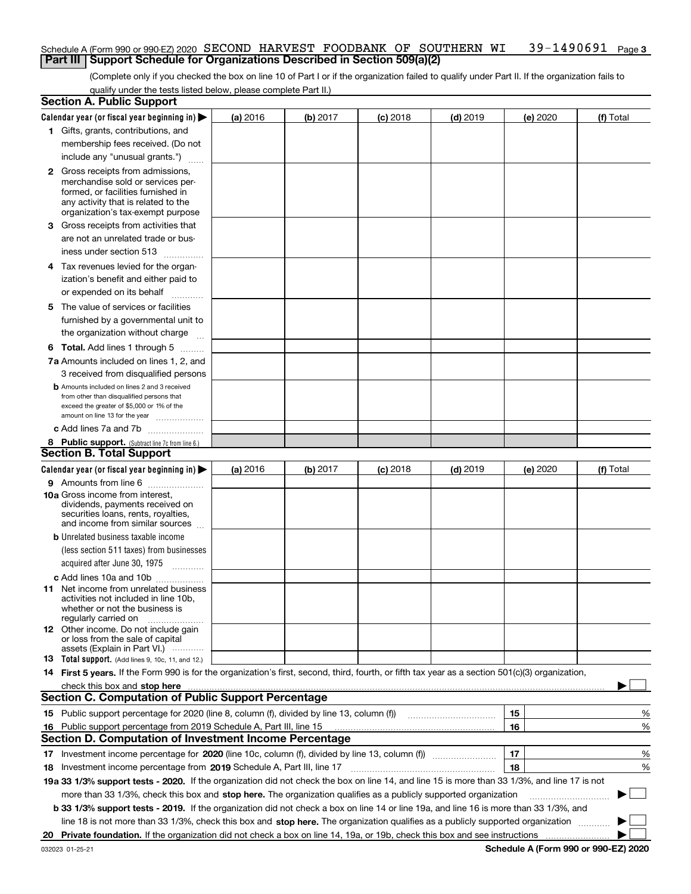Schedule A (Form 990 or 990-EZ) 2020 SECOND HARVEST FOODBANK OF SOUTHERN WI 39-1490691 Page 3

## Part III Support Schedule for Organizations Described in Section 509(a)(2)

(Complete only if you checked the box on line 10 of Part I or if the organization failed to qualify under Part II. If the organization fails to qualify under the tests listed below, please complete Part II.)

### Section A. Public Support

| Calendar year (or fiscal year beginning in) ▶ | (a) 2016 | (b) 2017 | (c) 2018 | (d) 2019 | (e) 2020 | (f) Total |
|---|---|---|---|---|---|---|
| 1 Gifts, grants, contributions, and membership fees received. (Do not include any "unusual grants.") | | | | | | |
| 2 Gross receipts from admissions, merchandise sold or services performed, or facilities furnished in any activity that is related to the organization's tax-exempt purpose | | | | | | |
| 3 Gross receipts from activities that are not an unrelated trade or business under section 513 | | | | | | |
| 4 Tax revenues levied for the organization's benefit and either paid to or expended on its behalf | | | | | | |
| 5 The value of services or facilities furnished by a governmental unit to the organization without charge | | | | | | |
| 6 **Total.** Add lines 1 through 5 | | | | | | |
| 7a Amounts included on lines 1, 2, and 3 received from disqualified persons | | | | | | |
| b Amounts included on lines 2 and 3 received from other than disqualified persons that exceed the greater of $5,000 or 1% of the amount on line 13 for the year | | | | | | |
| c Add lines 7a and 7b | | | | | | |
| 8 **Public support.** (Subtract line 7c from line 6.) | | | | | | |

### Section B. Total Support

| Calendar year (or fiscal year beginning in) ▶ | (a) 2016 | (b) 2017 | (c) 2018 | (d) 2019 | (e) 2020 | (f) Total |
|---|---|---|---|---|---|---|
| 9 Amounts from line 6 | | | | | | |
| 10a Gross income from interest, dividends, payments received on securities loans, rents, royalties, and income from similar sources | | | | | | |
| b Unrelated business taxable income (less section 511 taxes) from businesses acquired after June 30, 1975 | | | | | | |
| c Add lines 10a and 10b | | | | | | |
| 11 Net income from unrelated business activities not included in line 10b, whether or not the business is regularly carried on | | | | | | |
| 12 Other income. Do not include gain or loss from the sale of capital assets (Explain in Part VI.) | | | | | | |
| 13 **Total support.** (Add lines 9, 10c, 11, and 12.) | | | | | | |

14 **First 5 years.** If the Form 990 is for the organization's first, second, third, fourth, or fifth tax year as a section 501(c)(3) organization, check this box and **stop here** ▶ ☐

### Section C. Computation of Public Support Percentage

| | | | |
|---|---|---|---|
| 15 | Public support percentage for 2020 (line 8, column (f), divided by line 13, column (f)) | 15 | % |
| 16 | Public support percentage from 2019 Schedule A, Part III, line 15 | 16 | % |

### Section D. Computation of Investment Income Percentage

| | | | |
|---|---|---|---|
| 17 | Investment income percentage for **2020** (line 10c, column (f), divided by line 13, column (f)) | 17 | % |
| 18 | Investment income percentage from **2019** Schedule A, Part III, line 17 | 18 | % |

**19a 33 1/3% support tests - 2020.** If the organization did not check the box on line 14, and line 15 is more than 33 1/3%, and line 17 is not more than 33 1/3%, check this box and **stop here.** The organization qualifies as a publicly supported organization ▶ ☐

**b 33 1/3% support tests - 2019.** If the organization did not check a box on line 14 or line 19a, and line 16 is more than 33 1/3%, and line 18 is not more than 33 1/3%, check this box and **stop here.** The organization qualifies as a publicly supported organization ▶ ☐

**20 Private foundation.** If the organization did not check a box on line 14, 19a, or 19b, check this box and see instructions ▶ ☐

032023 01-25-21 **Schedule A (Form 990 or 990-EZ) 2020**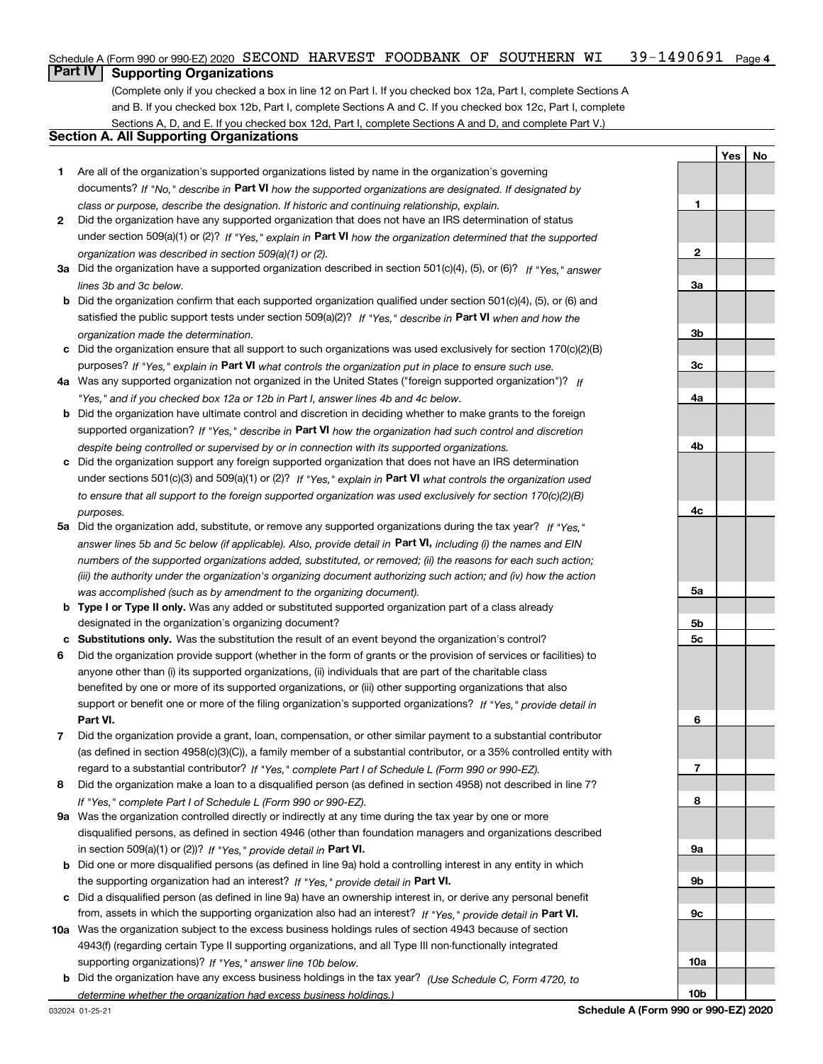Schedule A (Form 990 or 990-EZ) 2020 SECOND HARVEST FOODBANK OF SOUTHERN WI 39-1490691 Page 4

## Part IV Supporting Organizations

(Complete only if you checked a box in line 12 on Part I. If you checked box 12a, Part I, complete Sections A and B. If you checked box 12b, Part I, complete Sections A and C. If you checked box 12c, Part I, complete Sections A, D, and E. If you checked box 12d, Part I, complete Sections A and D, and complete Part V.)

### Section A. All Supporting Organizations

| | | | Yes | No |
|---|---|---|---|---|
| **1** | Are all of the organization's supported organizations listed by name in the organization's governing documents? *If "No," describe in* **Part VI** *how the supported organizations are designated. If designated by class or purpose, describe the designation. If historic and continuing relationship, explain.* | **1** | | |
| **2** | Did the organization have any supported organization that does not have an IRS determination of status under section 509(a)(1) or (2)? *If "Yes," explain in* **Part VI** *how the organization determined that the supported organization was described in section 509(a)(1) or (2).* | **2** | | |
| **3a** | Did the organization have a supported organization described in section 501(c)(4), (5), or (6)? *If "Yes," answer lines 3b and 3c below.* | **3a** | | |
| **b** | Did the organization confirm that each supported organization qualified under section 501(c)(4), (5), or (6) and satisfied the public support tests under section 509(a)(2)? *If "Yes," describe in* **Part VI** *when and how the organization made the determination.* | **3b** | | |
| **c** | Did the organization ensure that all support to such organizations was used exclusively for section 170(c)(2)(B) purposes? *If "Yes," explain in* **Part VI** *what controls the organization put in place to ensure such use.* | **3c** | | |
| **4a** | Was any supported organization not organized in the United States ("foreign supported organization")? *If "Yes," and if you checked box 12a or 12b in Part I, answer lines 4b and 4c below.* | **4a** | | |
| **b** | Did the organization have ultimate control and discretion in deciding whether to make grants to the foreign supported organization? *If "Yes," describe in* **Part VI** *how the organization had such control and discretion despite being controlled or supervised by or in connection with its supported organizations.* | **4b** | | |
| **c** | Did the organization support any foreign supported organization that does not have an IRS determination under sections 501(c)(3) and 509(a)(1) or (2)? *If "Yes," explain in* **Part VI** *what controls the organization used to ensure that all support to the foreign supported organization was used exclusively for section 170(c)(2)(B) purposes.* | **4c** | | |
| **5a** | Did the organization add, substitute, or remove any supported organizations during the tax year? *If "Yes," answer lines 5b and 5c below (if applicable). Also, provide detail in* **Part VI,** *including (i) the names and EIN numbers of the supported organizations added, substituted, or removed; (ii) the reasons for each such action; (iii) the authority under the organization's organizing document authorizing such action; and (iv) how the action was accomplished (such as by amendment to the organizing document).* | **5a** | | |
| **b** | **Type I or Type II only.** Was any added or substituted supported organization part of a class already designated in the organization's organizing document? | **5b** | | |
| **c** | **Substitutions only.** Was the substitution the result of an event beyond the organization's control? | **5c** | | |
| **6** | Did the organization provide support (whether in the form of grants or the provision of services or facilities) to anyone other than (i) its supported organizations, (ii) individuals that are part of the charitable class benefited by one or more of its supported organizations, or (iii) other supporting organizations that also support or benefit one or more of the filing organization's supported organizations? *If "Yes," provide detail in* **Part VI.** | **6** | | |
| **7** | Did the organization provide a grant, loan, compensation, or other similar payment to a substantial contributor (as defined in section 4958(c)(3)(C)), a family member of a substantial contributor, or a 35% controlled entity with regard to a substantial contributor? *If "Yes," complete Part I of Schedule L (Form 990 or 990-EZ).* | **7** | | |
| **8** | Did the organization make a loan to a disqualified person (as defined in section 4958) not described in line 7? *If "Yes," complete Part I of Schedule L (Form 990 or 990-EZ).* | **8** | | |
| **9a** | Was the organization controlled directly or indirectly at any time during the tax year by one or more disqualified persons, as defined in section 4946 (other than foundation managers and organizations described in section 509(a)(1) or (2))? *If "Yes," provide detail in* **Part VI.** | **9a** | | |
| **b** | Did one or more disqualified persons (as defined in line 9a) hold a controlling interest in any entity in which the supporting organization had an interest? *If "Yes," provide detail in* **Part VI.** | **9b** | | |
| **c** | Did a disqualified person (as defined in line 9a) have an ownership interest in, or derive any personal benefit from, assets in which the supporting organization also had an interest? *If "Yes," provide detail in* **Part VI.** | **9c** | | |
| **10a** | Was the organization subject to the excess business holdings rules of section 4943 because of section 4943(f) (regarding certain Type II supporting organizations, and all Type III non-functionally integrated supporting organizations)? *If "Yes," answer line 10b below.* | **10a** | | |
| **b** | Did the organization have any excess business holdings in the tax year? *(Use Schedule C, Form 4720, to determine whether the organization had excess business holdings.)* | **10b** | | |

032024 01-25-21 **Schedule A (Form 990 or 990-EZ) 2020**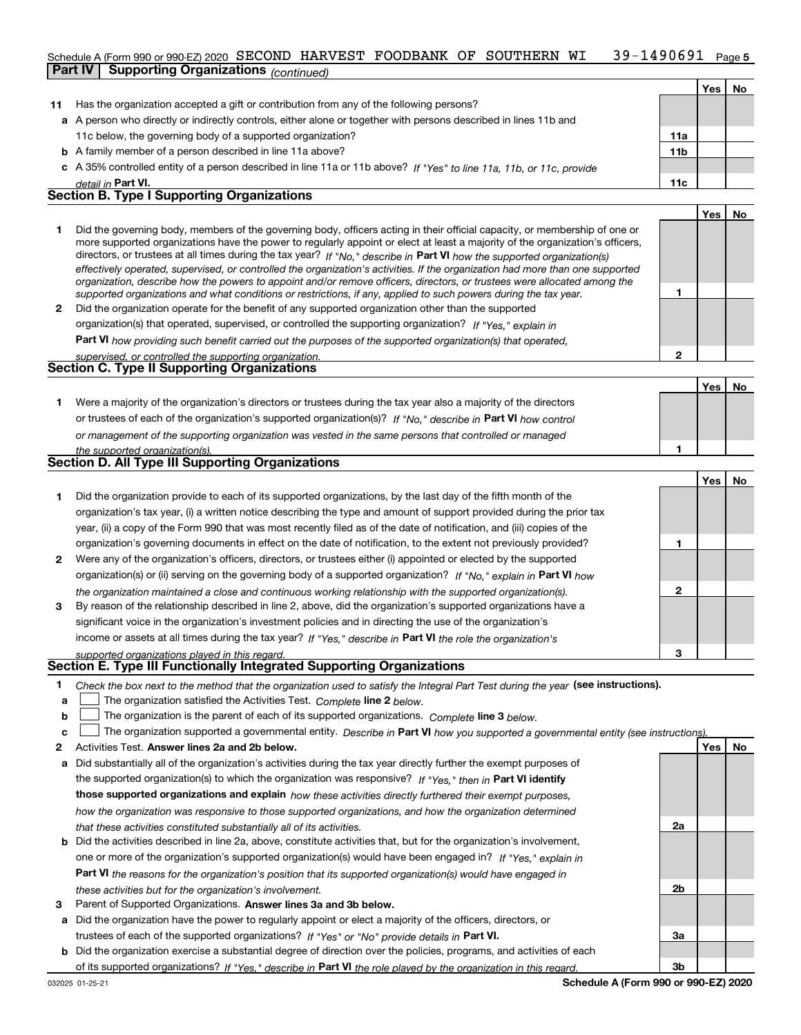Schedule A (Form 990 or 990-EZ) 2020 SECOND HARVEST FOODBANK OF SOUTHERN WI 39-1490691 Page 5

**Part IV | Supporting Organizations** *(continued)*

| | | | Yes | No |
|---|---|---|---|---|
| **11** | Has the organization accepted a gift or contribution from any of the following persons? | | | |
| **a** | A person who directly or indirectly controls, either alone or together with persons described in lines 11b and 11c below, the governing body of a supported organization? | **11a** | | |
| **b** | A family member of a person described in line 11a above? | **11b** | | |
| **c** | A 35% controlled entity of a person described in line 11a or 11b above? *If "Yes" to line 11a, 11b, or 11c, provide detail in* **Part VI.** | **11c** | | |

## Section B. Type I Supporting Organizations

| | | | Yes | No |
|---|---|---|---|---|
| **1** | Did the governing body, members of the governing body, officers acting in their official capacity, or membership of one or more supported organizations have the power to regularly appoint or elect at least a majority of the organization's officers, directors, or trustees at all times during the tax year? *If "No," describe in* **Part VI** *how the supported organization(s) effectively operated, supervised, or controlled the organization's activities. If the organization had more than one supported organization, describe how the powers to appoint and/or remove officers, directors, or trustees were allocated among the supported organizations and what conditions or restrictions, if any, applied to such powers during the tax year.* | **1** | | |
| **2** | Did the organization operate for the benefit of any supported organization other than the supported organization(s) that operated, supervised, or controlled the supporting organization? *If "Yes," explain in* **Part VI** *how providing such benefit carried out the purposes of the supported organization(s) that operated, supervised, or controlled the supporting organization.* | **2** | | |

## Section C. Type II Supporting Organizations

| | | | Yes | No |
|---|---|---|---|---|
| **1** | Were a majority of the organization's directors or trustees during the tax year also a majority of the directors or trustees of each of the organization's supported organization(s)? *If "No," describe in* **Part VI** *how control or management of the supporting organization was vested in the same persons that controlled or managed the supported organization(s).* | **1** | | |

## Section D. All Type III Supporting Organizations

| | | | Yes | No |
|---|---|---|---|---|
| **1** | Did the organization provide to each of its supported organizations, by the last day of the fifth month of the organization's tax year, (i) a written notice describing the type and amount of support provided during the prior tax year, (ii) a copy of the Form 990 that was most recently filed as of the date of notification, and (iii) copies of the organization's governing documents in effect on the date of notification, to the extent not previously provided? | **1** | | |
| **2** | Were any of the organization's officers, directors, or trustees either (i) appointed or elected by the supported organization(s) or (ii) serving on the governing body of a supported organization? *If "No," explain in* **Part VI** *how the organization maintained a close and continuous working relationship with the supported organization(s).* | **2** | | |
| **3** | By reason of the relationship described in line 2, above, did the organization's supported organizations have a significant voice in the organization's investment policies and in directing the use of the organization's income or assets at all times during the tax year? *If "Yes," describe in* **Part VI** *the role the organization's supported organizations played in this regard.* | **3** | | |

## Section E. Type III Functionally Integrated Supporting Organizations

**1** *Check the box next to the method that the organization used to satisfy the Integral Part Test during the year* **(see instructions).**

- **a** ☐ The organization satisfied the Activities Test. *Complete* **line 2** *below.*
- **b** ☐ The organization is the parent of each of its supported organizations. *Complete* **line 3** *below.*
- **c** ☐ The organization supported a governmental entity. *Describe in* **Part VI** *how you supported a governmental entity (see instructions).*

| | | | Yes | No |
|---|---|---|---|---|
| **2** | Activities Test. **Answer lines 2a and 2b below.** | | | |
| **a** | Did substantially all of the organization's activities during the tax year directly further the exempt purposes of the supported organization(s) to which the organization was responsive? *If "Yes," then in* **Part VI identify those supported organizations and explain** *how these activities directly furthered their exempt purposes, how the organization was responsive to those supported organizations, and how the organization determined that these activities constituted substantially all of its activities.* | **2a** | | |
| **b** | Did the activities described in line 2a, above, constitute activities that, but for the organization's involvement, one or more of the organization's supported organization(s) would have been engaged in? *If "Yes," explain in* **Part VI** *the reasons for the organization's position that its supported organization(s) would have engaged in these activities but for the organization's involvement.* | **2b** | | |
| **3** | Parent of Supported Organizations. **Answer lines 3a and 3b below.** | | | |
| **a** | Did the organization have the power to regularly appoint or elect a majority of the officers, directors, or trustees of each of the supported organizations? *If "Yes" or "No" provide details in* **Part VI.** | **3a** | | |
| **b** | Did the organization exercise a substantial degree of direction over the policies, programs, and activities of each of its supported organizations? *If "Yes," describe in* **Part VI** *the role played by the organization in this regard.* | **3b** | | |

032025 01-25-21 **Schedule A (Form 990 or 990-EZ) 2020**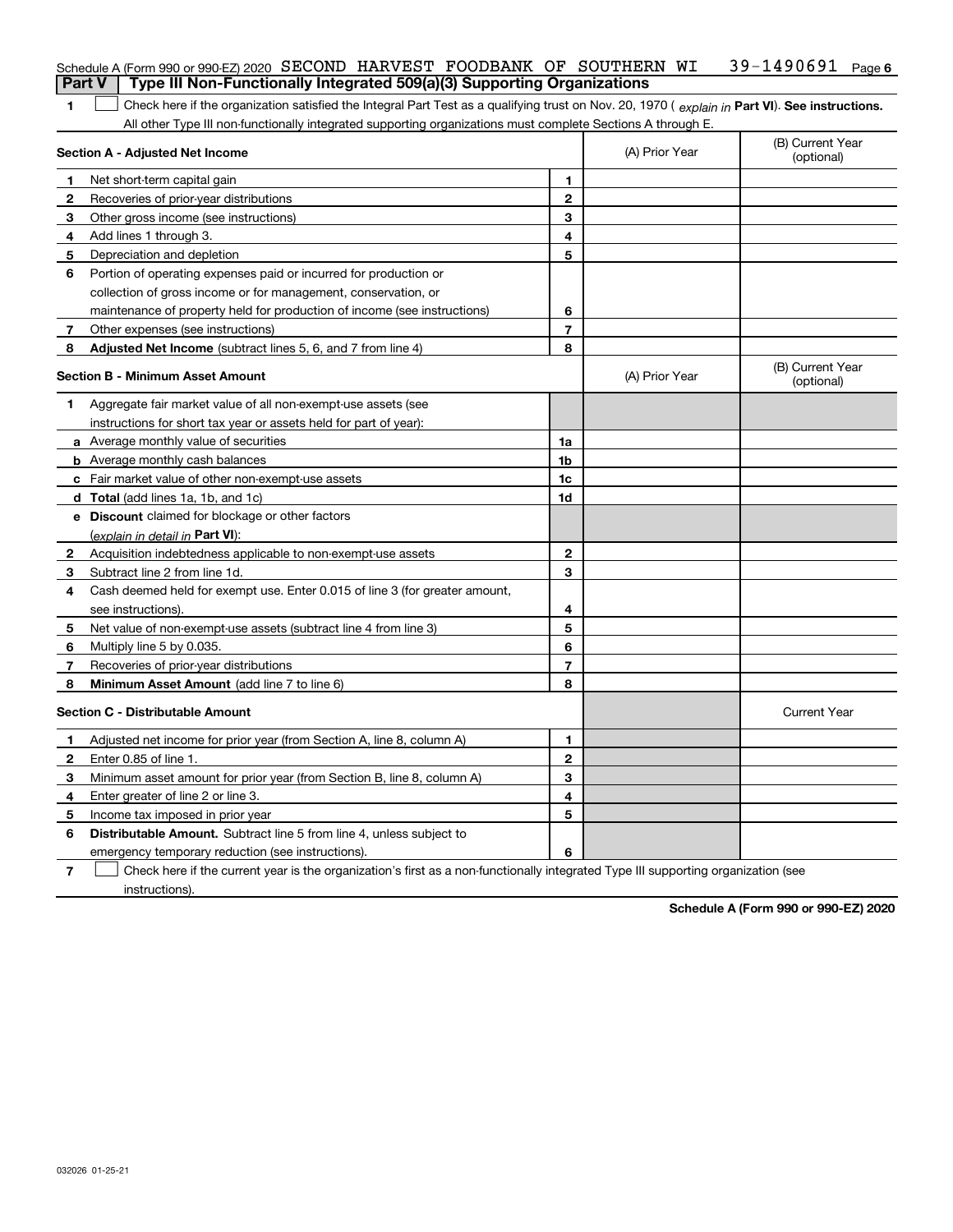Schedule A (Form 990 or 990-EZ) 2020 SECOND HARVEST FOODBANK OF SOUTHERN WI 39-1490691 Page 6

## Part V Type III Non-Functionally Integrated 509(a)(3) Supporting Organizations

**1** ☐ Check here if the organization satisfied the Integral Part Test as a qualifying trust on Nov. 20, 1970 ( *explain in* **Part VI**). **See instructions.** All other Type III non-functionally integrated supporting organizations must complete Sections A through E.

| **Section A - Adjusted Net Income** | | | (A) Prior Year | (B) Current Year (optional) |
|---|---|---|---|---|
| **1** | Net short-term capital gain | 1 | | |
| **2** | Recoveries of prior-year distributions | 2 | | |
| **3** | Other gross income (see instructions) | 3 | | |
| **4** | Add lines 1 through 3. | 4 | | |
| **5** | Depreciation and depletion | 5 | | |
| **6** | Portion of operating expenses paid or incurred for production or collection of gross income or for management, conservation, or maintenance of property held for production of income (see instructions) | 6 | | |
| **7** | Other expenses (see instructions) | 7 | | |
| **8** | **Adjusted Net Income** (subtract lines 5, 6, and 7 from line 4) | 8 | | |

| **Section B - Minimum Asset Amount** | | | (A) Prior Year | (B) Current Year (optional) |
|---|---|---|---|---|
| **1** | Aggregate fair market value of all non-exempt-use assets (see instructions for short tax year or assets held for part of year): | | | |
| **a** | Average monthly value of securities | 1a | | |
| **b** | Average monthly cash balances | 1b | | |
| **c** | Fair market value of other non-exempt-use assets | 1c | | |
| **d** | **Total** (add lines 1a, 1b, and 1c) | 1d | | |
| **e** | **Discount** claimed for blockage or other factors (*explain in detail in* **Part VI**): | | | |
| **2** | Acquisition indebtedness applicable to non-exempt-use assets | 2 | | |
| **3** | Subtract line 2 from line 1d. | 3 | | |
| **4** | Cash deemed held for exempt use. Enter 0.015 of line 3 (for greater amount, see instructions). | 4 | | |
| **5** | Net value of non-exempt-use assets (subtract line 4 from line 3) | 5 | | |
| **6** | Multiply line 5 by 0.035. | 6 | | |
| **7** | Recoveries of prior-year distributions | 7 | | |
| **8** | **Minimum Asset Amount** (add line 7 to line 6) | 8 | | |

| **Section C - Distributable Amount** | | | | Current Year |
|---|---|---|---|---|
| **1** | Adjusted net income for prior year (from Section A, line 8, column A) | 1 | | |
| **2** | Enter 0.85 of line 1. | 2 | | |
| **3** | Minimum asset amount for prior year (from Section B, line 8, column A) | 3 | | |
| **4** | Enter greater of line 2 or line 3. | 4 | | |
| **5** | Income tax imposed in prior year | 5 | | |
| **6** | **Distributable Amount.** Subtract line 5 from line 4, unless subject to emergency temporary reduction (see instructions). | 6 | | |

**7** ☐ Check here if the current year is the organization's first as a non-functionally integrated Type III supporting organization (see instructions).

**Schedule A (Form 990 or 990-EZ) 2020**

032026 01-25-21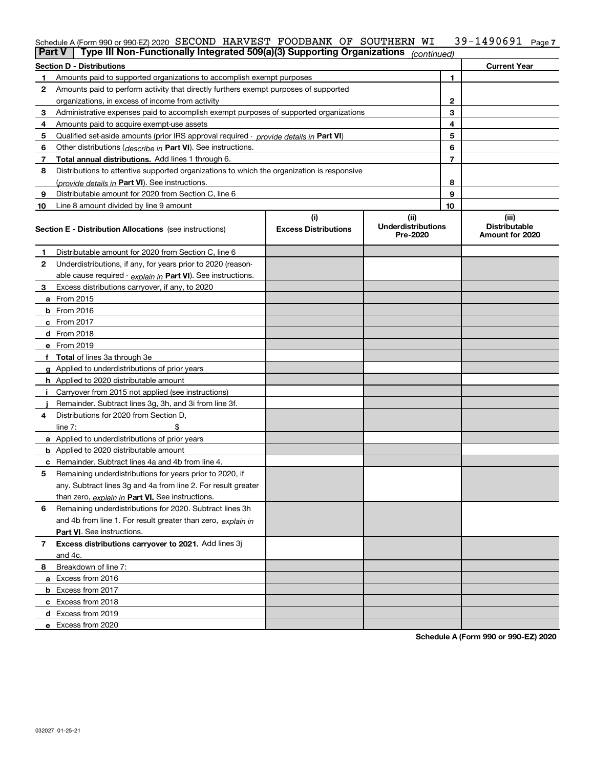Schedule A (Form 990 or 990-EZ) 2020 SECOND HARVEST FOODBANK OF SOUTHERN WI 39-1490691 Page 7

**Part V | Type III Non-Functionally Integrated 509(a)(3) Supporting Organizations** *(continued)*

| Section D - Distributions | | | Current Year |
|---|---|---|---|
| 1 | Amounts paid to supported organizations to accomplish exempt purposes | 1 | |
| 2 | Amounts paid to perform activity that directly furthers exempt purposes of supported organizations, in excess of income from activity | 2 | |
| 3 | Administrative expenses paid to accomplish exempt purposes of supported organizations | 3 | |
| 4 | Amounts paid to acquire exempt-use assets | 4 | |
| 5 | Qualified set-aside amounts (prior IRS approval required - *provide details in* **Part VI**) | 5 | |
| 6 | Other distributions (*describe in* **Part VI**). See instructions. | 6 | |
| 7 | **Total annual distributions.** Add lines 1 through 6. | 7 | |
| 8 | Distributions to attentive supported organizations to which the organization is responsive (*provide details in* **Part VI**). See instructions. | 8 | |
| 9 | Distributable amount for 2020 from Section C, line 6 | 9 | |
| 10 | Line 8 amount divided by line 9 amount | 10 | |

| | Section E - Distribution Allocations (see instructions) | (i) Excess Distributions | (ii) Underdistributions Pre-2020 | (iii) Distributable Amount for 2020 |
|---|---|---|---|---|
| 1 | Distributable amount for 2020 from Section C, line 6 | | | |
| 2 | Underdistributions, if any, for years prior to 2020 (reasonable cause required - *explain in* **Part VI**). See instructions. | | | |
| 3 | Excess distributions carryover, if any, to 2020 | | | |
| a | From 2015 | | | |
| b | From 2016 | | | |
| c | From 2017 | | | |
| d | From 2018 | | | |
| e | From 2019 | | | |
| f | **Total** of lines 3a through 3e | | | |
| g | Applied to underdistributions of prior years | | | |
| h | Applied to 2020 distributable amount | | | |
| i | Carryover from 2015 not applied (see instructions) | | | |
| j | Remainder. Subtract lines 3g, 3h, and 3i from line 3f. | | | |
| 4 | Distributions for 2020 from Section D, line 7: $ | | | |
| a | Applied to underdistributions of prior years | | | |
| b | Applied to 2020 distributable amount | | | |
| c | Remainder. Subtract lines 4a and 4b from line 4. | | | |
| 5 | Remaining underdistributions for years prior to 2020, if any. Subtract lines 3g and 4a from line 2. For result greater than zero, *explain in* **Part VI.** See instructions. | | | |
| 6 | Remaining underdistributions for 2020. Subtract lines 3h and 4b from line 1. For result greater than zero, *explain in* **Part VI**. See instructions. | | | |
| 7 | **Excess distributions carryover to 2021.** Add lines 3j and 4c. | | | |
| 8 | Breakdown of line 7: | | | |
| a | Excess from 2016 | | | |
| b | Excess from 2017 | | | |
| c | Excess from 2018 | | | |
| d | Excess from 2019 | | | |
| e | Excess from 2020 | | | |

**Schedule A (Form 990 or 990-EZ) 2020**

032027 01-25-21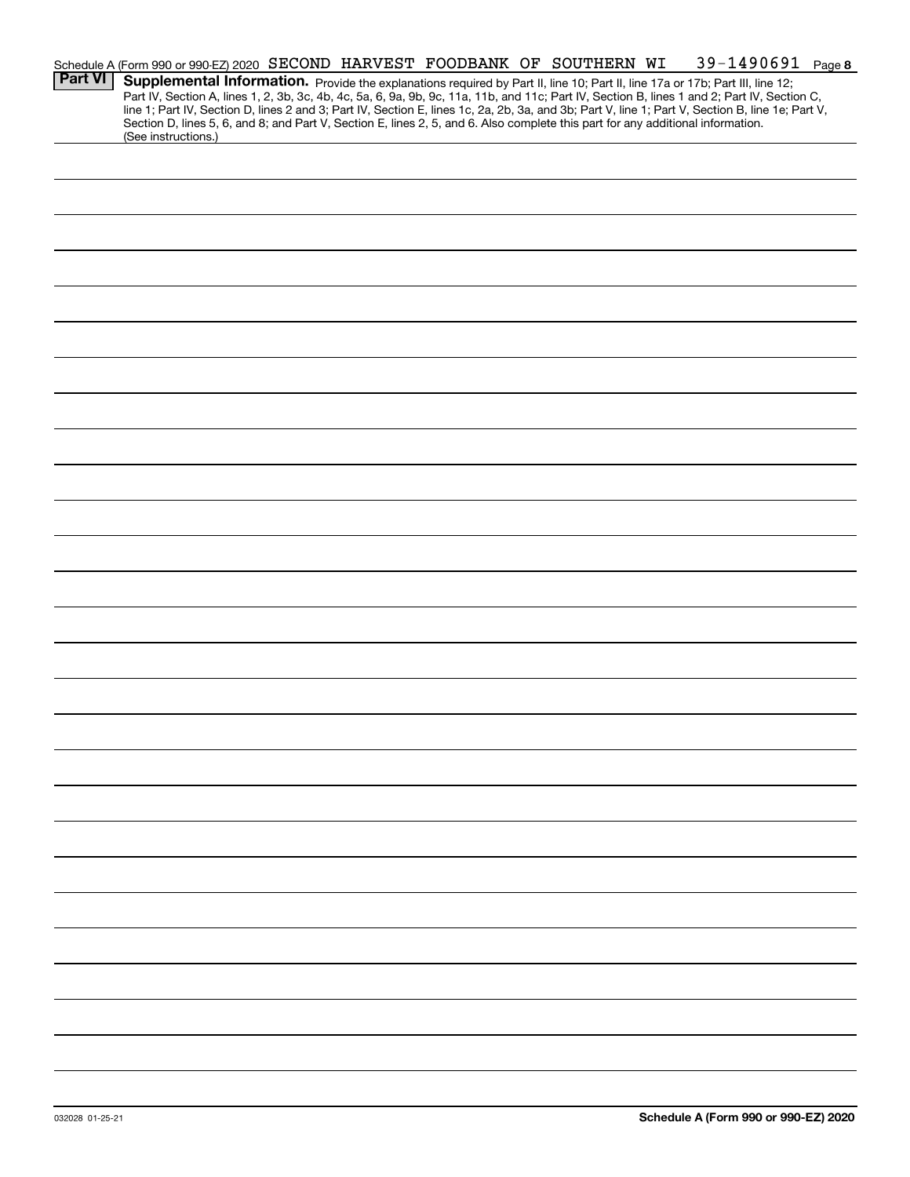Schedule A (Form 990 or 990-EZ) 2020 SECOND HARVEST FOODBANK OF SOUTHERN WI 39-1490691 Page 8

**Part VI** **Supplemental Information.** Provide the explanations required by Part II, line 10; Part II, line 17a or 17b; Part III, line 12; Part IV, Section A, lines 1, 2, 3b, 3c, 4b, 4c, 5a, 6, 9a, 9b, 9c, 11a, 11b, and 11c; Part IV, Section B, lines 1 and 2; Part IV, Section C, line 1; Part IV, Section D, lines 2 and 3; Part IV, Section E, lines 1c, 2a, 2b, 3a, and 3b; Part V, line 1; Part V, Section B, line 1e; Part V, Section D, lines 5, 6, and 8; and Part V, Section E, lines 2, 5, and 6. Also complete this part for any additional information. (See instructions.)

032028 01-25-21

**Schedule A (Form 990 or 990-EZ) 2020**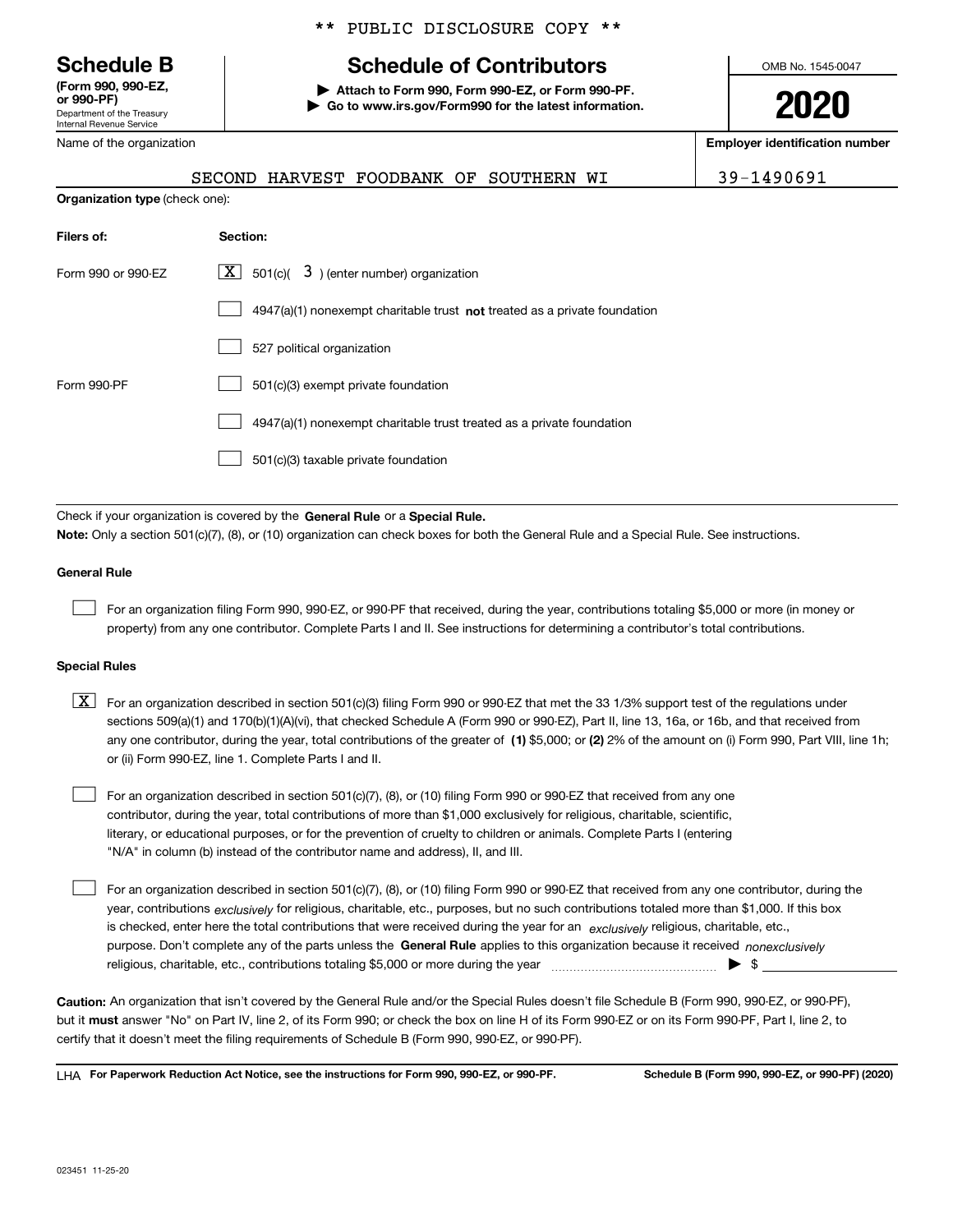** PUBLIC DISCLOSURE COPY **

# Schedule B

**(Form 990, 990-EZ, or 990-PF)**
Department of the Treasury
Internal Revenue Service

## Schedule of Contributors

▶ **Attach to Form 990, Form 990-EZ, or Form 990-PF.**
▶ **Go to www.irs.gov/Form990 for the latest information.**

OMB No. 1545-0047

**2020**

Name of the organization: SECOND HARVEST FOODBANK OF SOUTHERN WI

**Employer identification number:** 39-1490691

**Organization type** (check one):

| **Filers of:** | **Section:** |
|---|---|
| Form 990 or 990-EZ | [X] 501(c)( 3 ) (enter number) organization |
| | [ ] 4947(a)(1) nonexempt charitable trust **not** treated as a private foundation |
| | [ ] 527 political organization |
| Form 990-PF | [ ] 501(c)(3) exempt private foundation |
| | [ ] 4947(a)(1) nonexempt charitable trust treated as a private foundation |
| | [ ] 501(c)(3) taxable private foundation |

Check if your organization is covered by the **General Rule** or a **Special Rule.**

**Note:** Only a section 501(c)(7), (8), or (10) organization can check boxes for both the General Rule and a Special Rule. See instructions.

### General Rule

[ ] For an organization filing Form 990, 990-EZ, or 990-PF that received, during the year, contributions totaling $5,000 or more (in money or property) from any one contributor. Complete Parts I and II. See instructions for determining a contributor's total contributions.

### Special Rules

[X] For an organization described in section 501(c)(3) filing Form 990 or 990-EZ that met the 33 1/3% support test of the regulations under sections 509(a)(1) and 170(b)(1)(A)(vi), that checked Schedule A (Form 990 or 990-EZ), Part II, line 13, 16a, or 16b, and that received from any one contributor, during the year, total contributions of the greater of **(1)** $5,000; or **(2)** 2% of the amount on (i) Form 990, Part VIII, line 1h; or (ii) Form 990-EZ, line 1. Complete Parts I and II.

[ ] For an organization described in section 501(c)(7), (8), or (10) filing Form 990 or 990-EZ that received from any one contributor, during the year, total contributions of more than $1,000 exclusively for religious, charitable, scientific, literary, or educational purposes, or for the prevention of cruelty to children or animals. Complete Parts I (entering "N/A" in column (b) instead of the contributor name and address), II, and III.

[ ] For an organization described in section 501(c)(7), (8), or (10) filing Form 990 or 990-EZ that received from any one contributor, during the year, contributions *exclusively* for religious, charitable, etc., purposes, but no such contributions totaled more than $1,000. If this box is checked, enter here the total contributions that were received during the year for an *exclusively* religious, charitable, etc., purpose. Don't complete any of the parts unless the **General Rule** applies to this organization because it received *nonexclusively* religious, charitable, etc., contributions totaling $5,000 or more during the year ▶ $ ____________

**Caution:** An organization that isn't covered by the General Rule and/or the Special Rules doesn't file Schedule B (Form 990, 990-EZ, or 990-PF), but it **must** answer "No" on Part IV, line 2, of its Form 990; or check the box on line H of its Form 990-EZ or on its Form 990-PF, Part I, line 2, to certify that it doesn't meet the filing requirements of Schedule B (Form 990, 990-EZ, or 990-PF).

LHA **For Paperwork Reduction Act Notice, see the instructions for Form 990, 990-EZ, or 990-PF.** **Schedule B (Form 990, 990-EZ, or 990-PF) (2020)**

023451 11-25-20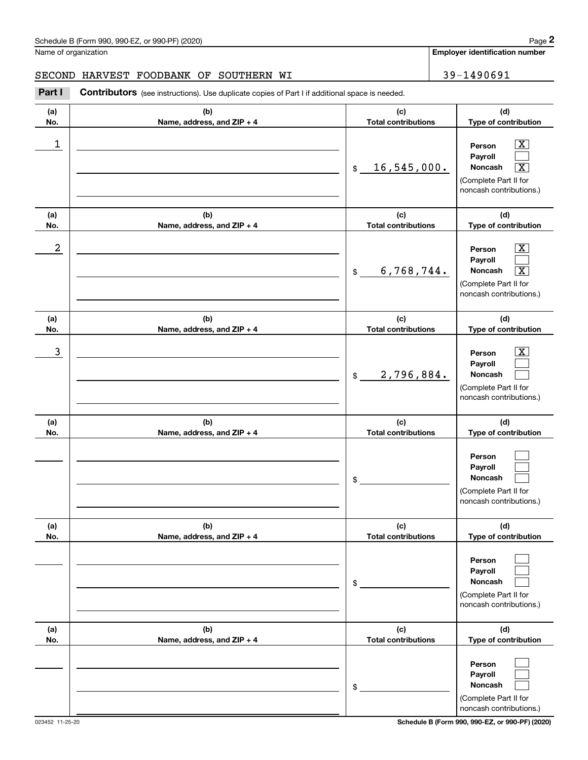Schedule B (Form 990, 990-EZ, or 990-PF) (2020)

Name of organization

SECOND HARVEST FOODBANK OF SOUTHERN WI

**Employer identification number**

39-1490691

**Part I** **Contributors** (see instructions). Use duplicate copies of Part I if additional space is needed.

| (a) No. | (b) Name, address, and ZIP + 4 | (c) Total contributions | (d) Type of contribution |
|---|---|---|---|
| 1 | | $ 16,545,000. | Person [X] Payroll [ ] Noncash [X] (Complete Part II for noncash contributions.) |
| 2 | | $ 6,768,744. | Person [X] Payroll [ ] Noncash [X] (Complete Part II for noncash contributions.) |
| 3 | | $ 2,796,884. | Person [X] Payroll [ ] Noncash [ ] (Complete Part II for noncash contributions.) |
| | | $ | Person [ ] Payroll [ ] Noncash [ ] (Complete Part II for noncash contributions.) |
| | | $ | Person [ ] Payroll [ ] Noncash [ ] (Complete Part II for noncash contributions.) |
| | | $ | Person [ ] Payroll [ ] Noncash [ ] (Complete Part II for noncash contributions.) |

023452 11-25-20

**Schedule B (Form 990, 990-EZ, or 990-PF) (2020)**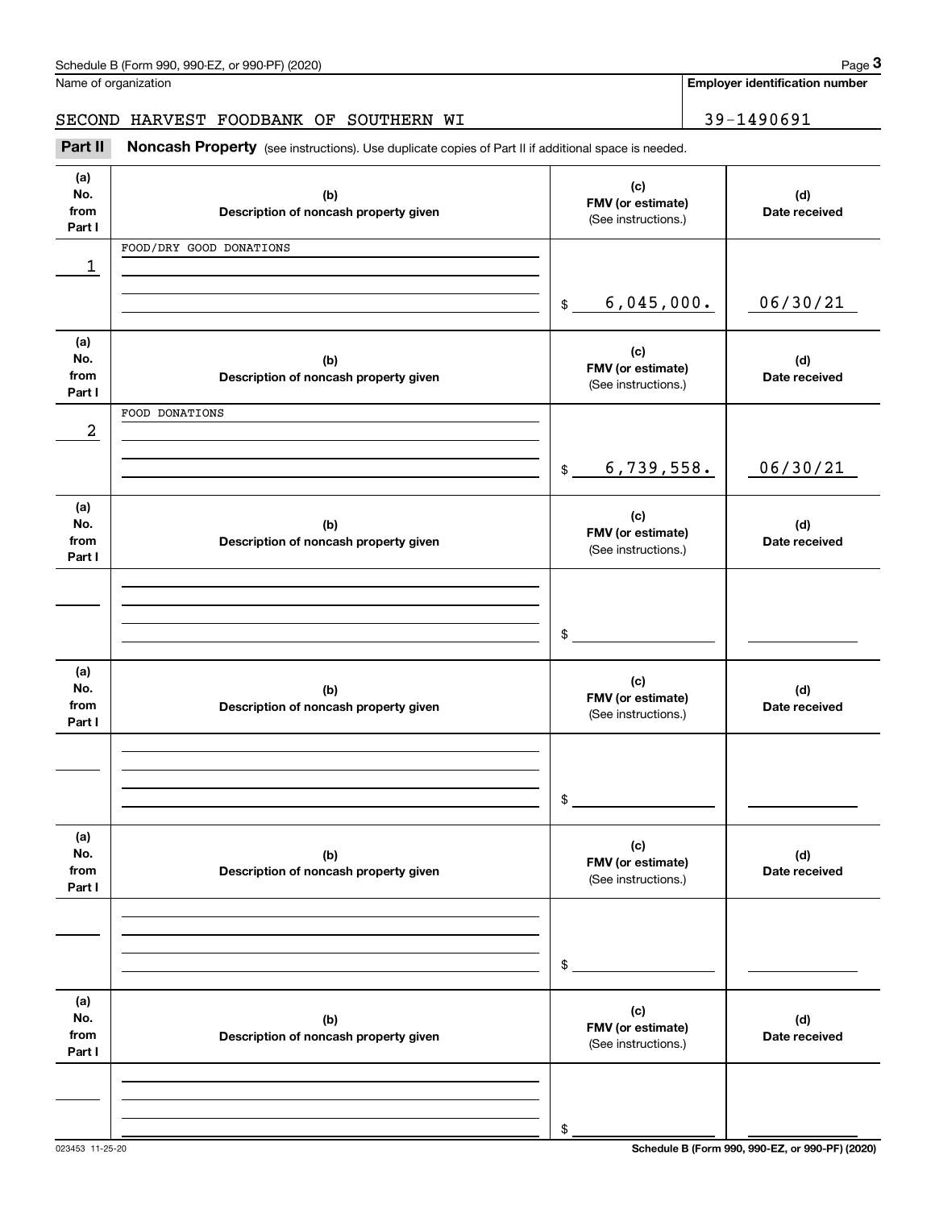Name of organization

**Employer identification number**

SECOND HARVEST FOODBANK OF SOUTHERN WI

39-1490691

**Part II** **Noncash Property** (see instructions). Use duplicate copies of Part II if additional space is needed.

| (a) No. from Part I | (b) Description of noncash property given | (c) FMV (or estimate) (See instructions.) | (d) Date received |
|---|---|---|---|
| 1 | FOOD/DRY GOOD DONATIONS | $ 6,045,000. | 06/30/21 |
| 2 | FOOD DONATIONS | $ 6,739,558. | 06/30/21 |
| | | $ | |
| | | $ | |
| | | $ | |
| | | $ | |

023453 11-25-20

**Schedule B (Form 990, 990-EZ, or 990-PF) (2020)**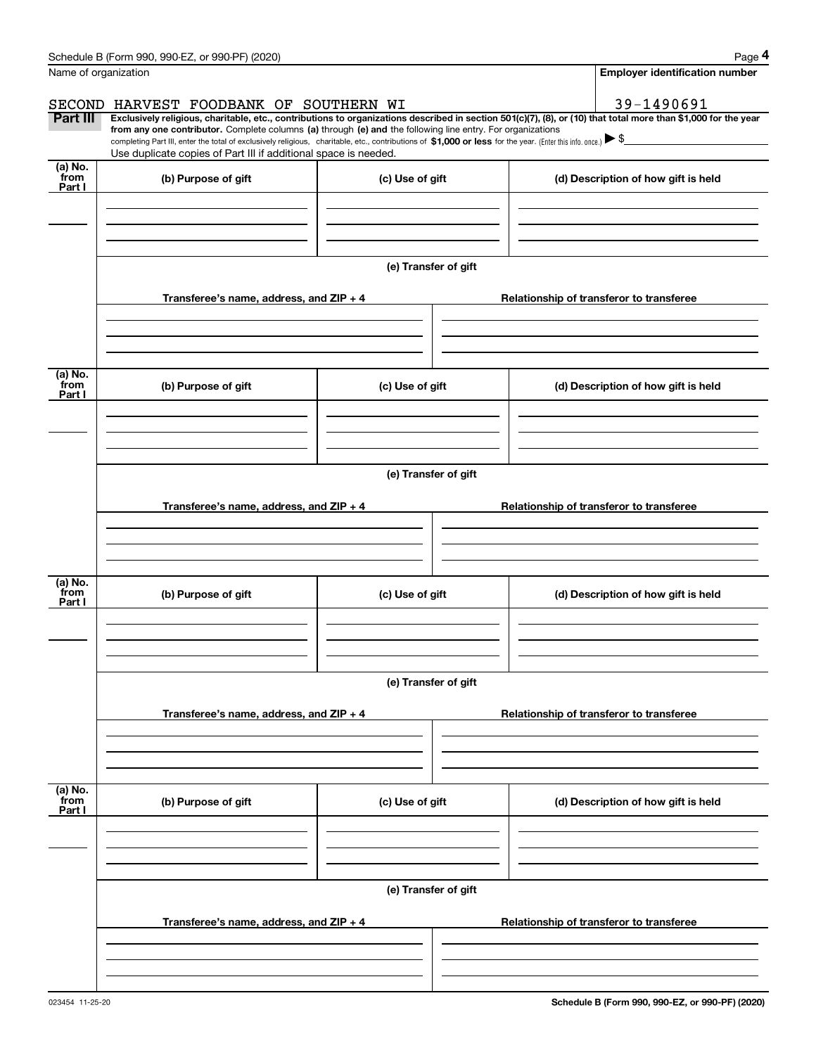Name of organization

**Employer identification number**

SECOND HARVEST FOODBANK OF SOUTHERN WI

39-1490691

**Part III** **Exclusively religious, charitable, etc., contributions to organizations described in section 501(c)(7), (8), or (10) that total more than $1,000 for the year from any one contributor.** Complete columns **(a)** through **(e) and** the following line entry. For organizations completing Part III, enter the total of exclusively religious, charitable, etc., contributions of **$1,000 or less** for the year. (Enter this info. once.) ▶ $

Use duplicate copies of Part III if additional space is needed.

| (a) No. from Part I | (b) Purpose of gift | (c) Use of gift | (d) Description of how gift is held |
|---|---|---|---|
| | | | |

**(e) Transfer of gift**

| Transferee's name, address, and ZIP + 4 | Relationship of transferor to transferee |
|---|---|
| | |

| (a) No. from Part I | (b) Purpose of gift | (c) Use of gift | (d) Description of how gift is held |
|---|---|---|---|
| | | | |

**(e) Transfer of gift**

| Transferee's name, address, and ZIP + 4 | Relationship of transferor to transferee |
|---|---|
| | |

| (a) No. from Part I | (b) Purpose of gift | (c) Use of gift | (d) Description of how gift is held |
|---|---|---|---|
| | | | |

**(e) Transfer of gift**

| Transferee's name, address, and ZIP + 4 | Relationship of transferor to transferee |
|---|---|
| | |

| (a) No. from Part I | (b) Purpose of gift | (c) Use of gift | (d) Description of how gift is held |
|---|---|---|---|
| | | | |

**(e) Transfer of gift**

| Transferee's name, address, and ZIP + 4 | Relationship of transferor to transferee |
|---|---|
| | |

023454 11-25-20

**Schedule B (Form 990, 990-EZ, or 990-PF) (2020)**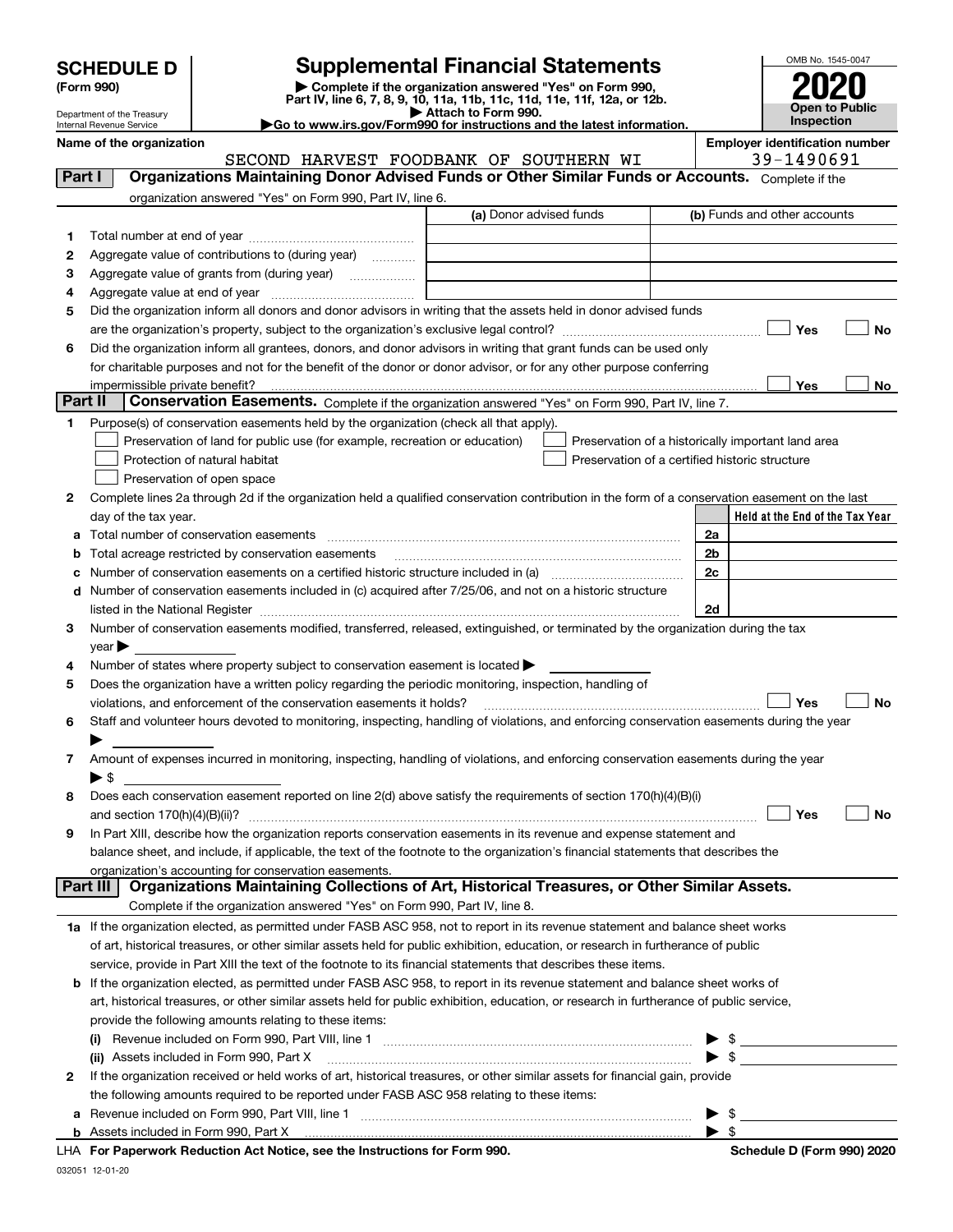# SCHEDULE D (Form 990)

Department of the Treasury
Internal Revenue Service

# Supplemental Financial Statements

▶ Complete if the organization answered "Yes" on Form 990, Part IV, line 6, 7, 8, 9, 10, 11a, 11b, 11c, 11d, 11e, 11f, 12a, or 12b.
▶ Attach to Form 990.
▶Go to www.irs.gov/Form990 for instructions and the latest information.

OMB No. 1545-0047

**2020**

**Open to Public Inspection**

**Name of the organization:** SECOND HARVEST FOODBANK OF SOUTHERN WI

**Employer identification number:** 39-1490691

## Part I — Organizations Maintaining Donor Advised Funds or Other Similar Funds or Accounts.

Complete if the organization answered "Yes" on Form 990, Part IV, line 6.

| | | (a) Donor advised funds | (b) Funds and other accounts |
|---|---|---|---|
| 1 | Total number at end of year | | |
| 2 | Aggregate value of contributions to (during year) | | |
| 3 | Aggregate value of grants from (during year) | | |
| 4 | Aggregate value at end of year | | |

5 Did the organization inform all donors and donor advisors in writing that the assets held in donor advised funds are the organization's property, subject to the organization's exclusive legal control? ☐ Yes ☐ No

6 Did the organization inform all grantees, donors, and donor advisors in writing that grant funds can be used only for charitable purposes and not for the benefit of the donor or donor advisor, or for any other purpose conferring impermissible private benefit? ☐ Yes ☐ No

## Part II — Conservation Easements.

Complete if the organization answered "Yes" on Form 990, Part IV, line 7.

1 Purpose(s) of conservation easements held by the organization (check all that apply).

- ☐ Preservation of land for public use (for example, recreation or education)
- ☐ Protection of natural habitat
- ☐ Preservation of open space
- ☐ Preservation of a historically important land area
- ☐ Preservation of a certified historic structure

2 Complete lines 2a through 2d if the organization held a qualified conservation contribution in the form of a conservation easement on the last day of the tax year.

| | | | Held at the End of the Tax Year |
|---|---|---|---|
| a | Total number of conservation easements | 2a | |
| b | Total acreage restricted by conservation easements | 2b | |
| c | Number of conservation easements on a certified historic structure included in (a) | 2c | |
| d | Number of conservation easements included in (c) acquired after 7/25/06, and not on a historic structure listed in the National Register | 2d | |

3 Number of conservation easements modified, transferred, released, extinguished, or terminated by the organization during the tax year ▶

4 Number of states where property subject to conservation easement is located ▶

5 Does the organization have a written policy regarding the periodic monitoring, inspection, handling of violations, and enforcement of the conservation easements it holds? ☐ Yes ☐ No

6 Staff and volunteer hours devoted to monitoring, inspecting, handling of violations, and enforcing conservation easements during the year ▶

7 Amount of expenses incurred in monitoring, inspecting, handling of violations, and enforcing conservation easements during the year ▶ $

8 Does each conservation easement reported on line 2(d) above satisfy the requirements of section 170(h)(4)(B)(i) and section 170(h)(4)(B)(ii)? ☐ Yes ☐ No

9 In Part XIII, describe how the organization reports conservation easements in its revenue and expense statement and balance sheet, and include, if applicable, the text of the footnote to the organization's financial statements that describes the organization's accounting for conservation easements.

## Part III — Organizations Maintaining Collections of Art, Historical Treasures, or Other Similar Assets.

Complete if the organization answered "Yes" on Form 990, Part IV, line 8.

1a If the organization elected, as permitted under FASB ASC 958, not to report in its revenue statement and balance sheet works of art, historical treasures, or other similar assets held for public exhibition, education, or research in furtherance of public service, provide in Part XIII the text of the footnote to its financial statements that describes these items.

b If the organization elected, as permitted under FASB ASC 958, to report in its revenue statement and balance sheet works of art, historical treasures, or other similar assets held for public exhibition, education, or research in furtherance of public service, provide the following amounts relating to these items:

(i) Revenue included on Form 990, Part VIII, line 1 ▶ $

(ii) Assets included in Form 990, Part X ▶ $

2 If the organization received or held works of art, historical treasures, or other similar assets for financial gain, provide the following amounts required to be reported under FASB ASC 958 relating to these items:

a Revenue included on Form 990, Part VIII, line 1 ▶ $

b Assets included in Form 990, Part X ▶ $

LHA For Paperwork Reduction Act Notice, see the Instructions for Form 990. Schedule D (Form 990) 2020

032051 12-01-20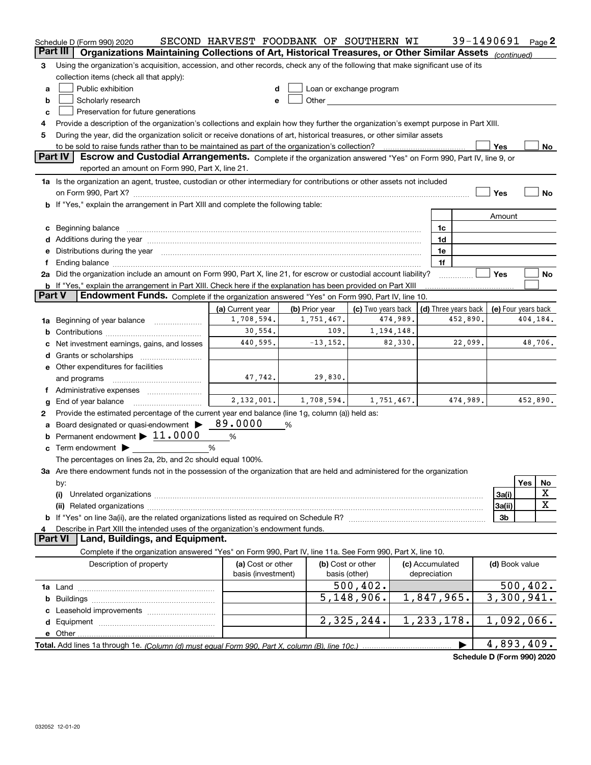Schedule D (Form 990) 2020 SECOND HARVEST FOODBANK OF SOUTHERN WI 39-1490691 Page 2

## Part III Organizations Maintaining Collections of Art, Historical Treasures, or Other Similar Assets *(continued)*

**3** Using the organization's acquisition, accession, and other records, check any of the following that make significant use of its collection items (check all that apply):

- **a** ☐ Public exhibition
- **b** ☐ Scholarly research
- **c** ☐ Preservation for future generations
- **d** ☐ Loan or exchange program
- **e** ☐ Other

**4** Provide a description of the organization's collections and explain how they further the organization's exempt purpose in Part XIII.

**5** During the year, did the organization solicit or receive donations of art, historical treasures, or other similar assets to be sold to raise funds rather than to be maintained as part of the organization's collection? ☐ Yes ☐ No

## Part IV Escrow and Custodial Arrangements.

Complete if the organization answered "Yes" on Form 990, Part IV, line 9, or reported an amount on Form 990, Part X, line 21.

**1a** Is the organization an agent, trustee, custodian or other intermediary for contributions or other assets not included on Form 990, Part X? ☐ Yes ☐ No

**b** If "Yes," explain the arrangement in Part XIII and complete the following table:

| | | Amount |
|---|---|---|
| **c** Beginning balance | 1c | |
| **d** Additions during the year | 1d | |
| **e** Distributions during the year | 1e | |
| **f** Ending balance | 1f | |

**2a** Did the organization include an amount on Form 990, Part X, line 21, for escrow or custodial account liability? ☐ Yes ☐ No

**b** If "Yes," explain the arrangement in Part XIII. Check here if the explanation has been provided on Part XIII ☐

## Part V Endowment Funds.

Complete if the organization answered "Yes" on Form 990, Part IV, line 10.

| | (a) Current year | (b) Prior year | (c) Two years back | (d) Three years back | (e) Four years back |
|---|---|---|---|---|---|
| **1a** Beginning of year balance | 1,708,594. | 1,751,467. | 474,989. | 452,890. | 404,184. |
| **b** Contributions | 30,554. | 109. | 1,194,148. | | |
| **c** Net investment earnings, gains, and losses | 440,595. | -13,152. | 82,330. | 22,099. | 48,706. |
| **d** Grants or scholarships | | | | | |
| **e** Other expenditures for facilities and programs | 47,742. | 29,830. | | | |
| **f** Administrative expenses | | | | | |
| **g** End of year balance | 2,132,001. | 1,708,594. | 1,751,467. | 474,989. | 452,890. |

**2** Provide the estimated percentage of the current year end balance (line 1g, column (a)) held as:

- **a** Board designated or quasi-endowment ▶ 89.0000 %
- **b** Permanent endowment ▶ 11.0000 %
- **c** Term endowment ▶ %

The percentages on lines 2a, 2b, and 2c should equal 100%.

**3a** Are there endowment funds not in the possession of the organization that are held and administered for the organization by:

| | | Yes | No |
|---|---|---|---|
| **(i)** Unrelated organizations | 3a(i) | | X |
| **(ii)** Related organizations | 3a(ii) | | X |
| **b** If "Yes" on line 3a(ii), are the related organizations listed as required on Schedule R? | 3b | | |

**4** Describe in Part XIII the intended uses of the organization's endowment funds.

## Part VI Land, Buildings, and Equipment.

Complete if the organization answered "Yes" on Form 990, Part IV, line 11a. See Form 990, Part X, line 10.

| Description of property | (a) Cost or other basis (investment) | (b) Cost or other basis (other) | (c) Accumulated depreciation | (d) Book value |
|---|---|---|---|---|
| **1a** Land | | 500,402. | | 500,402. |
| **b** Buildings | | 5,148,906. | 1,847,965. | 3,300,941. |
| **c** Leasehold improvements | | | | |
| **d** Equipment | | 2,325,244. | 1,233,178. | 1,092,066. |
| **e** Other | | | | |
| **Total.** Add lines 1a through 1e. *(Column (d) must equal Form 990, Part X, column (B), line 10c.)* | | | ▶ | 4,893,409. |

**Schedule D (Form 990) 2020**

032052 12-01-20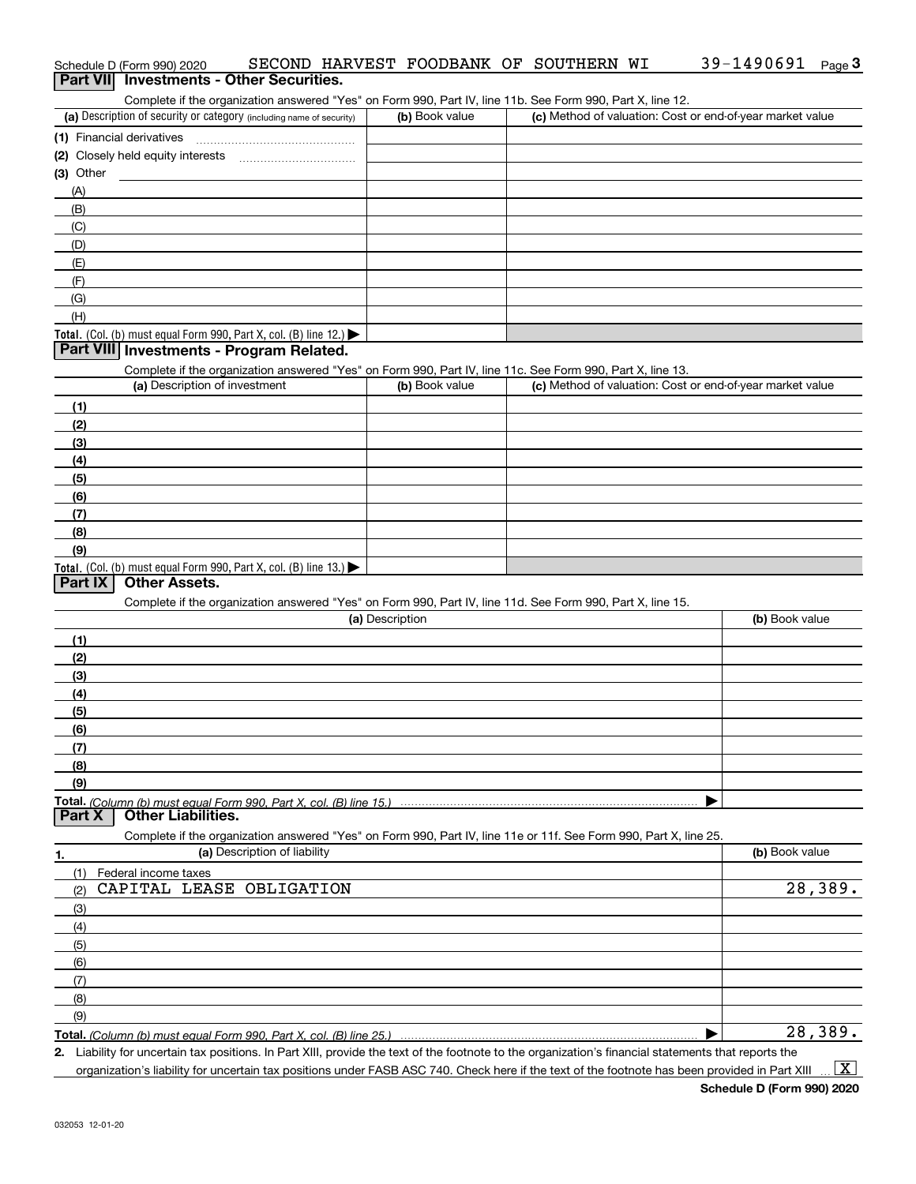Schedule D (Form 990) 2020 SECOND HARVEST FOODBANK OF SOUTHERN WI 39-1490691 Page 3

## Part VII Investments - Other Securities.

Complete if the organization answered "Yes" on Form 990, Part IV, line 11b. See Form 990, Part X, line 12.

| (a) Description of security or category (including name of security) | (b) Book value | (c) Method of valuation: Cost or end-of-year market value |
|---|---|---|
| (1) Financial derivatives | | |
| (2) Closely held equity interests | | |
| (3) Other | | |
| (A) | | |
| (B) | | |
| (C) | | |
| (D) | | |
| (E) | | |
| (F) | | |
| (G) | | |
| (H) | | |
| **Total.** (Col. (b) must equal Form 990, Part X, col. (B) line 12.) ▶ | | |

## Part VIII Investments - Program Related.

Complete if the organization answered "Yes" on Form 990, Part IV, line 11c. See Form 990, Part X, line 13.

| (a) Description of investment | (b) Book value | (c) Method of valuation: Cost or end-of-year market value |
|---|---|---|
| (1) | | |
| (2) | | |
| (3) | | |
| (4) | | |
| (5) | | |
| (6) | | |
| (7) | | |
| (8) | | |
| (9) | | |
| **Total.** (Col. (b) must equal Form 990, Part X, col. (B) line 13.) ▶ | | |

## Part IX Other Assets.

Complete if the organization answered "Yes" on Form 990, Part IV, line 11d. See Form 990, Part X, line 15.

| (a) Description | (b) Book value |
|---|---|
| (1) | |
| (2) | |
| (3) | |
| (4) | |
| (5) | |
| (6) | |
| (7) | |
| (8) | |
| (9) | |
| **Total.** *(Column (b) must equal Form 990, Part X, col. (B) line 15.)* ▶ | |

## Part X Other Liabilities.

Complete if the organization answered "Yes" on Form 990, Part IV, line 11e or 11f. See Form 990, Part X, line 25.

| 1. (a) Description of liability | (b) Book value |
|---|---|
| (1) Federal income taxes | |
| (2) CAPITAL LEASE OBLIGATION | 28,389. |
| (3) | |
| (4) | |
| (5) | |
| (6) | |
| (7) | |
| (8) | |
| (9) | |
| **Total.** *(Column (b) must equal Form 990, Part X, col. (B) line 25.)* ▶ | 28,389. |

2. Liability for uncertain tax positions. In Part XIII, provide the text of the footnote to the organization's financial statements that reports the organization's liability for uncertain tax positions under FASB ASC 740. Check here if the text of the footnote has been provided in Part XIII ... [X]

Schedule D (Form 990) 2020

032053 12-01-20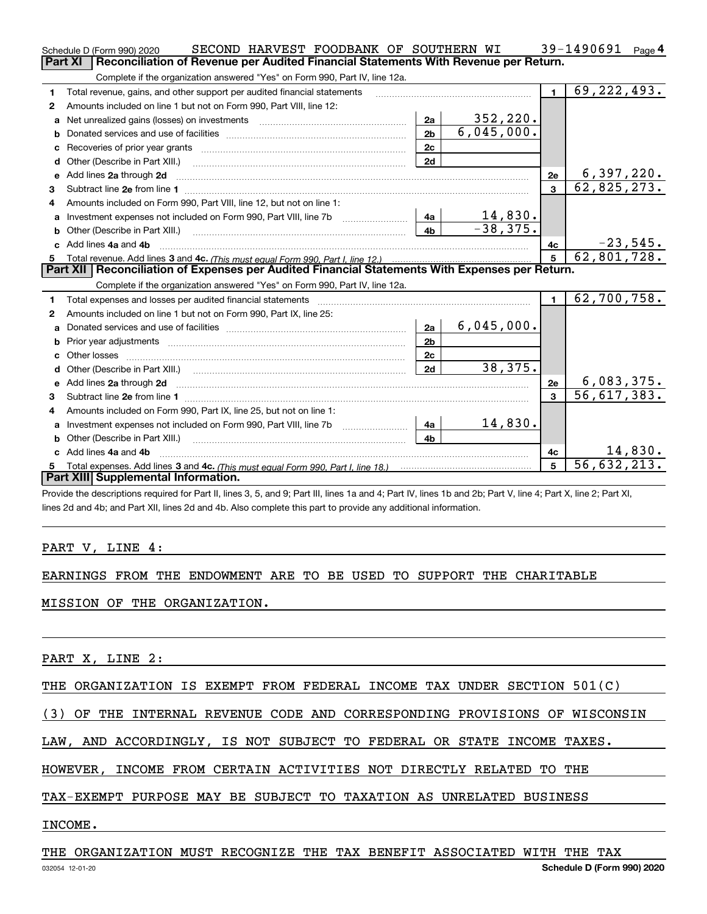Schedule D (Form 990) 2020 SECOND HARVEST FOODBANK OF SOUTHERN WI 39-1490691 Page 4

## Part XI Reconciliation of Revenue per Audited Financial Statements With Revenue per Return.

Complete if the organization answered "Yes" on Form 990, Part IV, line 12a.

| | | | | | |
|---|---|---|---|---|---|
| 1 | Total revenue, gains, and other support per audited financial statements | | | 1 | 69,222,493. |
| 2 | Amounts included on line 1 but not on Form 990, Part VIII, line 12: | | | | |
| a | Net unrealized gains (losses) on investments | 2a | 352,220. | | |
| b | Donated services and use of facilities | 2b | 6,045,000. | | |
| c | Recoveries of prior year grants | 2c | | | |
| d | Other (Describe in Part XIII.) | 2d | | | |
| e | Add lines 2a through 2d | | | 2e | 6,397,220. |
| 3 | Subtract line 2e from line 1 | | | 3 | 62,825,273. |
| 4 | Amounts included on Form 990, Part VIII, line 12, but not on line 1: | | | | |
| a | Investment expenses not included on Form 990, Part VIII, line 7b | 4a | 14,830. | | |
| b | Other (Describe in Part XIII.) | 4b | -38,375. | | |
| c | Add lines 4a and 4b | | | 4c | -23,545. |
| 5 | Total revenue. Add lines 3 and 4c. *(This must equal Form 990, Part I, line 12.)* | | | 5 | 62,801,728. |

## Part XII Reconciliation of Expenses per Audited Financial Statements With Expenses per Return.

Complete if the organization answered "Yes" on Form 990, Part IV, line 12a.

| | | | | | |
|---|---|---|---|---|---|
| 1 | Total expenses and losses per audited financial statements | | | 1 | 62,700,758. |
| 2 | Amounts included on line 1 but not on Form 990, Part IX, line 25: | | | | |
| a | Donated services and use of facilities | 2a | 6,045,000. | | |
| b | Prior year adjustments | 2b | | | |
| c | Other losses | 2c | | | |
| d | Other (Describe in Part XIII.) | 2d | 38,375. | | |
| e | Add lines 2a through 2d | | | 2e | 6,083,375. |
| 3 | Subtract line 2e from line 1 | | | 3 | 56,617,383. |
| 4 | Amounts included on Form 990, Part IX, line 25, but not on line 1: | | | | |
| a | Investment expenses not included on Form 990, Part VIII, line 7b | 4a | 14,830. | | |
| b | Other (Describe in Part XIII.) | 4b | | | |
| c | Add lines 4a and 4b | | | 4c | 14,830. |
| 5 | Total expenses. Add lines 3 and 4c. *(This must equal Form 990, Part I, line 18.)* | | | 5 | 56,632,213. |

## Part XIII Supplemental Information.

Provide the descriptions required for Part II, lines 3, 5, and 9; Part III, lines 1a and 4; Part IV, lines 1b and 2b; Part V, line 4; Part X, line 2; Part XI, lines 2d and 4b; and Part XII, lines 2d and 4b. Also complete this part to provide any additional information.

PART V, LINE 4:

EARNINGS FROM THE ENDOWMENT ARE TO BE USED TO SUPPORT THE CHARITABLE MISSION OF THE ORGANIZATION.

PART X, LINE 2:

THE ORGANIZATION IS EXEMPT FROM FEDERAL INCOME TAX UNDER SECTION 501(C)(3) OF THE INTERNAL REVENUE CODE AND CORRESPONDING PROVISIONS OF WISCONSIN LAW, AND ACCORDINGLY, IS NOT SUBJECT TO FEDERAL OR STATE INCOME TAXES. HOWEVER, INCOME FROM CERTAIN ACTIVITIES NOT DIRECTLY RELATED TO THE TAX-EXEMPT PURPOSE MAY BE SUBJECT TO TAXATION AS UNRELATED BUSINESS INCOME.

THE ORGANIZATION MUST RECOGNIZE THE TAX BENEFIT ASSOCIATED WITH THE TAX

032054 12-01-20 Schedule D (Form 990) 2020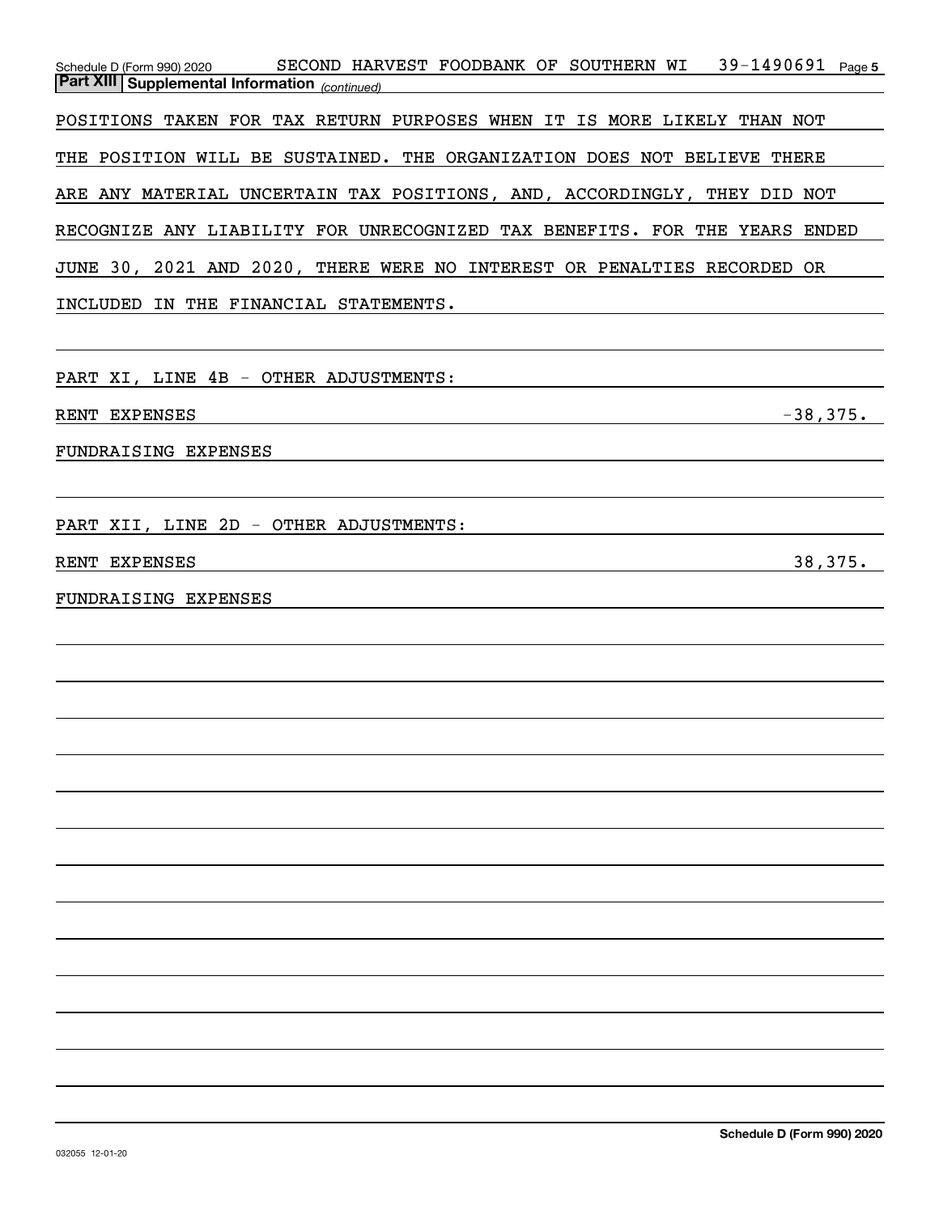Schedule D (Form 990) 2020 SECOND HARVEST FOODBANK OF SOUTHERN WI 39-1490691 Page 5

**Part XIII | Supplemental Information** *(continued)*

POSITIONS TAKEN FOR TAX RETURN PURPOSES WHEN IT IS MORE LIKELY THAN NOT THE POSITION WILL BE SUSTAINED. THE ORGANIZATION DOES NOT BELIEVE THERE ARE ANY MATERIAL UNCERTAIN TAX POSITIONS, AND, ACCORDINGLY, THEY DID NOT RECOGNIZE ANY LIABILITY FOR UNRECOGNIZED TAX BENEFITS. FOR THE YEARS ENDED JUNE 30, 2021 AND 2020, THERE WERE NO INTEREST OR PENALTIES RECORDED OR INCLUDED IN THE FINANCIAL STATEMENTS.

PART XI, LINE 4B - OTHER ADJUSTMENTS:

| | |
|---|---|
| RENT EXPENSES | -38,375. |
| FUNDRAISING EXPENSES | |

PART XII, LINE 2D - OTHER ADJUSTMENTS:

| | |
|---|---|
| RENT EXPENSES | 38,375. |
| FUNDRAISING EXPENSES | |

Schedule D (Form 990) 2020

032055 12-01-20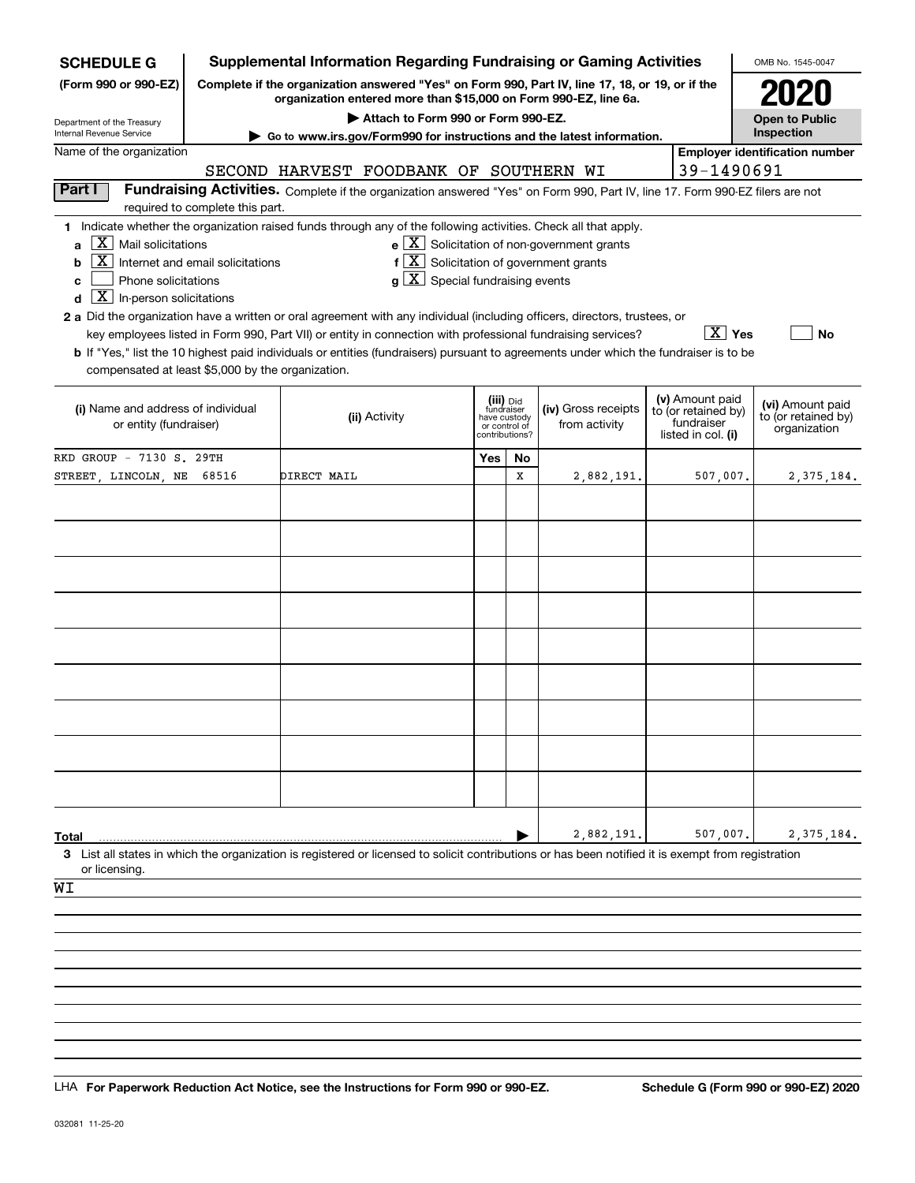**SCHEDULE G (Form 990 or 990-EZ)**

Department of the Treasury
Internal Revenue Service

# Supplemental Information Regarding Fundraising or Gaming Activities

**Complete if the organization answered "Yes" on Form 990, Part IV, line 17, 18, or 19, or if the organization entered more than $15,000 on Form 990-EZ, line 6a.**

**▶ Attach to Form 990 or Form 990-EZ.**

**▶ Go to www.irs.gov/Form990 for instructions and the latest information.**

OMB No. 1545-0047

**2020**

**Open to Public Inspection**

Name of the organization: SECOND HARVEST FOODBANK OF SOUTHERN WI

**Employer identification number:** 39-1490691

**Part I Fundraising Activities.** Complete if the organization answered "Yes" on Form 990, Part IV, line 17. Form 990-EZ filers are not required to complete this part.

**1** Indicate whether the organization raised funds through any of the following activities. Check all that apply.

- **a** [X] Mail solicitations
- **b** [X] Internet and email solicitations
- **c** [ ] Phone solicitations
- **d** [X] In-person solicitations
- **e** [X] Solicitation of non-government grants
- **f** [X] Solicitation of government grants
- **g** [X] Special fundraising events

**2 a** Did the organization have a written or oral agreement with any individual (including officers, directors, trustees, or key employees listed in Form 990, Part VII) or entity in connection with professional fundraising services? [X] Yes [ ] No

**b** If "Yes," list the 10 highest paid individuals or entities (fundraisers) pursuant to agreements under which the fundraiser is to be compensated at least $5,000 by the organization.

| (i) Name and address of individual or entity (fundraiser) | (ii) Activity | (iii) Did fundraiser have custody or control of contributions? Yes | No | (iv) Gross receipts from activity | (v) Amount paid to (or retained by) fundraiser listed in col. (i) | (vi) Amount paid to (or retained by) organization |
|---|---|---|---|---|---|---|
| RKD GROUP - 7130 S. 29TH STREET, LINCOLN, NE 68516 | DIRECT MAIL | | X | 2,882,191. | 507,007. | 2,375,184. |
| | | | | | | |
| | | | | | | |
| | | | | | | |
| | | | | | | |
| | | | | | | |
| | | | | | | |
| | | | | | | |
| | | | | | | |
| | | | | | | |
| **Total** | | | ▶ | 2,882,191. | 507,007. | 2,375,184. |

**3** List all states in which the organization is registered or licensed to solicit contributions or has been notified it is exempt from registration or licensing.

WI

LHA **For Paperwork Reduction Act Notice, see the Instructions for Form 990 or 990-EZ.** **Schedule G (Form 990 or 990-EZ) 2020**

032081 11-25-20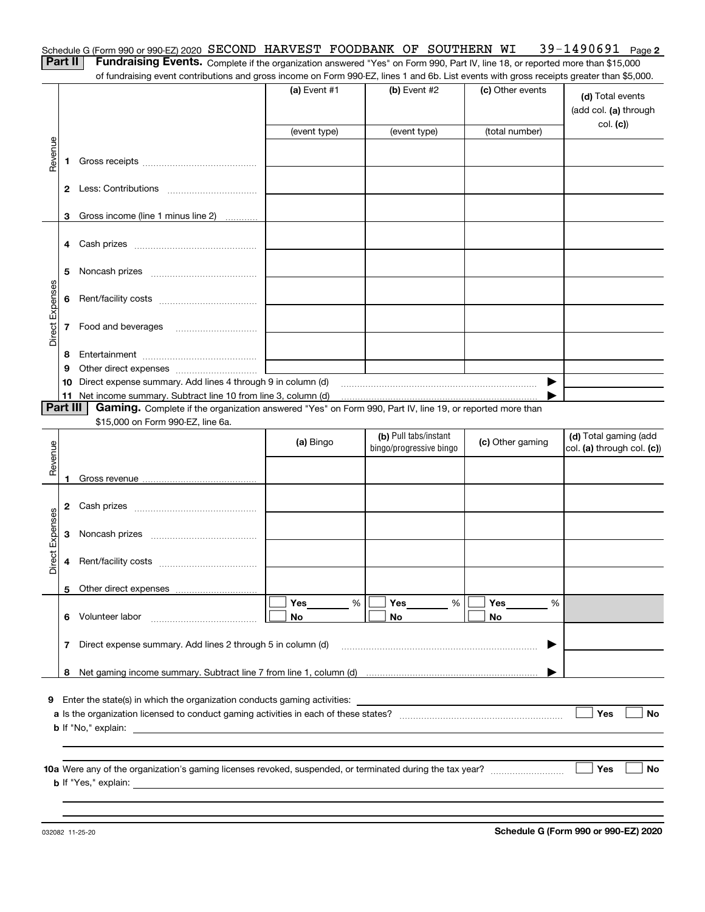Schedule G (Form 990 or 990-EZ) 2020 SECOND HARVEST FOODBANK OF SOUTHERN WI 39-1490691 Page 2

**Part II** **Fundraising Events.** Complete if the organization answered "Yes" on Form 990, Part IV, line 18, or reported more than $15,000 of fundraising event contributions and gross income on Form 990-EZ, lines 1 and 6b. List events with gross receipts greater than $5,000.

| | | (a) Event #1 | (b) Event #2 | (c) Other events | (d) Total events (add col. (a) through col. (c)) |
|---|---|---|---|---|---|
| | | (event type) | (event type) | (total number) | |
| Revenue | 1 Gross receipts | | | | |
| | 2 Less: Contributions | | | | |
| | 3 Gross income (line 1 minus line 2) | | | | |
| Direct Expenses | 4 Cash prizes | | | | |
| | 5 Noncash prizes | | | | |
| | 6 Rent/facility costs | | | | |
| | 7 Food and beverages | | | | |
| | 8 Entertainment | | | | |
| | 9 Other direct expenses | | | | |
| | 10 Direct expense summary. Add lines 4 through 9 in column (d) | | | ▶ | |
| | 11 Net income summary. Subtract line 10 from line 3, column (d) | | | ▶ | |

**Part III** **Gaming.** Complete if the organization answered "Yes" on Form 990, Part IV, line 19, or reported more than $15,000 on Form 990-EZ, line 6a.

| | | (a) Bingo | (b) Pull tabs/instant bingo/progressive bingo | (c) Other gaming | (d) Total gaming (add col. (a) through col. (c)) |
|---|---|---|---|---|---|
| Revenue | 1 Gross revenue | | | | |
| Direct Expenses | 2 Cash prizes | | | | |
| | 3 Noncash prizes | | | | |
| | 4 Rent/facility costs | | | | |
| | 5 Other direct expenses | | | | |
| | 6 Volunteer labor | ☐ Yes ___ % ☐ No | ☐ Yes ___ % ☐ No | ☐ Yes ___ % ☐ No | |
| | 7 Direct expense summary. Add lines 2 through 5 in column (d) | | | ▶ | |
| | 8 Net gaming income summary. Subtract line 7 from line 1, column (d) | | | ▶ | |

**9** Enter the state(s) in which the organization conducts gaming activities:

**a** Is the organization licensed to conduct gaming activities in each of these states? ☐ Yes ☐ No

**b** If "No," explain:

**10a** Were any of the organization's gaming licenses revoked, suspended, or terminated during the tax year? ☐ Yes ☐ No

**b** If "Yes," explain:

032082 11-25-20 **Schedule G (Form 990 or 990-EZ) 2020**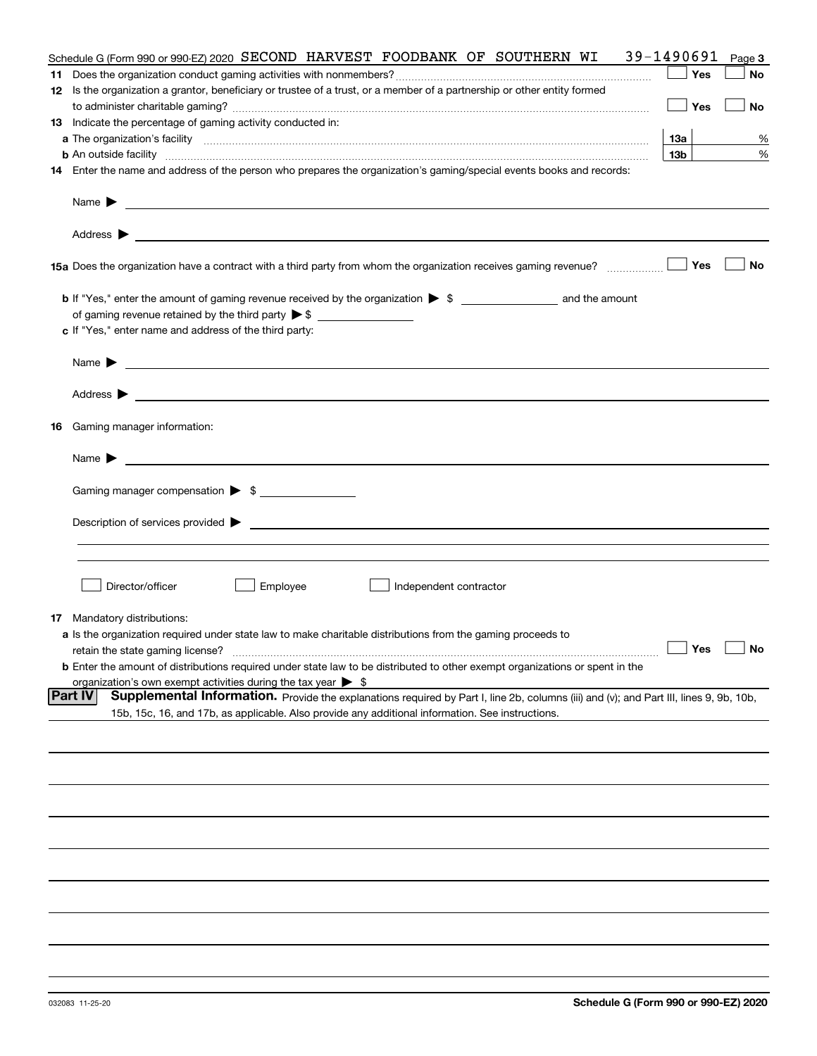Schedule G (Form 990 or 990-EZ) 2020 SECOND HARVEST FOODBANK OF SOUTHERN WI 39-1490691 Page **3**

**11** Does the organization conduct gaming activities with nonmembers? ☐ Yes ☐ No

**12** Is the organization a grantor, beneficiary or trustee of a trust, or a member of a partnership or other entity formed to administer charitable gaming? ☐ Yes ☐ No

**13** Indicate the percentage of gaming activity conducted in:

**a** The organization's facility **13a** %

**b** An outside facility **13b** %

**14** Enter the name and address of the person who prepares the organization's gaming/special events books and records:

Name ▶

Address ▶

**15a** Does the organization have a contract with a third party from whom the organization receives gaming revenue? ☐ Yes ☐ No

**b** If "Yes," enter the amount of gaming revenue received by the organization ▶ $ ____________ and the amount of gaming revenue retained by the third party ▶ $ ____________

**c** If "Yes," enter name and address of the third party:

Name ▶

Address ▶

**16** Gaming manager information:

Name ▶

Gaming manager compensation ▶ $ ____________

Description of services provided ▶

☐ Director/officer ☐ Employee ☐ Independent contractor

**17** Mandatory distributions:

**a** Is the organization required under state law to make charitable distributions from the gaming proceeds to retain the state gaming license? ☐ Yes ☐ No

**b** Enter the amount of distributions required under state law to be distributed to other exempt organizations or spent in the organization's own exempt activities during the tax year ▶ $

**Part IV** **Supplemental Information.** Provide the explanations required by Part I, line 2b, columns (iii) and (v); and Part III, lines 9, 9b, 10b, 15b, 15c, 16, and 17b, as applicable. Also provide any additional information. See instructions.

032083 11-25-20 **Schedule G (Form 990 or 990-EZ) 2020**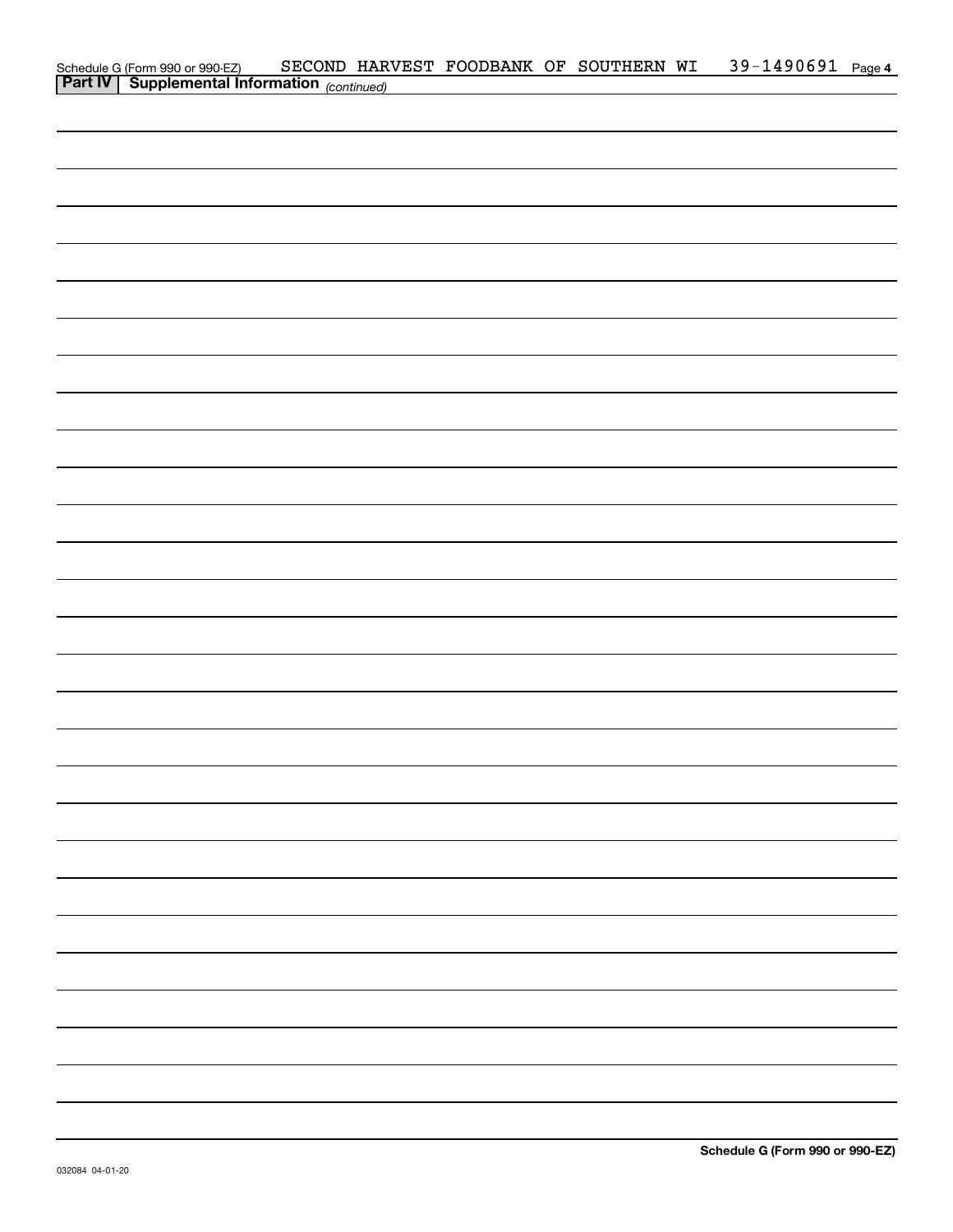Schedule G (Form 990 or 990-EZ) SECOND HARVEST FOODBANK OF SOUTHERN WI 39-1490691 Page 4

**Part IV | Supplemental Information** *(continued)*

Schedule G (Form 990 or 990-EZ)

032084 04-01-20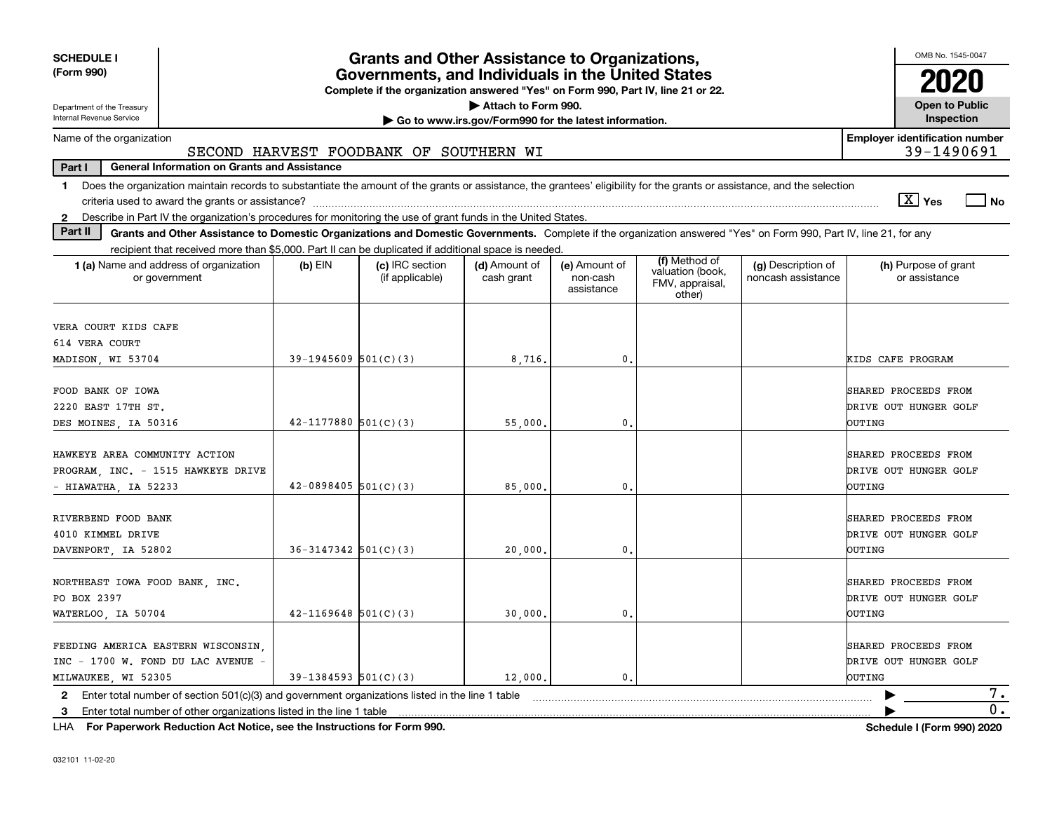**SCHEDULE I (Form 990)**

Department of the Treasury
Internal Revenue Service

# Grants and Other Assistance to Organizations, Governments, and Individuals in the United States

**Complete if the organization answered "Yes" on Form 990, Part IV, line 21 or 22.**
**▶ Attach to Form 990.**
**▶ Go to www.irs.gov/Form990 for the latest information.**

OMB No. 1545-0047

**2020**

**Open to Public Inspection**

Name of the organization: SECOND HARVEST FOODBANK OF SOUTHERN WI

**Employer identification number** 39-1490691

**Part I — General Information on Grants and Assistance**

1 Does the organization maintain records to substantiate the amount of the grants or assistance, the grantees' eligibility for the grants or assistance, and the selection criteria used to award the grants or assistance? [X] Yes [ ] No

2 Describe in Part IV the organization's procedures for monitoring the use of grant funds in the United States.

**Part II — Grants and Other Assistance to Domestic Organizations and Domestic Governments.** Complete if the organization answered "Yes" on Form 990, Part IV, line 21, for any recipient that received more than $5,000. Part II can be duplicated if additional space is needed.

| 1 (a) Name and address of organization or government | (b) EIN | (c) IRC section (if applicable) | (d) Amount of cash grant | (e) Amount of non-cash assistance | (f) Method of valuation (book, FMV, appraisal, other) | (g) Description of noncash assistance | (h) Purpose of grant or assistance |
|---|---|---|---|---|---|---|---|
| VERA COURT KIDS CAFE 614 VERA COURT MADISON, WI 53704 | 39-1945609 | 501(C)(3) | 8,716. | 0. | | | KIDS CAFE PROGRAM |
| FOOD BANK OF IOWA 2220 EAST 17TH ST. DES MOINES, IA 50316 | 42-1177880 | 501(C)(3) | 55,000. | 0. | | | SHARED PROCEEDS FROM DRIVE OUT HUNGER GOLF OUTING |
| HAWKEYE AREA COMMUNITY ACTION PROGRAM, INC. - 1515 HAWKEYE DRIVE - HIAWATHA, IA 52233 | 42-0898405 | 501(C)(3) | 85,000. | 0. | | | SHARED PROCEEDS FROM DRIVE OUT HUNGER GOLF OUTING |
| RIVERBEND FOOD BANK 4010 KIMMEL DRIVE DAVENPORT, IA 52802 | 36-3147342 | 501(C)(3) | 20,000. | 0. | | | SHARED PROCEEDS FROM DRIVE OUT HUNGER GOLF OUTING |
| NORTHEAST IOWA FOOD BANK, INC. PO BOX 2397 WATERLOO, IA 50704 | 42-1169648 | 501(C)(3) | 30,000. | 0. | | | SHARED PROCEEDS FROM DRIVE OUT HUNGER GOLF OUTING |
| FEEDING AMERICA EASTERN WISCONSIN, INC - 1700 W. FOND DU LAC AVENUE - MILWAUKEE, WI 52305 | 39-1384593 | 501(C)(3) | 12,000. | 0. | | | SHARED PROCEEDS FROM DRIVE OUT HUNGER GOLF OUTING |

2 Enter total number of section 501(c)(3) and government organizations listed in the line 1 table ▶ 7.

3 Enter total number of other organizations listed in the line 1 table ▶ 0.

LHA **For Paperwork Reduction Act Notice, see the Instructions for Form 990.** **Schedule I (Form 990) 2020**

032101 11-02-20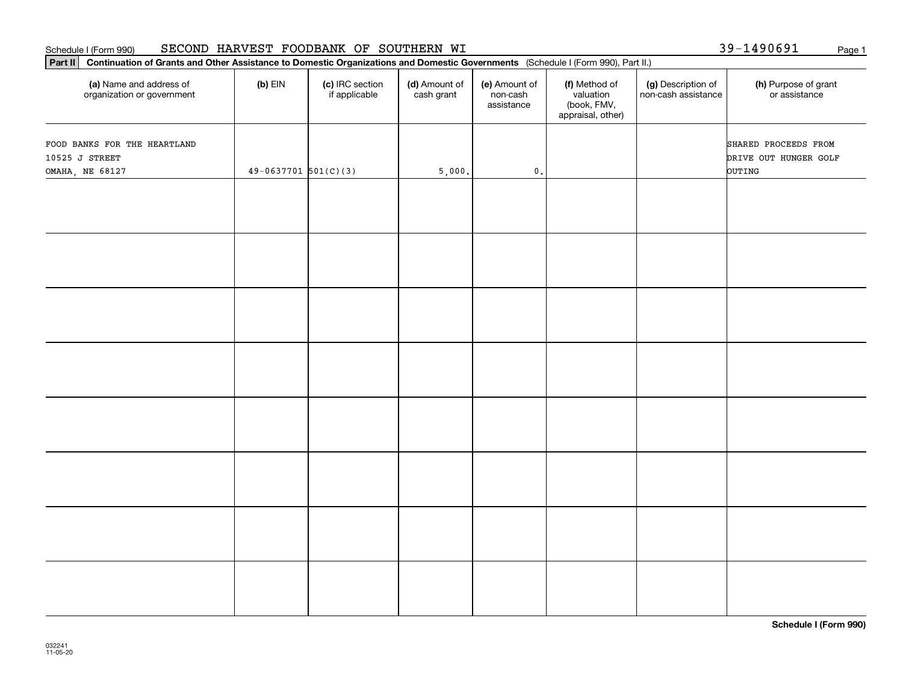Schedule I (Form 990) SECOND HARVEST FOODBANK OF SOUTHERN WI 39-1490691

**Part II** **Continuation of Grants and Other Assistance to Domestic Organizations and Domestic Governments** (Schedule I (Form 990), Part II.)

| (a) Name and address of organization or government | (b) EIN | (c) IRC section if applicable | (d) Amount of cash grant | (e) Amount of non-cash assistance | (f) Method of valuation (book, FMV, appraisal, other) | (g) Description of non-cash assistance | (h) Purpose of grant or assistance |
|---|---|---|---|---|---|---|---|
| FOOD BANKS FOR THE HEARTLAND 10525 J STREET OMAHA, NE 68127 | 49-0637701 | 501(C)(3) | 5,000. | 0. | | | SHARED PROCEEDS FROM DRIVE OUT HUNGER GOLF OUTING |
| | | | | | | | |
| | | | | | | | |
| | | | | | | | |
| | | | | | | | |
| | | | | | | | |
| | | | | | | | |
| | | | | | | | |
| | | | | | | | |

**Schedule I (Form 990)**

032241 11-05-20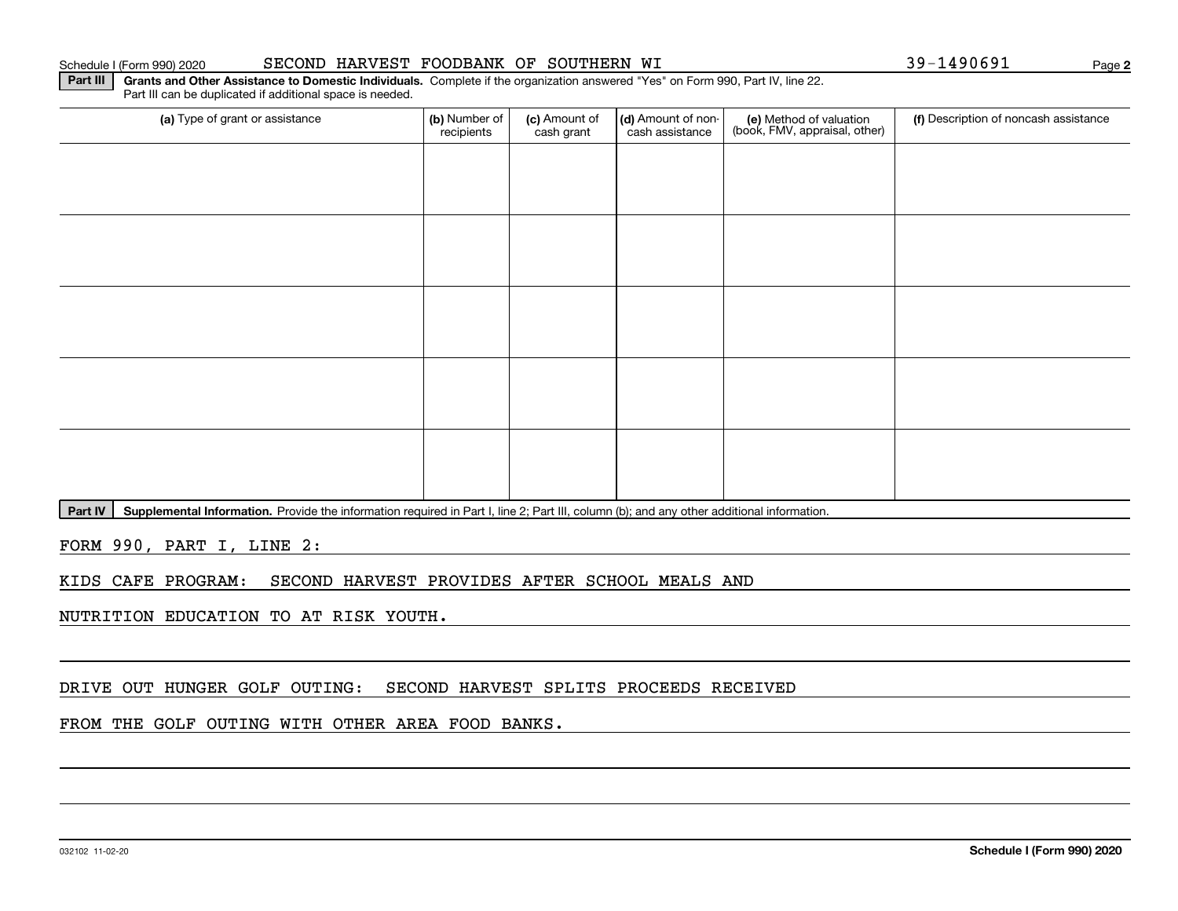Schedule I (Form 990) 2020 SECOND HARVEST FOODBANK OF SOUTHERN WI 39-1490691

**Part III** **Grants and Other Assistance to Domestic Individuals.** Complete if the organization answered "Yes" on Form 990, Part IV, line 22. Part III can be duplicated if additional space is needed.

| (a) Type of grant or assistance | (b) Number of recipients | (c) Amount of cash grant | (d) Amount of non-cash assistance | (e) Method of valuation (book, FMV, appraisal, other) | (f) Description of noncash assistance |
|---|---|---|---|---|---|
| | | | | | |
| | | | | | |
| | | | | | |
| | | | | | |
| | | | | | |

**Part IV** **Supplemental Information.** Provide the information required in Part I, line 2; Part III, column (b); and any other additional information.

FORM 990, PART I, LINE 2:

KIDS CAFE PROGRAM: SECOND HARVEST PROVIDES AFTER SCHOOL MEALS AND NUTRITION EDUCATION TO AT RISK YOUTH.

DRIVE OUT HUNGER GOLF OUTING: SECOND HARVEST SPLITS PROCEEDS RECEIVED FROM THE GOLF OUTING WITH OTHER AREA FOOD BANKS.

032102 11-02-20 **Schedule I (Form 990) 2020**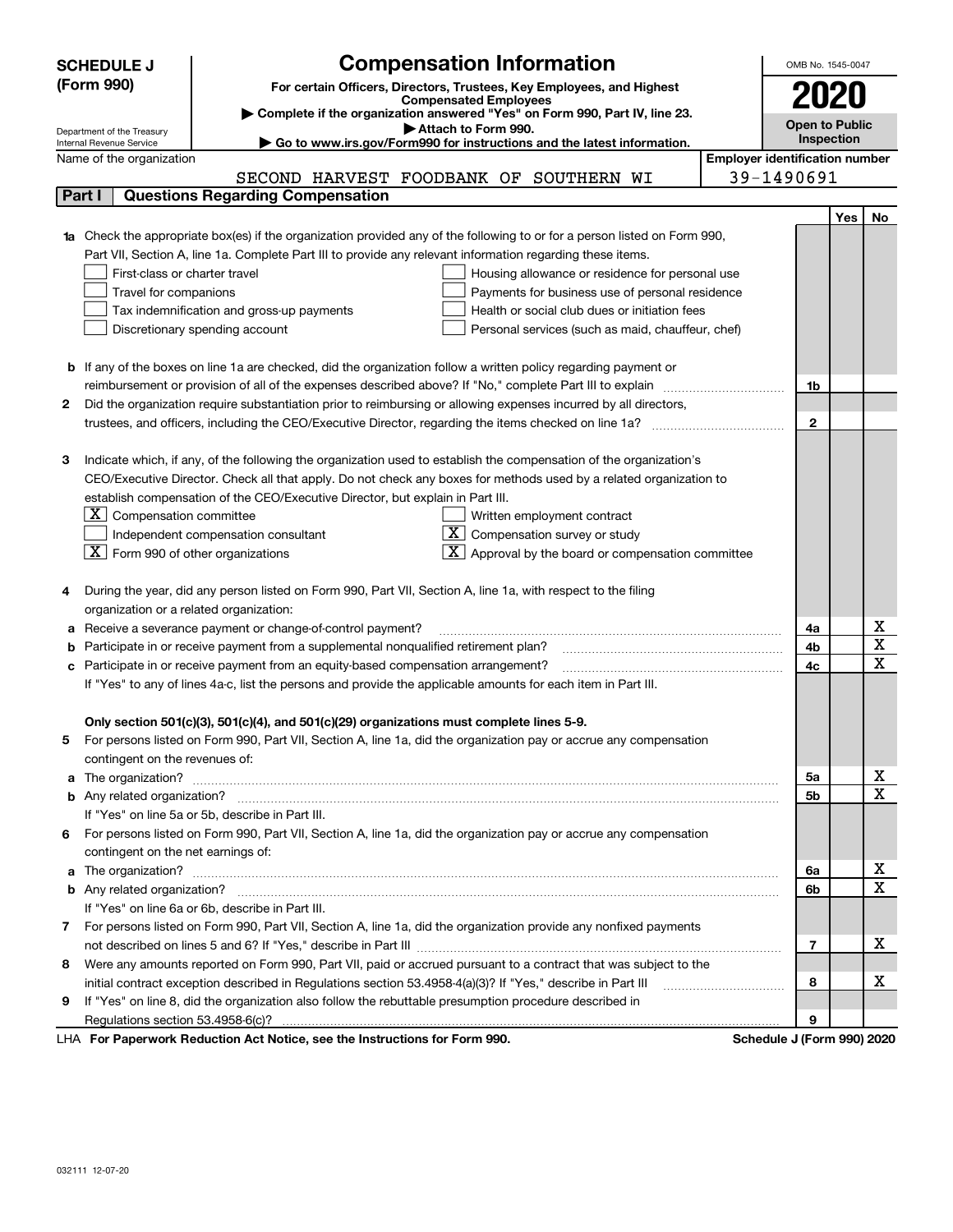**SCHEDULE J (Form 990)**

Department of the Treasury
Internal Revenue Service

# Compensation Information

**For certain Officers, Directors, Trustees, Key Employees, and Highest Compensated Employees**

▶ **Complete if the organization answered "Yes" on Form 990, Part IV, line 23.**

▶ **Attach to Form 990.**

▶ **Go to www.irs.gov/Form990 for instructions and the latest information.**

OMB No. 1545-0047

**2020**

**Open to Public Inspection**

Name of the organization: SECOND HARVEST FOODBANK OF SOUTHERN WI

**Employer identification number:** 39-1490691

## Part I — Questions Regarding Compensation

| | | | Yes | No |
|---|---|---|---|---|
| **1a** | Check the appropriate box(es) if the organization provided any of the following to or for a person listed on Form 990, Part VII, Section A, line 1a. Complete Part III to provide any relevant information regarding these items.<br>☐ First-class or charter travel<br>☐ Travel for companions<br>☐ Tax indemnification and gross-up payments<br>☐ Discretionary spending account<br>☐ Housing allowance or residence for personal use<br>☐ Payments for business use of personal residence<br>☐ Health or social club dues or initiation fees<br>☐ Personal services (such as maid, chauffeur, chef) | | | |
| **b** | If any of the boxes on line 1a are checked, did the organization follow a written policy regarding payment or reimbursement or provision of all of the expenses described above? If "No," complete Part III to explain | 1b | | |
| **2** | Did the organization require substantiation prior to reimbursing or allowing expenses incurred by all directors, trustees, and officers, including the CEO/Executive Director, regarding the items checked on line 1a? | 2 | | |
| **3** | Indicate which, if any, of the following the organization used to establish the compensation of the organization's CEO/Executive Director. Check all that apply. Do not check any boxes for methods used by a related organization to establish compensation of the CEO/Executive Director, but explain in Part III.<br>☒ Compensation committee<br>☐ Independent compensation consultant<br>☒ Form 990 of other organizations<br>☐ Written employment contract<br>☒ Compensation survey or study<br>☒ Approval by the board or compensation committee | | | |
| **4** | During the year, did any person listed on Form 990, Part VII, Section A, line 1a, with respect to the filing organization or a related organization: | | | |
| **a** | Receive a severance payment or change-of-control payment? | 4a | | X |
| **b** | Participate in or receive payment from a supplemental nonqualified retirement plan? | 4b | | X |
| **c** | Participate in or receive payment from an equity-based compensation arrangement? | 4c | | X |
| | If "Yes" to any of lines 4a-c, list the persons and provide the applicable amounts for each item in Part III. | | | |
| | **Only section 501(c)(3), 501(c)(4), and 501(c)(29) organizations must complete lines 5-9.** | | | |
| **5** | For persons listed on Form 990, Part VII, Section A, line 1a, did the organization pay or accrue any compensation contingent on the revenues of: | | | |
| **a** | The organization? | 5a | | X |
| **b** | Any related organization? | 5b | | X |
| | If "Yes" on line 5a or 5b, describe in Part III. | | | |
| **6** | For persons listed on Form 990, Part VII, Section A, line 1a, did the organization pay or accrue any compensation contingent on the net earnings of: | | | |
| **a** | The organization? | 6a | | X |
| **b** | Any related organization? | 6b | | X |
| | If "Yes" on line 6a or 6b, describe in Part III. | | | |
| **7** | For persons listed on Form 990, Part VII, Section A, line 1a, did the organization provide any nonfixed payments not described on lines 5 and 6? If "Yes," describe in Part III | 7 | | X |
| **8** | Were any amounts reported on Form 990, Part VII, paid or accrued pursuant to a contract that was subject to the initial contract exception described in Regulations section 53.4958-4(a)(3)? If "Yes," describe in Part III | 8 | | X |
| **9** | If "Yes" on line 8, did the organization also follow the rebuttable presumption procedure described in Regulations section 53.4958-6(c)? | 9 | | |

LHA **For Paperwork Reduction Act Notice, see the Instructions for Form 990.** **Schedule J (Form 990) 2020**

032111 12-07-20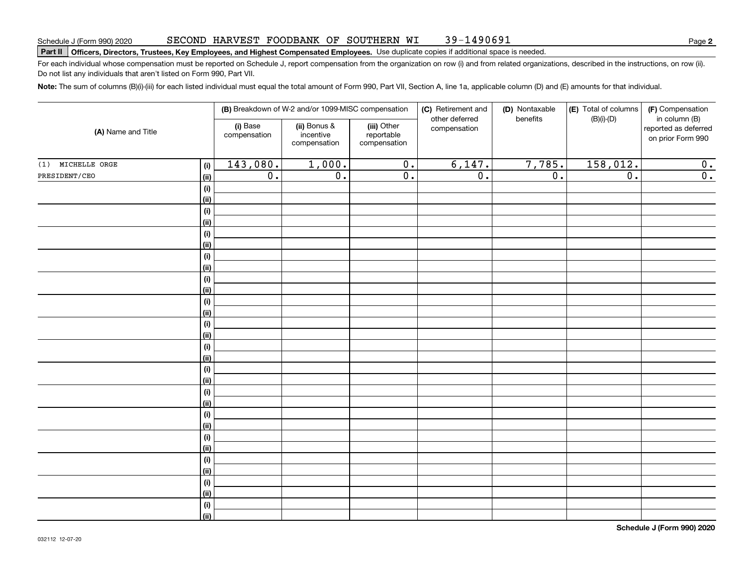Schedule J (Form 990) 2020 SECOND HARVEST FOODBANK OF SOUTHERN WI 39-1490691

**Part II** **Officers, Directors, Trustees, Key Employees, and Highest Compensated Employees.** Use duplicate copies if additional space is needed.

For each individual whose compensation must be reported on Schedule J, report compensation from the organization on row (i) and from related organizations, described in the instructions, on row (ii). Do not list any individuals that aren't listed on Form 990, Part VII.

**Note:** The sum of columns (B)(i)-(iii) for each listed individual must equal the total amount of Form 990, Part VII, Section A, line 1a, applicable column (D) and (E) amounts for that individual.

| (A) Name and Title | | (B) Breakdown of W-2 and/or 1099-MISC compensation | | | (C) Retirement and other deferred compensation | (D) Nontaxable benefits | (E) Total of columns (B)(i)-(D) | (F) Compensation in column (B) reported as deferred on prior Form 990 |
|---|---|---|---|---|---|---|---|---|
| | | (i) Base compensation | (ii) Bonus & incentive compensation | (iii) Other reportable compensation | | | | |
| (1) MICHELLE ORGE | (i) | 143,080. | 1,000. | 0. | 6,147. | 7,785. | 158,012. | 0. |
| PRESIDENT/CEO | (ii) | 0. | 0. | 0. | 0. | 0. | 0. | 0. |
| | (i) | | | | | | | |
| | (ii) | | | | | | | |
| | (i) | | | | | | | |
| | (ii) | | | | | | | |
| | (i) | | | | | | | |
| | (ii) | | | | | | | |
| | (i) | | | | | | | |
| | (ii) | | | | | | | |
| | (i) | | | | | | | |
| | (ii) | | | | | | | |
| | (i) | | | | | | | |
| | (ii) | | | | | | | |
| | (i) | | | | | | | |
| | (ii) | | | | | | | |
| | (i) | | | | | | | |
| | (ii) | | | | | | | |
| | (i) | | | | | | | |
| | (ii) | | | | | | | |
| | (i) | | | | | | | |
| | (ii) | | | | | | | |
| | (i) | | | | | | | |
| | (ii) | | | | | | | |
| | (i) | | | | | | | |
| | (ii) | | | | | | | |
| | (i) | | | | | | | |
| | (ii) | | | | | | | |
| | (i) | | | | | | | |
| | (ii) | | | | | | | |
| | (i) | | | | | | | |
| | (ii) | | | | | | | |

**Schedule J (Form 990) 2020**

032112 12-07-20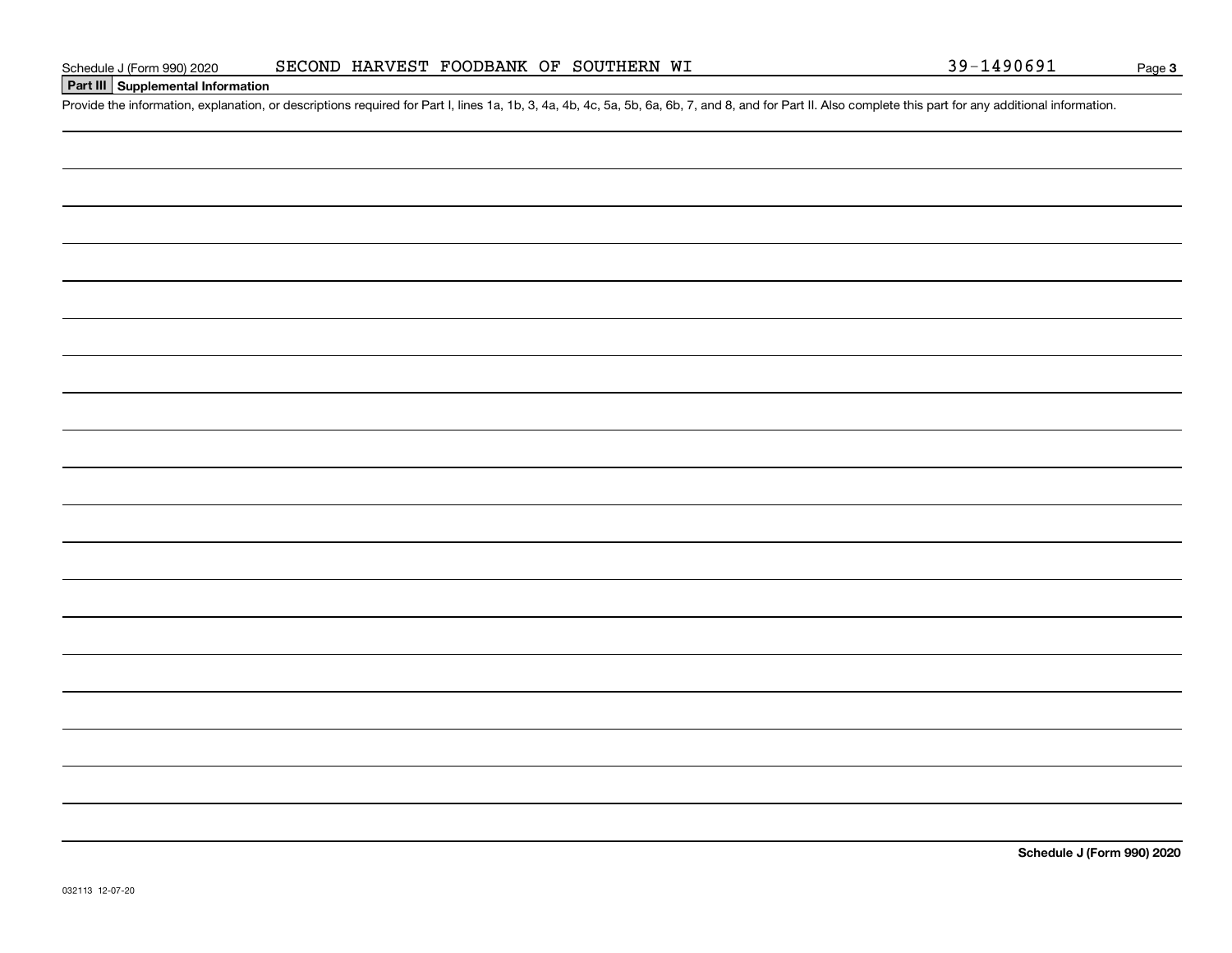Schedule J (Form 990) 2020 SECOND HARVEST FOODBANK OF SOUTHERN WI 39-1490691

## Part III Supplemental Information

Provide the information, explanation, or descriptions required for Part I, lines 1a, 1b, 3, 4a, 4b, 4c, 5a, 5b, 6a, 6b, 7, and 8, and for Part II. Also complete this part for any additional information.

**Schedule J (Form 990) 2020**

032113 12-07-20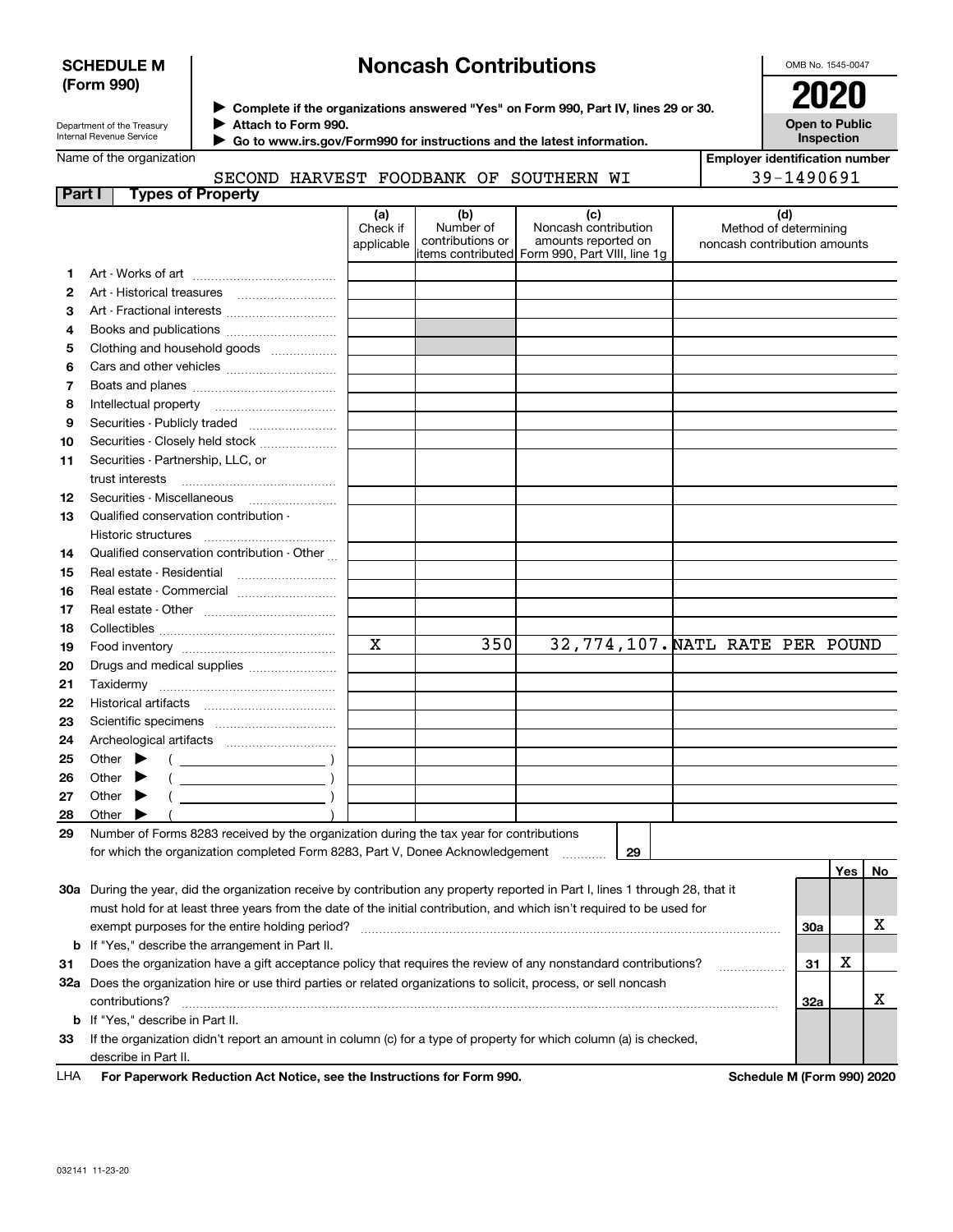**SCHEDULE M (Form 990)**

Department of the Treasury
Internal Revenue Service

# Noncash Contributions

▶ Complete if the organizations answered "Yes" on Form 990, Part IV, lines 29 or 30.
▶ Attach to Form 990.
▶ Go to www.irs.gov/Form990 for instructions and the latest information.

OMB No. 1545-0047

**2020**

**Open to Public Inspection**

Name of the organization: SECOND HARVEST FOODBANK OF SOUTHERN WI

Employer identification number: 39-1490691

**Part I Types of Property**

| | | (a) Check if applicable | (b) Number of contributions or items contributed | (c) Noncash contribution amounts reported on Form 990, Part VIII, line 1g | (d) Method of determining noncash contribution amounts |
|---|---|---|---|---|---|
| 1 | Art - Works of art | | | | |
| 2 | Art - Historical treasures | | | | |
| 3 | Art - Fractional interests | | | | |
| 4 | Books and publications | | | | |
| 5 | Clothing and household goods | | | | |
| 6 | Cars and other vehicles | | | | |
| 7 | Boats and planes | | | | |
| 8 | Intellectual property | | | | |
| 9 | Securities - Publicly traded | | | | |
| 10 | Securities - Closely held stock | | | | |
| 11 | Securities - Partnership, LLC, or trust interests | | | | |
| 12 | Securities - Miscellaneous | | | | |
| 13 | Qualified conservation contribution - Historic structures | | | | |
| 14 | Qualified conservation contribution - Other | | | | |
| 15 | Real estate - Residential | | | | |
| 16 | Real estate - Commercial | | | | |
| 17 | Real estate - Other | | | | |
| 18 | Collectibles | | | | |
| 19 | Food inventory | X | 350 | 32,774,107. | NATL RATE PER POUND |
| 20 | Drugs and medical supplies | | | | |
| 21 | Taxidermy | | | | |
| 22 | Historical artifacts | | | | |
| 23 | Scientific specimens | | | | |
| 24 | Archeological artifacts | | | | |
| 25 | Other ▶ ( ) | | | | |
| 26 | Other ▶ ( ) | | | | |
| 27 | Other ▶ ( ) | | | | |
| 28 | Other ▶ ( ) | | | | |

29 Number of Forms 8283 received by the organization during the tax year for contributions for which the organization completed Form 8283, Part V, Donee Acknowledgement ..... 29

| | | | Yes | No |
|---|---|---|---|---|
| 30a | During the year, did the organization receive by contribution any property reported in Part I, lines 1 through 28, that it must hold for at least three years from the date of the initial contribution, and which isn't required to be used for exempt purposes for the entire holding period? | 30a | | X |
| b | If "Yes," describe the arrangement in Part II. | | | |
| 31 | Does the organization have a gift acceptance policy that requires the review of any nonstandard contributions? | 31 | X | |
| 32a | Does the organization hire or use third parties or related organizations to solicit, process, or sell noncash contributions? | 32a | | X |
| b | If "Yes," describe in Part II. | | | |
| 33 | If the organization didn't report an amount in column (c) for a type of property for which column (a) is checked, describe in Part II. | | | |

LHA **For Paperwork Reduction Act Notice, see the Instructions for Form 990.** **Schedule M (Form 990) 2020**

032141 11-23-20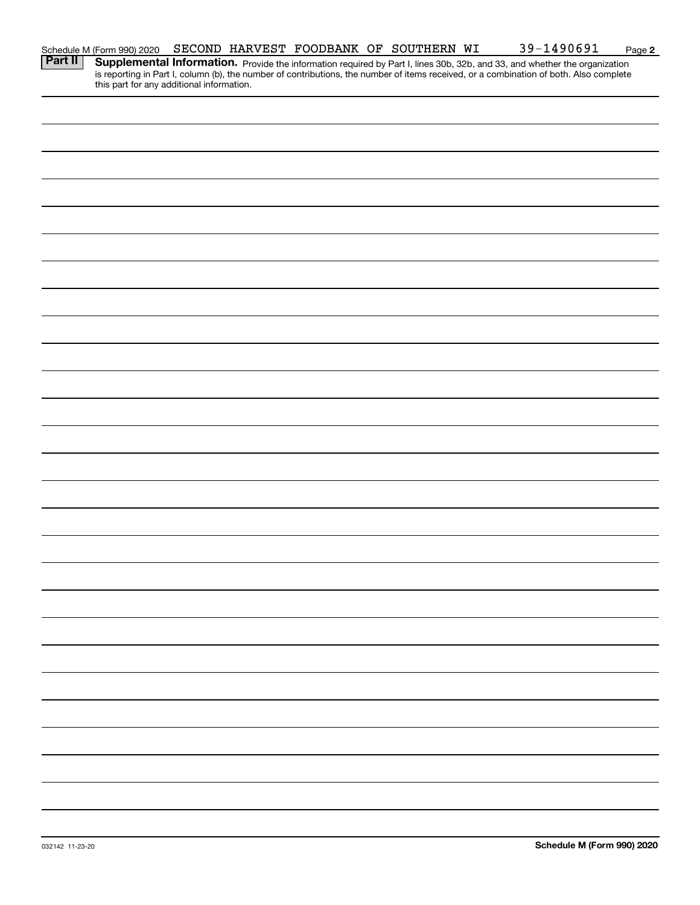Schedule M (Form 990) 2020 SECOND HARVEST FOODBANK OF SOUTHERN WI 39-1490691 Page **2**

**Part II** **Supplemental Information.** Provide the information required by Part I, lines 30b, 32b, and 33, and whether the organization is reporting in Part I, column (b), the number of contributions, the number of items received, or a combination of both. Also complete this part for any additional information.

032142 11-23-20 **Schedule M (Form 990) 2020**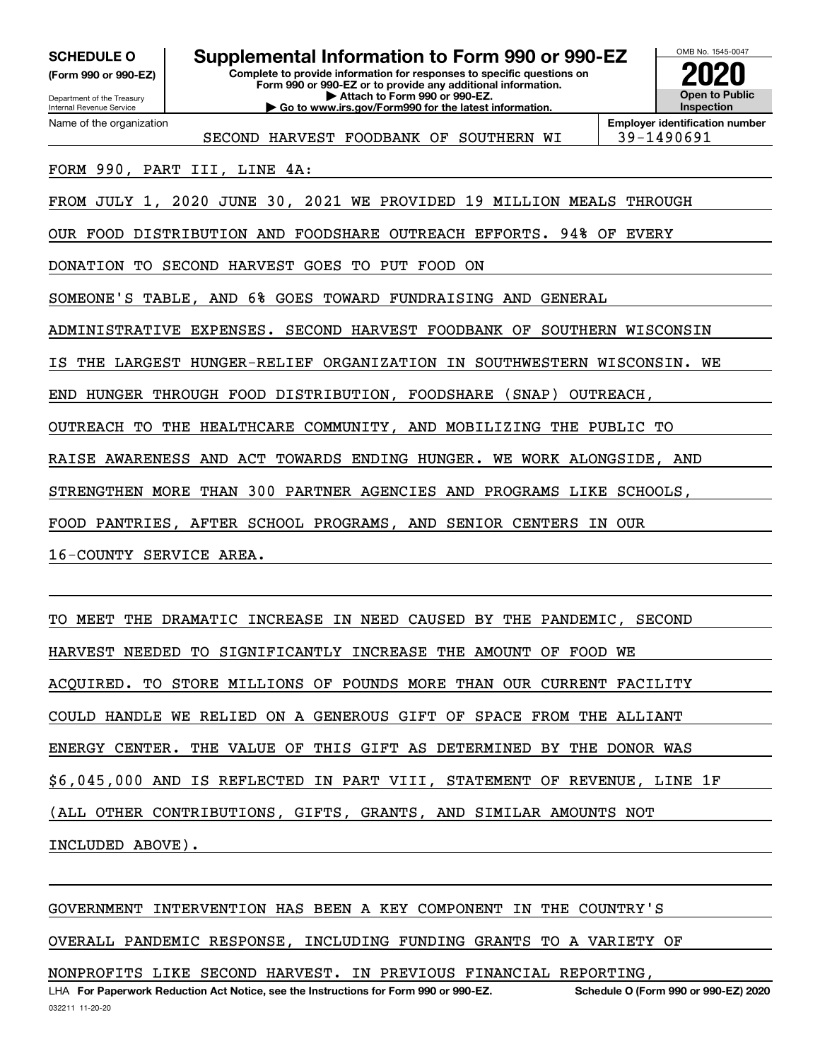**SCHEDULE O**
**(Form 990 or 990-EZ)**

Department of the Treasury
Internal Revenue Service

# Supplemental Information to Form 990 or 990-EZ

**Complete to provide information for responses to specific questions on Form 990 or 990-EZ or to provide any additional information.**
**▶ Attach to Form 990 or 990-EZ.**
**▶ Go to www.irs.gov/Form990 for the latest information.**

OMB No. 1545-0047
**2020**
**Open to Public Inspection**

Name of the organization: SECOND HARVEST FOODBANK OF SOUTHERN WI
**Employer identification number:** 39-1490691

FORM 990, PART III, LINE 4A:

FROM JULY 1, 2020 JUNE 30, 2021 WE PROVIDED 19 MILLION MEALS THROUGH OUR FOOD DISTRIBUTION AND FOODSHARE OUTREACH EFFORTS. 94% OF EVERY DONATION TO SECOND HARVEST GOES TO PUT FOOD ON SOMEONE'S TABLE, AND 6% GOES TOWARD FUNDRAISING AND GENERAL ADMINISTRATIVE EXPENSES. SECOND HARVEST FOODBANK OF SOUTHERN WISCONSIN IS THE LARGEST HUNGER-RELIEF ORGANIZATION IN SOUTHWESTERN WISCONSIN. WE END HUNGER THROUGH FOOD DISTRIBUTION, FOODSHARE (SNAP) OUTREACH, OUTREACH TO THE HEALTHCARE COMMUNITY, AND MOBILIZING THE PUBLIC TO RAISE AWARENESS AND ACT TOWARDS ENDING HUNGER. WE WORK ALONGSIDE, AND STRENGTHEN MORE THAN 300 PARTNER AGENCIES AND PROGRAMS LIKE SCHOOLS, FOOD PANTRIES, AFTER SCHOOL PROGRAMS, AND SENIOR CENTERS IN OUR 16-COUNTY SERVICE AREA.

TO MEET THE DRAMATIC INCREASE IN NEED CAUSED BY THE PANDEMIC, SECOND HARVEST NEEDED TO SIGNIFICANTLY INCREASE THE AMOUNT OF FOOD WE ACQUIRED. TO STORE MILLIONS OF POUNDS MORE THAN OUR CURRENT FACILITY COULD HANDLE WE RELIED ON A GENEROUS GIFT OF SPACE FROM THE ALLIANT ENERGY CENTER. THE VALUE OF THIS GIFT AS DETERMINED BY THE DONOR WAS $6,045,000 AND IS REFLECTED IN PART VIII, STATEMENT OF REVENUE, LINE 1F (ALL OTHER CONTRIBUTIONS, GIFTS, GRANTS, AND SIMILAR AMOUNTS NOT INCLUDED ABOVE).

GOVERNMENT INTERVENTION HAS BEEN A KEY COMPONENT IN THE COUNTRY'S OVERALL PANDEMIC RESPONSE, INCLUDING FUNDING GRANTS TO A VARIETY OF NONPROFITS LIKE SECOND HARVEST. IN PREVIOUS FINANCIAL REPORTING,

LHA **For Paperwork Reduction Act Notice, see the Instructions for Form 990 or 990-EZ.** **Schedule O (Form 990 or 990-EZ) 2020**
032211 11-20-20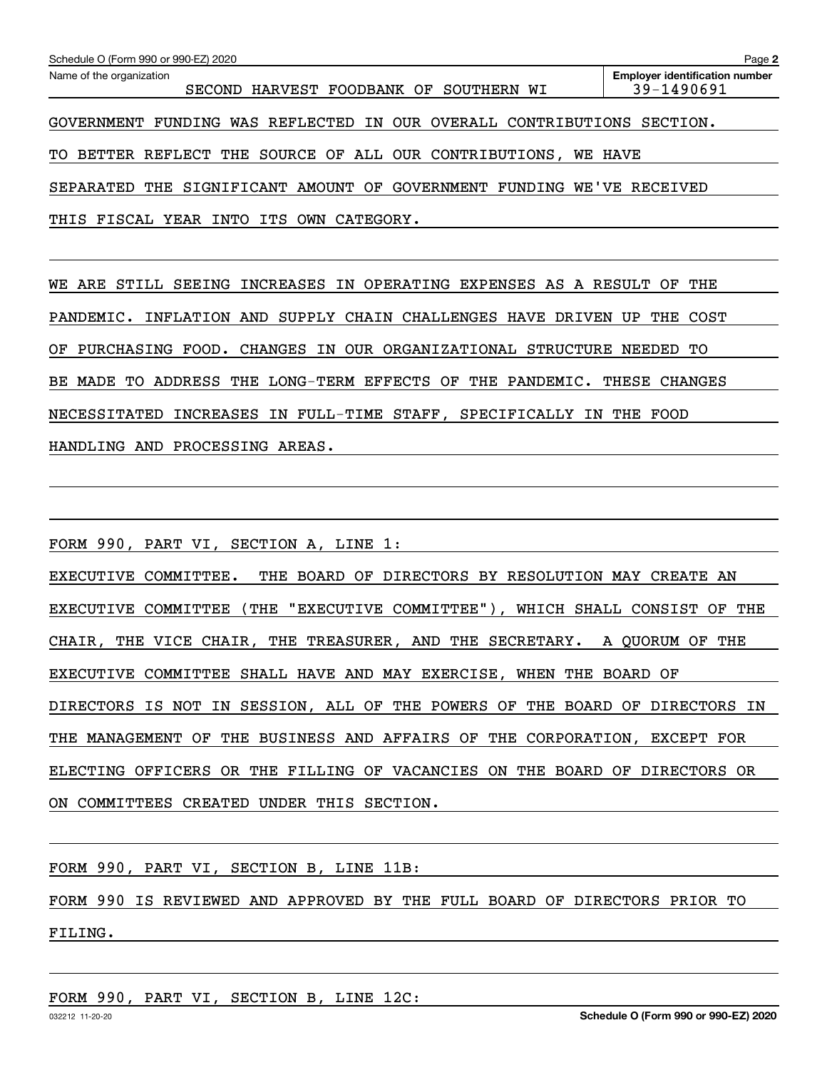Name of the organization: SECOND HARVEST FOODBANK OF SOUTHERN WI

Employer identification number: 39-1490691

GOVERNMENT FUNDING WAS REFLECTED IN OUR OVERALL CONTRIBUTIONS SECTION. TO BETTER REFLECT THE SOURCE OF ALL OUR CONTRIBUTIONS, WE HAVE SEPARATED THE SIGNIFICANT AMOUNT OF GOVERNMENT FUNDING WE'VE RECEIVED THIS FISCAL YEAR INTO ITS OWN CATEGORY.

WE ARE STILL SEEING INCREASES IN OPERATING EXPENSES AS A RESULT OF THE PANDEMIC. INFLATION AND SUPPLY CHAIN CHALLENGES HAVE DRIVEN UP THE COST OF PURCHASING FOOD. CHANGES IN OUR ORGANIZATIONAL STRUCTURE NEEDED TO BE MADE TO ADDRESS THE LONG-TERM EFFECTS OF THE PANDEMIC. THESE CHANGES NECESSITATED INCREASES IN FULL-TIME STAFF, SPECIFICALLY IN THE FOOD HANDLING AND PROCESSING AREAS.

FORM 990, PART VI, SECTION A, LINE 1:

EXECUTIVE COMMITTEE. THE BOARD OF DIRECTORS BY RESOLUTION MAY CREATE AN EXECUTIVE COMMITTEE (THE "EXECUTIVE COMMITTEE"), WHICH SHALL CONSIST OF THE CHAIR, THE VICE CHAIR, THE TREASURER, AND THE SECRETARY. A QUORUM OF THE EXECUTIVE COMMITTEE SHALL HAVE AND MAY EXERCISE, WHEN THE BOARD OF DIRECTORS IS NOT IN SESSION, ALL OF THE POWERS OF THE BOARD OF DIRECTORS IN THE MANAGEMENT OF THE BUSINESS AND AFFAIRS OF THE CORPORATION, EXCEPT FOR ELECTING OFFICERS OR THE FILLING OF VACANCIES ON THE BOARD OF DIRECTORS OR ON COMMITTEES CREATED UNDER THIS SECTION.

FORM 990, PART VI, SECTION B, LINE 11B:

FORM 990 IS REVIEWED AND APPROVED BY THE FULL BOARD OF DIRECTORS PRIOR TO FILING.

FORM 990, PART VI, SECTION B, LINE 12C: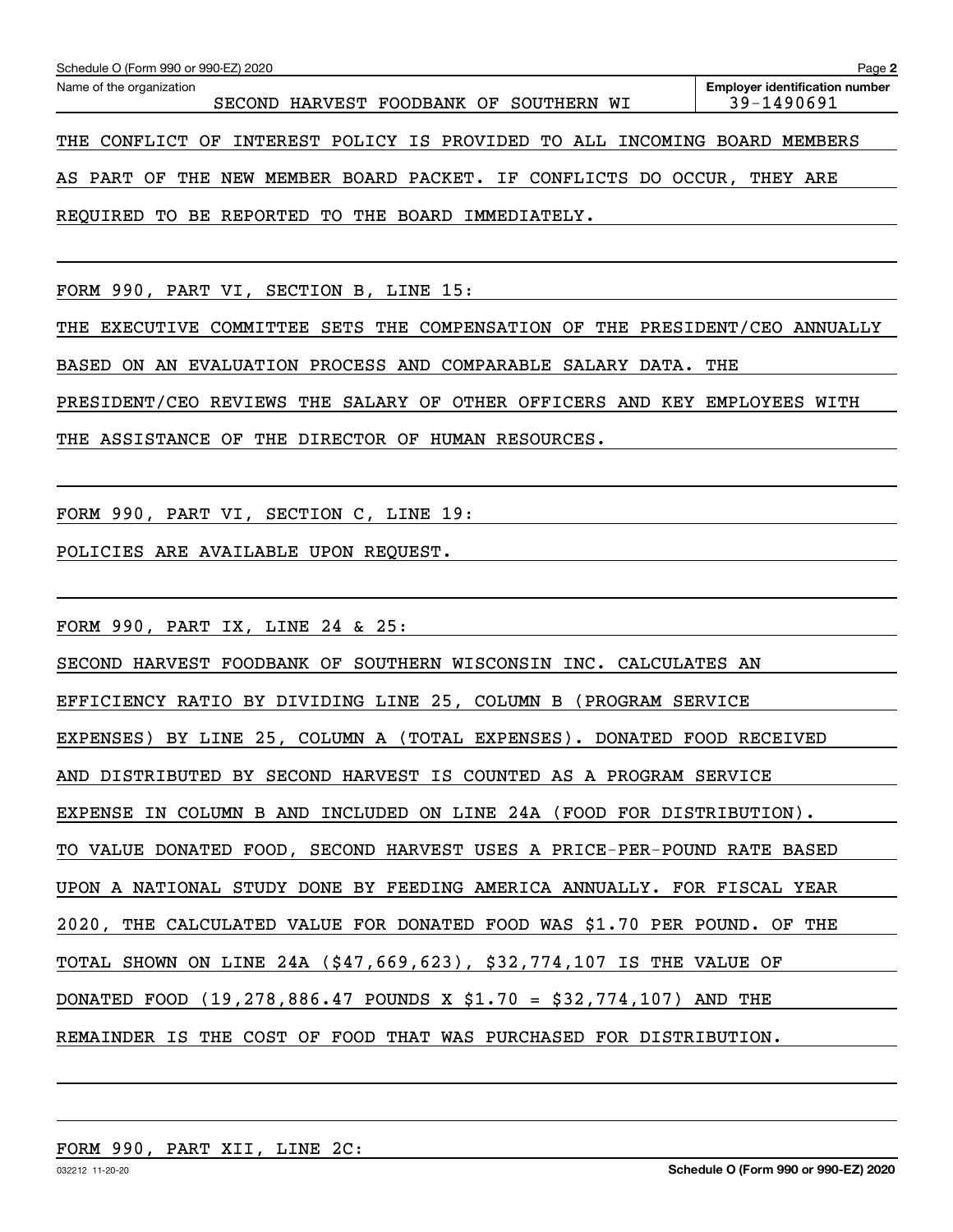Name of the organization: SECOND HARVEST FOODBANK OF SOUTHERN WI

Employer identification number: 39-1490691

THE CONFLICT OF INTEREST POLICY IS PROVIDED TO ALL INCOMING BOARD MEMBERS AS PART OF THE NEW MEMBER BOARD PACKET. IF CONFLICTS DO OCCUR, THEY ARE REQUIRED TO BE REPORTED TO THE BOARD IMMEDIATELY.

FORM 990, PART VI, SECTION B, LINE 15:

THE EXECUTIVE COMMITTEE SETS THE COMPENSATION OF THE PRESIDENT/CEO ANNUALLY BASED ON AN EVALUATION PROCESS AND COMPARABLE SALARY DATA. THE PRESIDENT/CEO REVIEWS THE SALARY OF OTHER OFFICERS AND KEY EMPLOYEES WITH THE ASSISTANCE OF THE DIRECTOR OF HUMAN RESOURCES.

FORM 990, PART VI, SECTION C, LINE 19:

POLICIES ARE AVAILABLE UPON REQUEST.

FORM 990, PART IX, LINE 24 & 25:

SECOND HARVEST FOODBANK OF SOUTHERN WISCONSIN INC. CALCULATES AN EFFICIENCY RATIO BY DIVIDING LINE 25, COLUMN B (PROGRAM SERVICE EXPENSES) BY LINE 25, COLUMN A (TOTAL EXPENSES). DONATED FOOD RECEIVED AND DISTRIBUTED BY SECOND HARVEST IS COUNTED AS A PROGRAM SERVICE EXPENSE IN COLUMN B AND INCLUDED ON LINE 24A (FOOD FOR DISTRIBUTION). TO VALUE DONATED FOOD, SECOND HARVEST USES A PRICE-PER-POUND RATE BASED UPON A NATIONAL STUDY DONE BY FEEDING AMERICA ANNUALLY. FOR FISCAL YEAR 2020, THE CALCULATED VALUE FOR DONATED FOOD WAS $1.70 PER POUND. OF THE TOTAL SHOWN ON LINE 24A ($47,669,623), $32,774,107 IS THE VALUE OF DONATED FOOD (19,278,886.47 POUNDS X $1.70 = $32,774,107) AND THE REMAINDER IS THE COST OF FOOD THAT WAS PURCHASED FOR DISTRIBUTION.

FORM 990, PART XII, LINE 2C: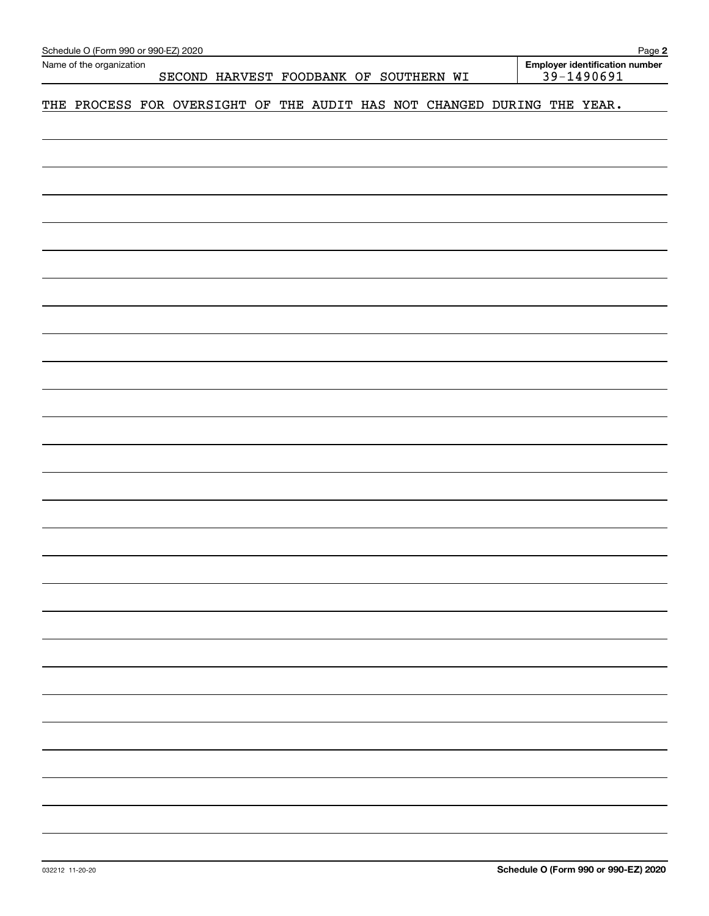Name of the organization: SECOND HARVEST FOODBANK OF SOUTHERN WI

Employer identification number: 39-1490691

THE PROCESS FOR OVERSIGHT OF THE AUDIT HAS NOT CHANGED DURING THE YEAR.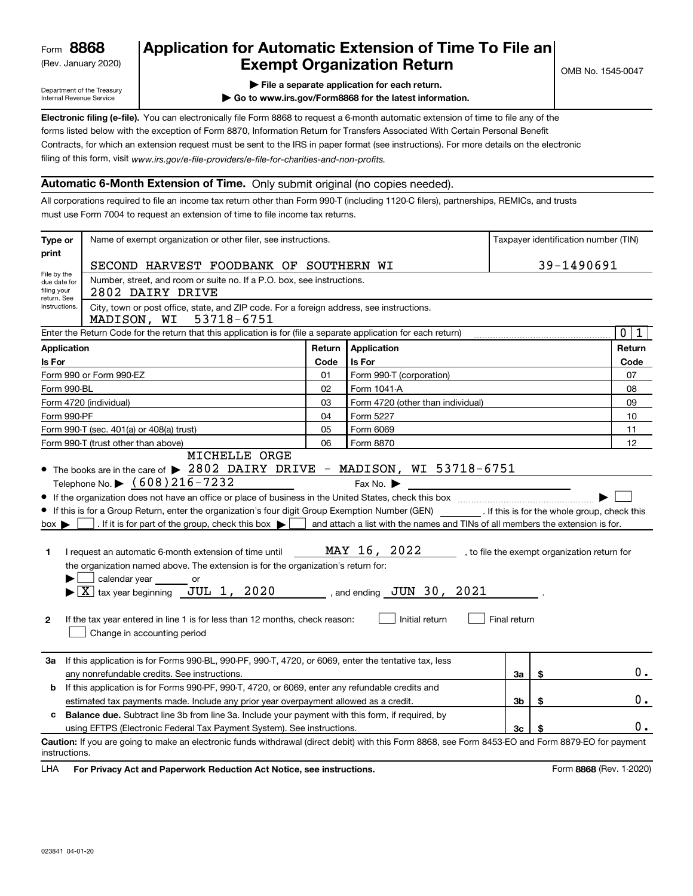Form **8868**
(Rev. January 2020)

Department of the Treasury
Internal Revenue Service

# Application for Automatic Extension of Time To File an Exempt Organization Return

OMB No. 1545-0047

▶ File a separate application for each return.

▶ Go to www.irs.gov/Form8868 for the latest information.

**Electronic filing (e-file).** You can electronically file Form 8868 to request a 6-month automatic extension of time to file any of the forms listed below with the exception of Form 8870, Information Return for Transfers Associated With Certain Personal Benefit Contracts, for which an extension request must be sent to the IRS in paper format (see instructions). For more details on the electronic filing of this form, visit *www.irs.gov/e-file-providers/e-file-for-charities-and-non-profits.*

## Automatic 6-Month Extension of Time. Only submit original (no copies needed).

All corporations required to file an income tax return other than Form 990-T (including 1120-C filers), partnerships, REMICs, and trusts must use Form 7004 to request an extension of time to file income tax returns.

**Type or print**

File by the due date for filing your return. See instructions.

Name of exempt organization or other filer, see instructions.: SECOND HARVEST FOODBANK OF SOUTHERN WI

Taxpayer identification number (TIN): 39-1490691

Number, street, and room or suite no. If a P.O. box, see instructions.: 2802 DAIRY DRIVE

City, town or post office, state, and ZIP code. For a foreign address, see instructions.: MADISON, WI 53718-6751

Enter the Return Code for the return that this application is for (file a separate application for each return): 0 1

| Application Is For | Return Code | Application Is For | Return Code |
|---|---|---|---|
| Form 990 or Form 990-EZ | 01 | Form 990-T (corporation) | 07 |
| Form 990-BL | 02 | Form 1041-A | 08 |
| Form 4720 (individual) | 03 | Form 4720 (other than individual) | 09 |
| Form 990-PF | 04 | Form 5227 | 10 |
| Form 990-T (sec. 401(a) or 408(a) trust) | 05 | Form 6069 | 11 |
| Form 990-T (trust other than above) | 06 | Form 8870 | 12 |

- The books are in the care of ▶ MICHELLE ORGE 2802 DAIRY DRIVE - MADISON, WI 53718-6751

  Telephone No. ▶ (608)216-7232 Fax No. ▶
- If the organization does not have an office or place of business in the United States, check this box ▶ ☐
- If this is for a Group Return, enter the organization's four digit Group Exemption Number (GEN) \_\_\_\_\_\_. If this is for the whole group, check this box ▶ ☐. If it is for part of the group, check this box ▶ ☐ and attach a list with the names and TINs of all members the extension is for.

**1** I request an automatic 6-month extension of time until MAY 16, 2022, to file the exempt organization return for the organization named above. The extension is for the organization's return for:

▶ ☐ calendar year \_\_\_\_\_\_ or

▶ ☒ tax year beginning JUL 1, 2020, and ending JUN 30, 2021.

**2** If the tax year entered in line 1 is for less than 12 months, check reason: ☐ Initial return ☐ Final return ☐ Change in accounting period

| | | | |
|---|---|---|---|
| **3a** | If this application is for Forms 990-BL, 990-PF, 990-T, 4720, or 6069, enter the tentative tax, less any nonrefundable credits. See instructions. | 3a | $ 0. |
| **b** | If this application is for Forms 990-PF, 990-T, 4720, or 6069, enter any refundable credits and estimated tax payments made. Include any prior year overpayment allowed as a credit. | 3b | $ 0. |
| **c** | **Balance due.** Subtract line 3b from line 3a. Include your payment with this form, if required, by using EFTPS (Electronic Federal Tax Payment System). See instructions. | 3c | $ 0. |

**Caution:** If you are going to make an electronic funds withdrawal (direct debit) with this Form 8868, see Form 8453-EO and Form 8879-EO for payment instructions.

LHA **For Privacy Act and Paperwork Reduction Act Notice, see instructions.** Form **8868** (Rev. 1-2020)

023841 04-01-20